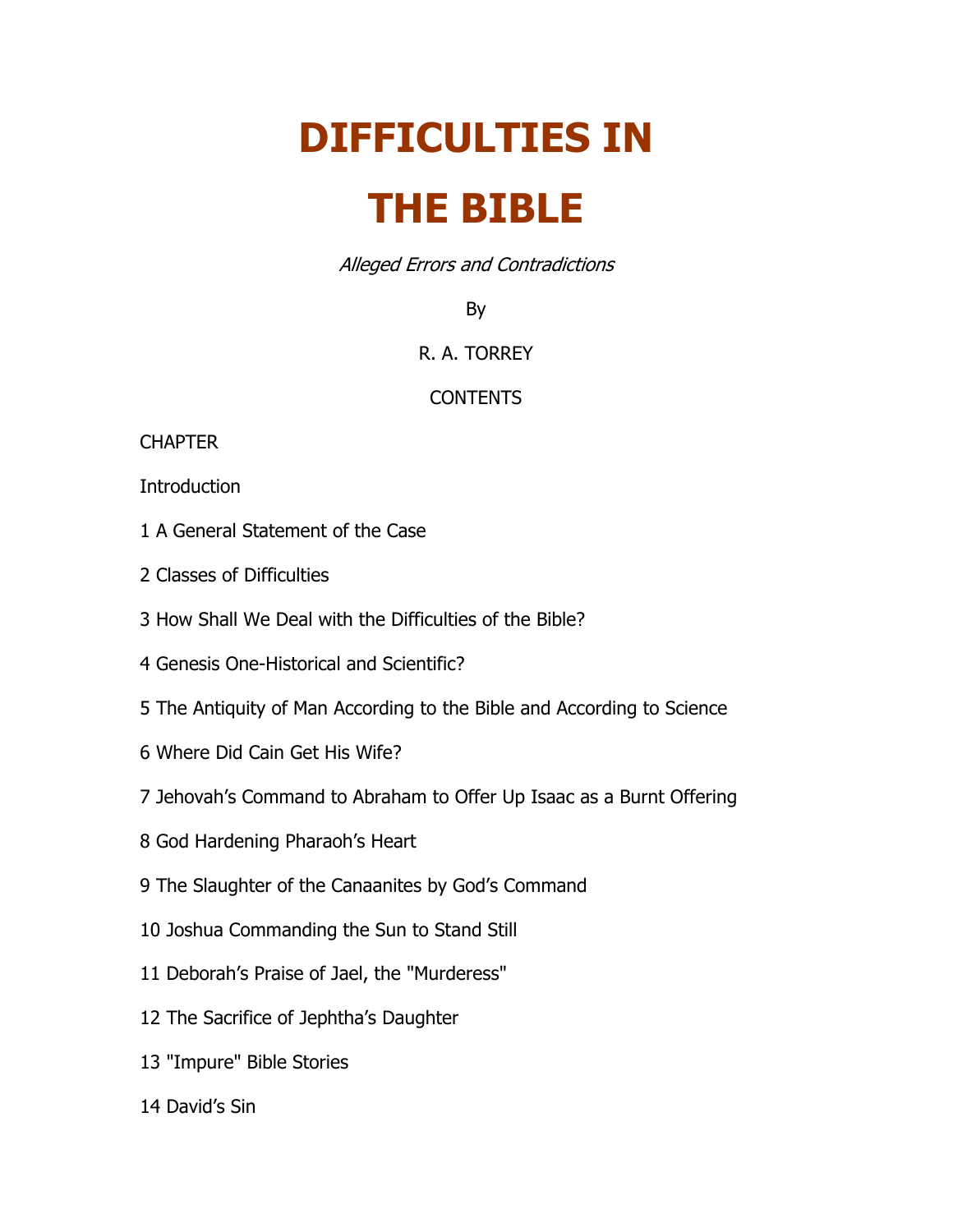# DIFFICULTIES IN THE BIBLE

*Alleged Errors and Contradictions*

By

R. A. TORREY

CONTENTS

CHAPTER

Introduction

1 A General Statement of the Case

2 Classes of Difficulties

3 How Shall We Deal with the Difficulties of the Bible?

4 Genesis One-Historical and Scientific?

5 The Antiquity of Man According to the Bible and According to Science

6 Where Did Cain Get His Wife?

7 Jehovah's Command to Abraham to Offer Up Isaac as a Burnt Offering

8 God Hardening Pharaoh's Heart

9 The Slaughter of the Canaanites by God's Command

10 Joshua Commanding the Sun to Stand Still

11 Deborah's Praise of Jael, the "Murderess"

12 The Sacrifice of Jephtha's Daughter

13 "Impure" Bible Stories

14 David's Sin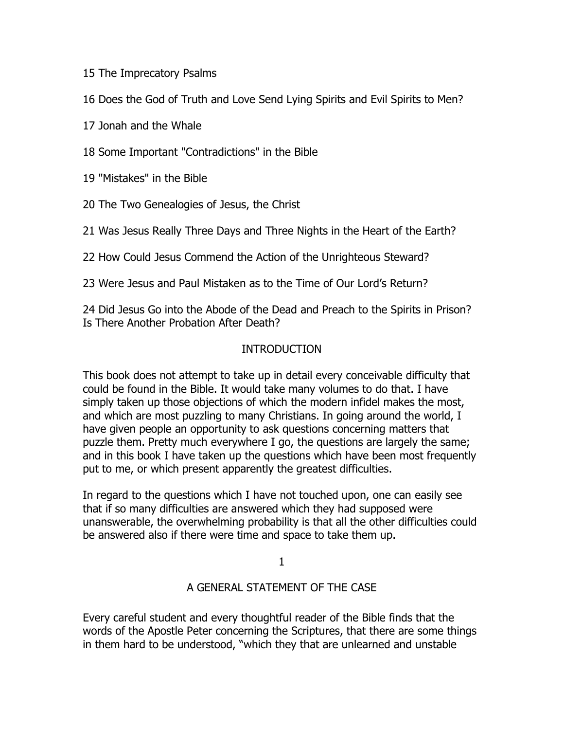15 The Imprecatory Psalms

16 Does the God of Truth and Love Send Lying Spirits and Evil Spirits to Men?

17 Jonah and the Whale

18 Some Important "Contradictions" in the Bible

19 "Mistakes" in the Bible

20 The Two Genealogies of Jesus, the Christ

21 Was Jesus Really Three Days and Three Nights in the Heart of the Earth?

22 How Could Jesus Commend the Action of the Unrighteous Steward?

23 Were Jesus and Paul Mistaken as to the Time of Our Lord's Return?

24 Did Jesus Go into the Abode of the Dead and Preach to the Spirits in Prison? Is There Another Probation After Death?

## INTRODUCTION

This book does not attempt to take up in detail every conceivable difficulty that could be found in the Bible. It would take many volumes to do that. I have simply taken up those objections of which the modern infidel makes the most, and which are most puzzling to many Christians. In going around the world, I have given people an opportunity to ask questions concerning matters that puzzle them. Pretty much everywhere I go, the questions are largely the same; and in this book I have taken up the questions which have been most frequently put to me, or which present apparently the greatest difficulties.

In regard to the questions which I have not touched upon, one can easily see that if so many difficulties are answered which they had supposed were unanswerable, the overwhelming probability is that all the other difficulties could be answered also if there were time and space to take them up.

## 1

## A GENERAL STATEMENT OF THE CASE

Every careful student and every thoughtful reader of the Bible finds that the words of the Apostle Peter concerning the Scriptures, that there are some things in them hard to be understood, "which they that are unlearned and unstable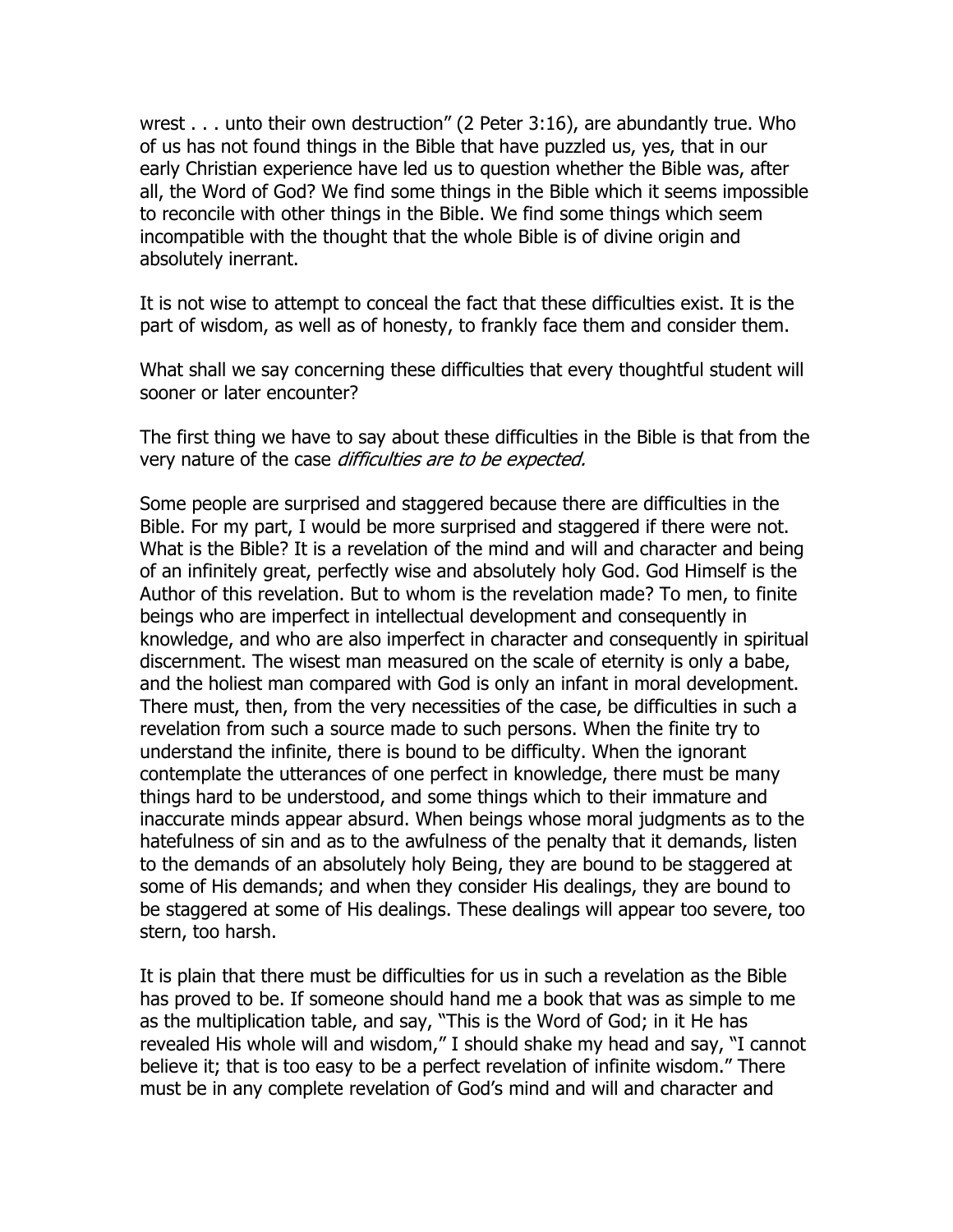wrest . . . unto their own destruction" (2 Peter 3:16), are abundantly true. Who of us has not found things in the Bible that have puzzled us, yes, that in our early Christian experience have led us to question whether the Bible was, after all, the Word of God? We find some things in the Bible which it seems impossible to reconcile with other things in the Bible. We find some things which seem incompatible with the thought that the whole Bible is of divine origin and absolutely inerrant.

It is not wise to attempt to conceal the fact that these difficulties exist. It is the part of wisdom, as well as of honesty, to frankly face them and consider them.

What shall we say concerning these difficulties that every thoughtful student will sooner or later encounter?

The first thing we have to say about these difficulties in the Bible is that from the very nature of the case *difficulties are to be expected.*

Some people are surprised and staggered because there are difficulties in the Bible. For my part, I would be more surprised and staggered if there were not. What is the Bible? It is a revelation of the mind and will and character and being of an infinitely great, perfectly wise and absolutely holy God. God Himself is the Author of this revelation. But to whom is the revelation made? To men, to finite beings who are imperfect in intellectual development and consequently in knowledge, and who are also imperfect in character and consequently in spiritual discernment. The wisest man measured on the scale of eternity is only a babe, and the holiest man compared with God is only an infant in moral development. There must, then, from the very necessities of the case, be difficulties in such a revelation from such a source made to such persons. When the finite try to understand the infinite, there is bound to be difficulty. When the ignorant contemplate the utterances of one perfect in knowledge, there must be many things hard to be understood, and some things which to their immature and inaccurate minds appear absurd. When beings whose moral judgments as to the hatefulness of sin and as to the awfulness of the penalty that it demands, listen to the demands of an absolutely holy Being, they are bound to be staggered at some of His demands; and when they consider His dealings, they are bound to be staggered at some of His dealings. These dealings will appear too severe, too stern, too harsh.

It is plain that there must be difficulties for us in such a revelation as the Bible has proved to be. If someone should hand me a book that was as simple to me as the multiplication table, and say, "This is the Word of God; in it He has revealed His whole will and wisdom," I should shake my head and say, "I cannot believe it; that is too easy to be a perfect revelation of infinite wisdom." There must be in any complete revelation of God's mind and will and character and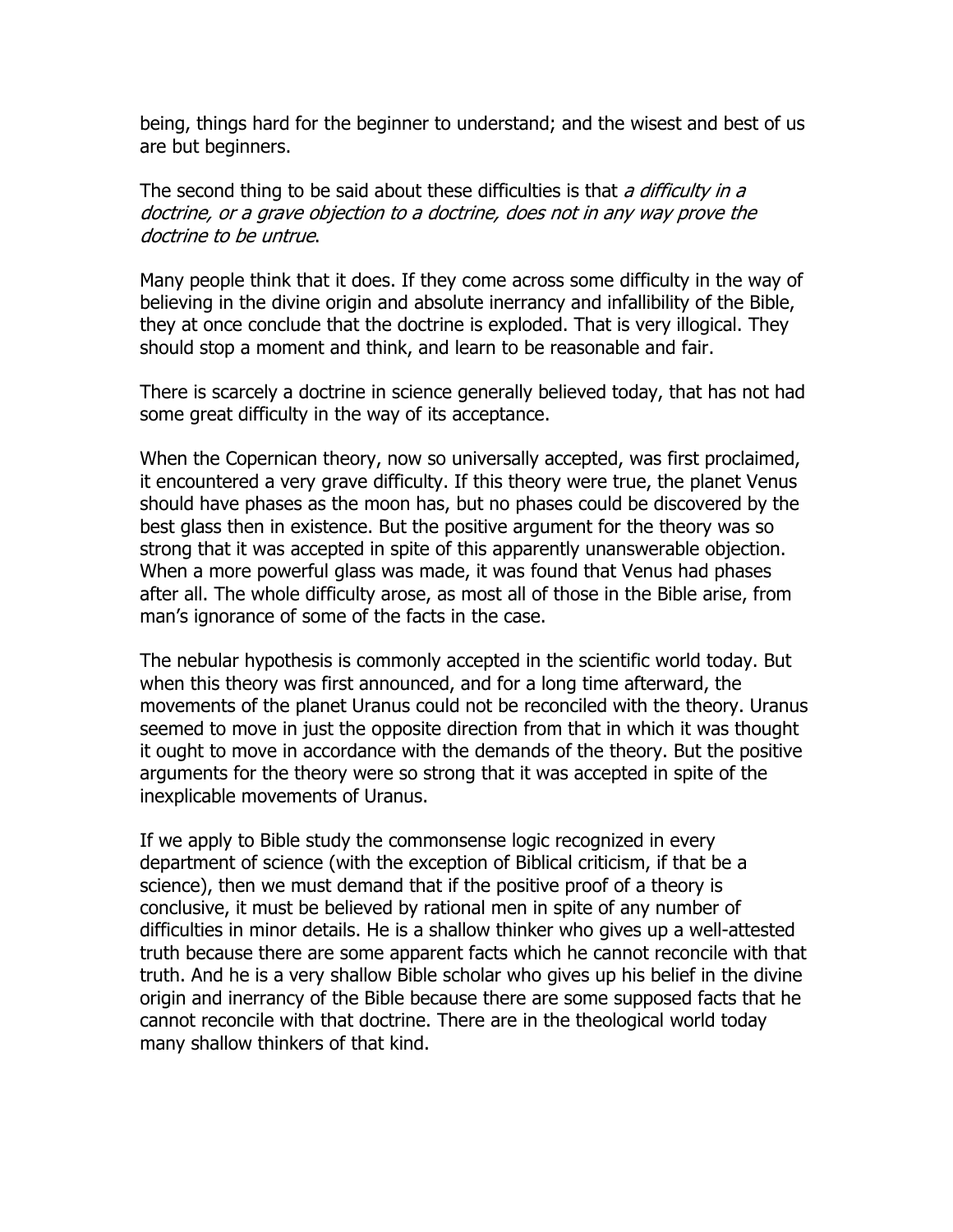being, things hard for the beginner to understand; and the wisest and best of us are but beginners.

The second thing to be said about these difficulties is that *a difficulty in a doctrine, or a grave objection to a doctrine, does not in any way prove the doctrine to be untrue*.

Many people think that it does. If they come across some difficulty in the way of believing in the divine origin and absolute inerrancy and infallibility of the Bible, they at once conclude that the doctrine is exploded. That is very illogical. They should stop a moment and think, and learn to be reasonable and fair.

There is scarcely a doctrine in science generally believed today, that has not had some great difficulty in the way of its acceptance.

When the Copernican theory, now so universally accepted, was first proclaimed, it encountered a very grave difficulty. If this theory were true, the planet Venus should have phases as the moon has, but no phases could be discovered by the best glass then in existence. But the positive argument for the theory was so strong that it was accepted in spite of this apparently unanswerable objection. When a more powerful glass was made, it was found that Venus had phases after all. The whole difficulty arose, as most all of those in the Bible arise, from man's ignorance of some of the facts in the case.

The nebular hypothesis is commonly accepted in the scientific world today. But when this theory was first announced, and for a long time afterward, the movements of the planet Uranus could not be reconciled with the theory. Uranus seemed to move in just the opposite direction from that in which it was thought it ought to move in accordance with the demands of the theory. But the positive arguments for the theory were so strong that it was accepted in spite of the inexplicable movements of Uranus.

If we apply to Bible study the commonsense logic recognized in every department of science (with the exception of Biblical criticism, if that be a science), then we must demand that if the positive proof of a theory is conclusive, it must be believed by rational men in spite of any number of difficulties in minor details. He is a shallow thinker who gives up a well-attested truth because there are some apparent facts which he cannot reconcile with that truth. And he is a very shallow Bible scholar who gives up his belief in the divine origin and inerrancy of the Bible because there are some supposed facts that he cannot reconcile with that doctrine. There are in the theological world today many shallow thinkers of that kind.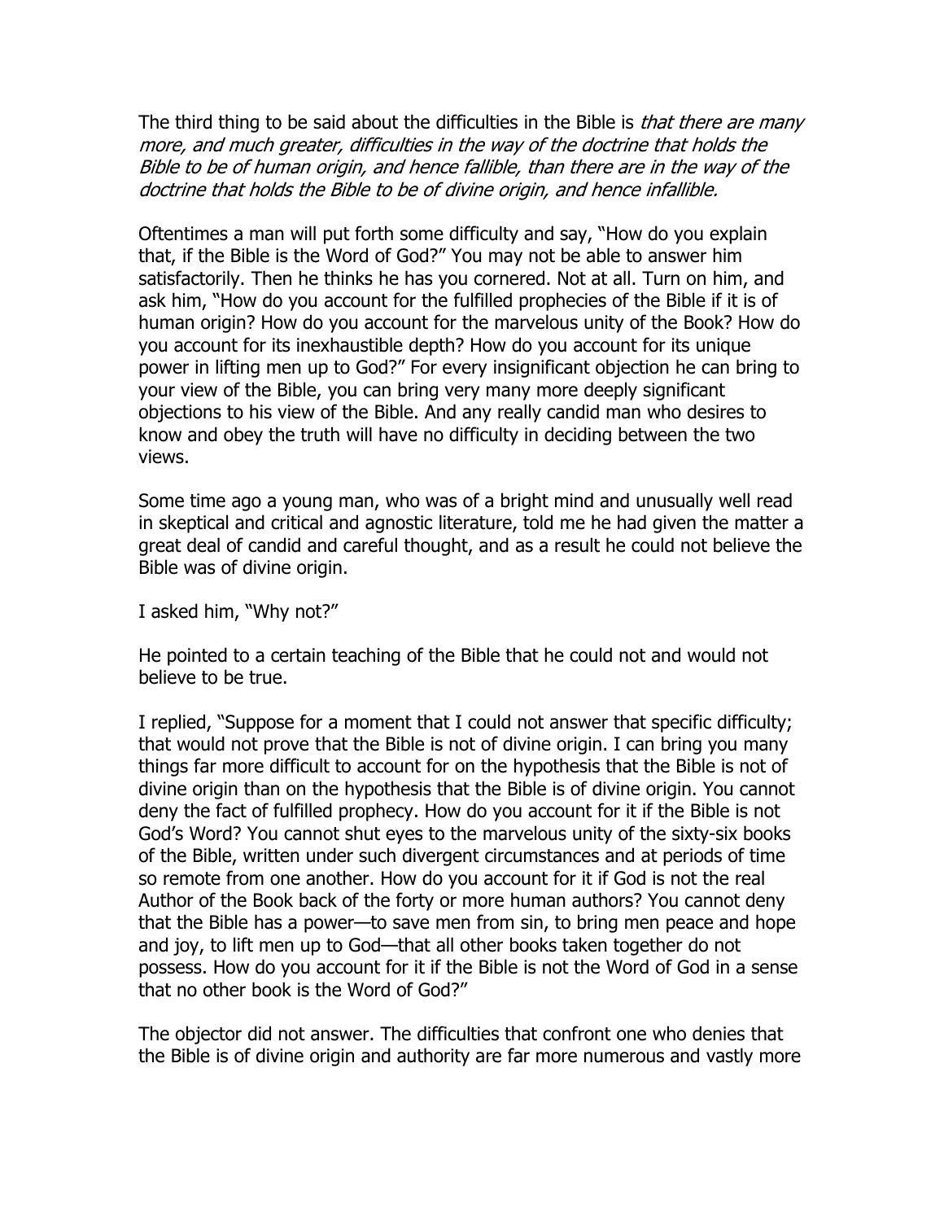The third thing to be said about the difficulties in the Bible is *that there are many more, and much greater, difficulties in the way of the doctrine that holds the Bible to be of human origin, and hence fallible, than there are in the way of the doctrine that holds the Bible to be of divine origin, and hence infallible.*

Oftentimes a man will put forth some difficulty and say, "How do you explain that, if the Bible is the Word of God?" You may not be able to answer him satisfactorily. Then he thinks he has you cornered. Not at all. Turn on him, and ask him, "How do you account for the fulfilled prophecies of the Bible if it is of human origin? How do you account for the marvelous unity of the Book? How do you account for its inexhaustible depth? How do you account for its unique power in lifting men up to God?" For every insignificant objection he can bring to your view of the Bible, you can bring very many more deeply significant objections to his view of the Bible. And any really candid man who desires to know and obey the truth will have no difficulty in deciding between the two views.

Some time ago a young man, who was of a bright mind and unusually well read in skeptical and critical and agnostic literature, told me he had given the matter a great deal of candid and careful thought, and as a result he could not believe the Bible was of divine origin.

I asked him, "Why not?"

He pointed to a certain teaching of the Bible that he could not and would not believe to be true.

I replied, "Suppose for a moment that I could not answer that specific difficulty; that would not prove that the Bible is not of divine origin. I can bring you many things far more difficult to account for on the hypothesis that the Bible is not of divine origin than on the hypothesis that the Bible is of divine origin. You cannot deny the fact of fulfilled prophecy. How do you account for it if the Bible is not God's Word? You cannot shut eyes to the marvelous unity of the sixty-six books of the Bible, written under such divergent circumstances and at periods of time so remote from one another. How do you account for it if God is not the real Author of the Book back of the forty or more human authors? You cannot deny that the Bible has a power—to save men from sin, to bring men peace and hope and joy, to lift men up to God—that all other books taken together do not possess. How do you account for it if the Bible is not the Word of God in a sense that no other book is the Word of God?"

The objector did not answer. The difficulties that confront one who denies that the Bible is of divine origin and authority are far more numerous and vastly more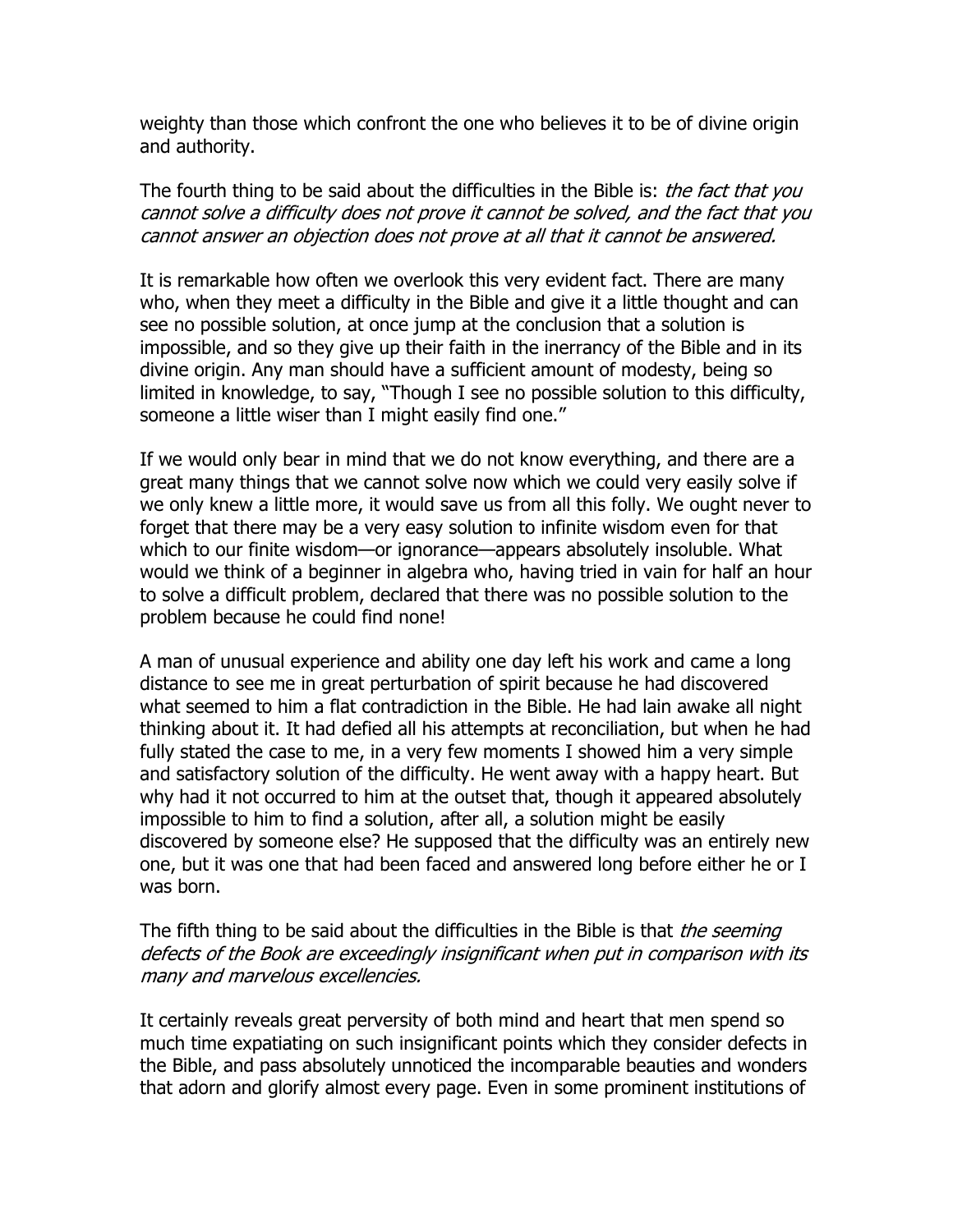weighty than those which confront the one who believes it to be of divine origin and authority.

The fourth thing to be said about the difficulties in the Bible is: *the fact that you cannot solve a difficulty does not prove it cannot be solved, and the fact that you cannot answer an objection does not prove at all that it cannot be answered.*

It is remarkable how often we overlook this very evident fact. There are many who, when they meet a difficulty in the Bible and give it a little thought and can see no possible solution, at once jump at the conclusion that a solution is impossible, and so they give up their faith in the inerrancy of the Bible and in its divine origin. Any man should have a sufficient amount of modesty, being so limited in knowledge, to say, "Though I see no possible solution to this difficulty, someone a little wiser than I might easily find one."

If we would only bear in mind that we do not know everything, and there are a great many things that we cannot solve now which we could very easily solve if we only knew a little more, it would save us from all this folly. We ought never to forget that there may be a very easy solution to infinite wisdom even for that which to our finite wisdom—or ignorance—appears absolutely insoluble. What would we think of a beginner in algebra who, having tried in vain for half an hour to solve a difficult problem, declared that there was no possible solution to the problem because he could find none!

A man of unusual experience and ability one day left his work and came a long distance to see me in great perturbation of spirit because he had discovered what seemed to him a flat contradiction in the Bible. He had lain awake all night thinking about it. It had defied all his attempts at reconciliation, but when he had fully stated the case to me, in a very few moments I showed him a very simple and satisfactory solution of the difficulty. He went away with a happy heart. But why had it not occurred to him at the outset that, though it appeared absolutely impossible to him to find a solution, after all, a solution might be easily discovered by someone else? He supposed that the difficulty was an entirely new one, but it was one that had been faced and answered long before either he or I was born.

The fifth thing to be said about the difficulties in the Bible is that *the seeming defects of the Book are exceedingly insignificant when put in comparison with its many and marvelous excellencies.*

It certainly reveals great perversity of both mind and heart that men spend so much time expatiating on such insignificant points which they consider defects in the Bible, and pass absolutely unnoticed the incomparable beauties and wonders that adorn and glorify almost every page. Even in some prominent institutions of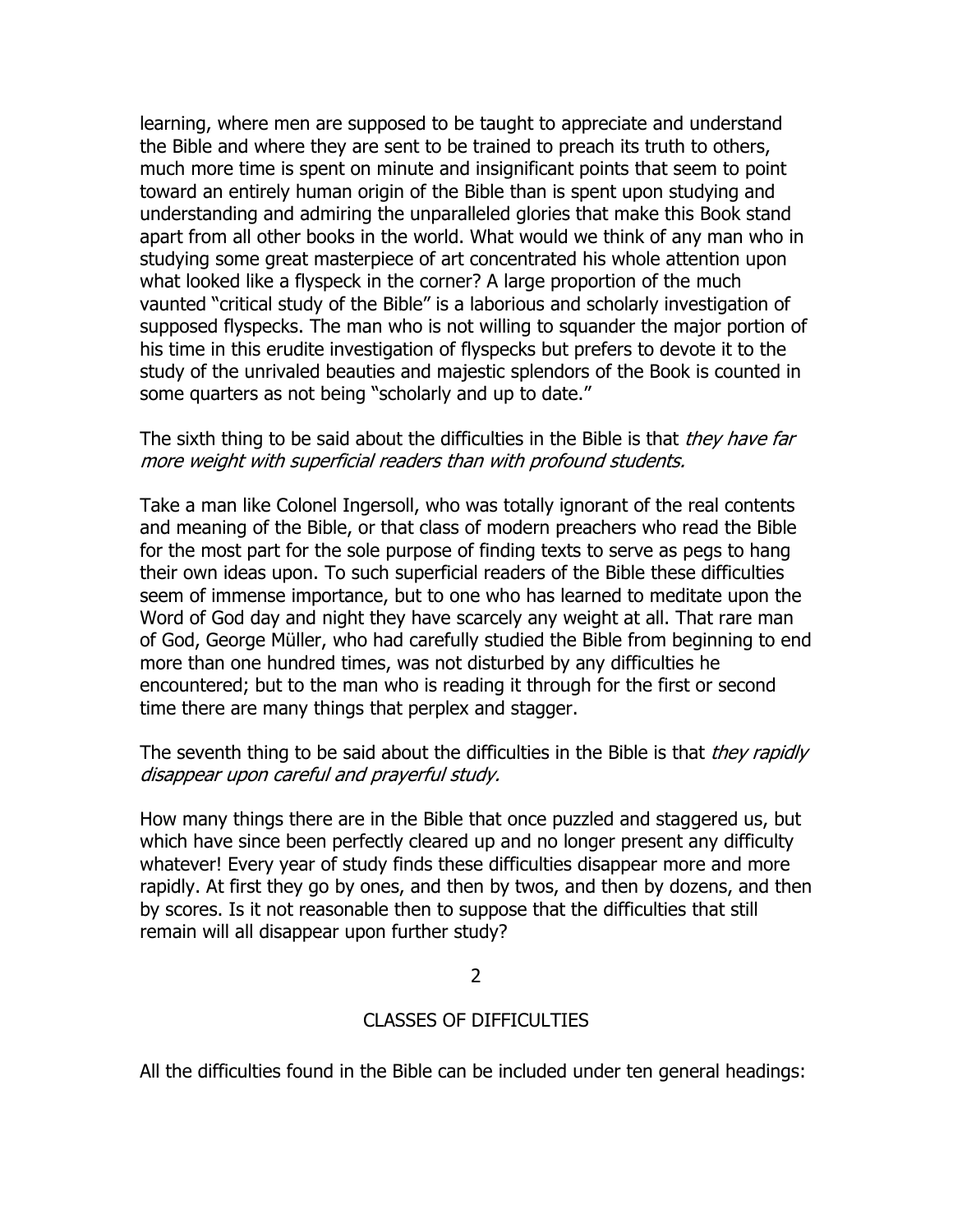learning, where men are supposed to be taught to appreciate and understand the Bible and where they are sent to be trained to preach its truth to others, much more time is spent on minute and insignificant points that seem to point toward an entirely human origin of the Bible than is spent upon studying and understanding and admiring the unparalleled glories that make this Book stand apart from all other books in the world. What would we think of any man who in studying some great masterpiece of art concentrated his whole attention upon what looked like a flyspeck in the corner? A large proportion of the much vaunted "critical study of the Bible" is a laborious and scholarly investigation of supposed flyspecks. The man who is not willing to squander the major portion of his time in this erudite investigation of flyspecks but prefers to devote it to the study of the unrivaled beauties and majestic splendors of the Book is counted in some quarters as not being "scholarly and up to date."

The sixth thing to be said about the difficulties in the Bible is that *they have far more weight with superficial readers than with profound students.*

Take a man like Colonel Ingersoll, who was totally ignorant of the real contents and meaning of the Bible, or that class of modern preachers who read the Bible for the most part for the sole purpose of finding texts to serve as pegs to hang their own ideas upon. To such superficial readers of the Bible these difficulties seem of immense importance, but to one who has learned to meditate upon the Word of God day and night they have scarcely any weight at all. That rare man of God, George Müller, who had carefully studied the Bible from beginning to end more than one hundred times, was not disturbed by any difficulties he encountered; but to the man who is reading it through for the first or second time there are many things that perplex and stagger.

The seventh thing to be said about the difficulties in the Bible is that *they rapidly disappear upon careful and prayerful study.*

How many things there are in the Bible that once puzzled and staggered us, but which have since been perfectly cleared up and no longer present any difficulty whatever! Every year of study finds these difficulties disappear more and more rapidly. At first they go by ones, and then by twos, and then by dozens, and then by scores. Is it not reasonable then to suppose that the difficulties that still remain will all disappear upon further study?

## 2

## CLASSES OF DIFFICULTIES

All the difficulties found in the Bible can be included under ten general headings: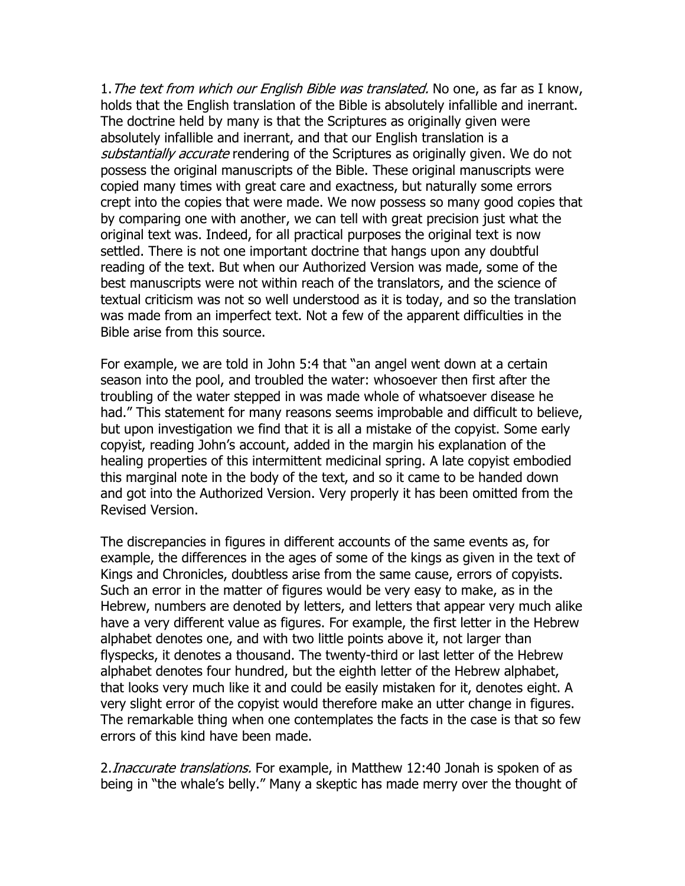1. *The text from which our English Bible was translated.* No one, as far as I know, holds that the English translation of the Bible is absolutely infallible and inerrant. The doctrine held by many is that the Scriptures as originally given were absolutely infallible and inerrant, and that our English translation is a *substantially accurate* rendering of the Scriptures as originally given. We do not possess the original manuscripts of the Bible. These original manuscripts were copied many times with great care and exactness, but naturally some errors crept into the copies that were made. We now possess so many good copies that by comparing one with another, we can tell with great precision just what the original text was. Indeed, for all practical purposes the original text is now settled. There is not one important doctrine that hangs upon any doubtful reading of the text. But when our Authorized Version was made, some of the best manuscripts were not within reach of the translators, and the science of textual criticism was not so well understood as it is today, and so the translation was made from an imperfect text. Not a few of the apparent difficulties in the Bible arise from this source.

For example, we are told in John 5:4 that "an angel went down at a certain season into the pool, and troubled the water: whosoever then first after the troubling of the water stepped in was made whole of whatsoever disease he had." This statement for many reasons seems improbable and difficult to believe, but upon investigation we find that it is all a mistake of the copyist. Some early copyist, reading John's account, added in the margin his explanation of the healing properties of this intermittent medicinal spring. A late copyist embodied this marginal note in the body of the text, and so it came to be handed down and got into the Authorized Version. Very properly it has been omitted from the Revised Version.

The discrepancies in figures in different accounts of the same events as, for example, the differences in the ages of some of the kings as given in the text of Kings and Chronicles, doubtless arise from the same cause, errors of copyists. Such an error in the matter of figures would be very easy to make, as in the Hebrew, numbers are denoted by letters, and letters that appear very much alike have a very different value as figures. For example, the first letter in the Hebrew alphabet denotes one, and with two little points above it, not larger than flyspecks, it denotes a thousand. The twenty-third or last letter of the Hebrew alphabet denotes four hundred, but the eighth letter of the Hebrew alphabet, that looks very much like it and could be easily mistaken for it, denotes eight. A very slight error of the copyist would therefore make an utter change in figures. The remarkable thing when one contemplates the facts in the case is that so few errors of this kind have been made.

2. *Inaccurate translations.* For example, in Matthew 12:40 Jonah is spoken of as being in "the whale's belly." Many a skeptic has made merry over the thought of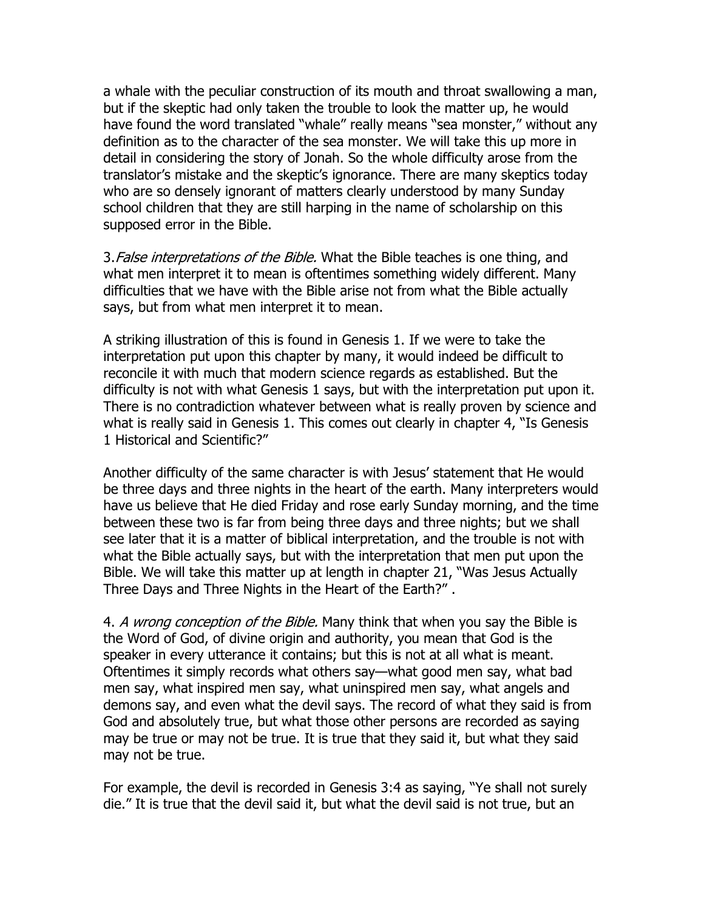a whale with the peculiar construction of its mouth and throat swallowing a man, but if the skeptic had only taken the trouble to look the matter up, he would have found the word translated "whale" really means "sea monster," without any definition as to the character of the sea monster. We will take this up more in detail in considering the story of Jonah. So the whole difficulty arose from the translator's mistake and the skeptic's ignorance. There are many skeptics today who are so densely ignorant of matters clearly understood by many Sunday school children that they are still harping in the name of scholarship on this supposed error in the Bible.

3. *False interpretations of the Bible.* What the Bible teaches is one thing, and what men interpret it to mean is oftentimes something widely different. Many difficulties that we have with the Bible arise not from what the Bible actually says, but from what men interpret it to mean.

A striking illustration of this is found in Genesis 1. If we were to take the interpretation put upon this chapter by many, it would indeed be difficult to reconcile it with much that modern science regards as established. But the difficulty is not with what Genesis 1 says, but with the interpretation put upon it. There is no contradiction whatever between what is really proven by science and what is really said in Genesis 1. This comes out clearly in chapter 4, "Is Genesis 1 Historical and Scientific?"

Another difficulty of the same character is with Jesus' statement that He would be three days and three nights in the heart of the earth. Many interpreters would have us believe that He died Friday and rose early Sunday morning, and the time between these two is far from being three days and three nights; but we shall see later that it is a matter of biblical interpretation, and the trouble is not with what the Bible actually says, but with the interpretation that men put upon the Bible. We will take this matter up at length in chapter 21, "Was Jesus Actually Three Days and Three Nights in the Heart of the Earth?" .

4. *A wrong conception of the Bible.* Many think that when you say the Bible is the Word of God, of divine origin and authority, you mean that God is the speaker in every utterance it contains; but this is not at all what is meant. Oftentimes it simply records what others say—what good men say, what bad men say, what inspired men say, what uninspired men say, what angels and demons say, and even what the devil says. The record of what they said is from God and absolutely true, but what those other persons are recorded as saying may be true or may not be true. It is true that they said it, but what they said may not be true.

For example, the devil is recorded in Genesis 3:4 as saying, "Ye shall not surely die." It is true that the devil said it, but what the devil said is not true, but an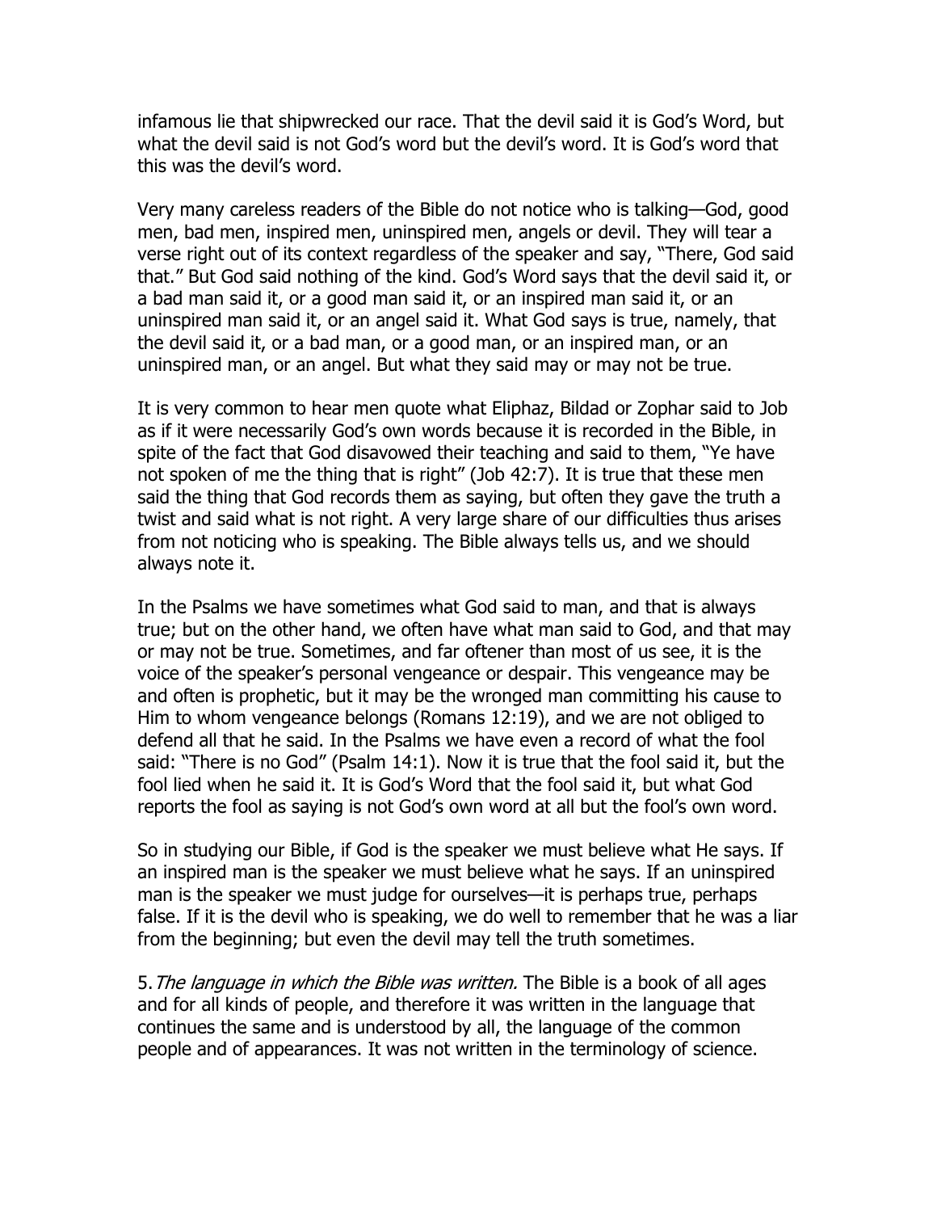infamous lie that shipwrecked our race. That the devil said it is God's Word, but what the devil said is not God's word but the devil's word. It is God's word that this was the devil's word.

Very many careless readers of the Bible do not notice who is talking—God, good men, bad men, inspired men, uninspired men, angels or devil. They will tear a verse right out of its context regardless of the speaker and say, "There, God said that." But God said nothing of the kind. God's Word says that the devil said it, or a bad man said it, or a good man said it, or an inspired man said it, or an uninspired man said it, or an angel said it. What God says is true, namely, that the devil said it, or a bad man, or a good man, or an inspired man, or an uninspired man, or an angel. But what they said may or may not be true.

It is very common to hear men quote what Eliphaz, Bildad or Zophar said to Job as if it were necessarily God's own words because it is recorded in the Bible, in spite of the fact that God disavowed their teaching and said to them, "Ye have not spoken of me the thing that is right" (Job 42:7). It is true that these men said the thing that God records them as saying, but often they gave the truth a twist and said what is not right. A very large share of our difficulties thus arises from not noticing who is speaking. The Bible always tells us, and we should always note it.

In the Psalms we have sometimes what God said to man, and that is always true; but on the other hand, we often have what man said to God, and that may or may not be true. Sometimes, and far oftener than most of us see, it is the voice of the speaker's personal vengeance or despair. This vengeance may be and often is prophetic, but it may be the wronged man committing his cause to Him to whom vengeance belongs (Romans 12:19), and we are not obliged to defend all that he said. In the Psalms we have even a record of what the fool said: "There is no God" (Psalm 14:1). Now it is true that the fool said it, but the fool lied when he said it. It is God's Word that the fool said it, but what God reports the fool as saying is not God's own word at all but the fool's own word.

So in studying our Bible, if God is the speaker we must believe what He says. If an inspired man is the speaker we must believe what he says. If an uninspired man is the speaker we must judge for ourselves—it is perhaps true, perhaps false. If it is the devil who is speaking, we do well to remember that he was a liar from the beginning; but even the devil may tell the truth sometimes.

5. *The language in which the Bible was written.* The Bible is a book of all ages and for all kinds of people, and therefore it was written in the language that continues the same and is understood by all, the language of the common people and of appearances. It was not written in the terminology of science.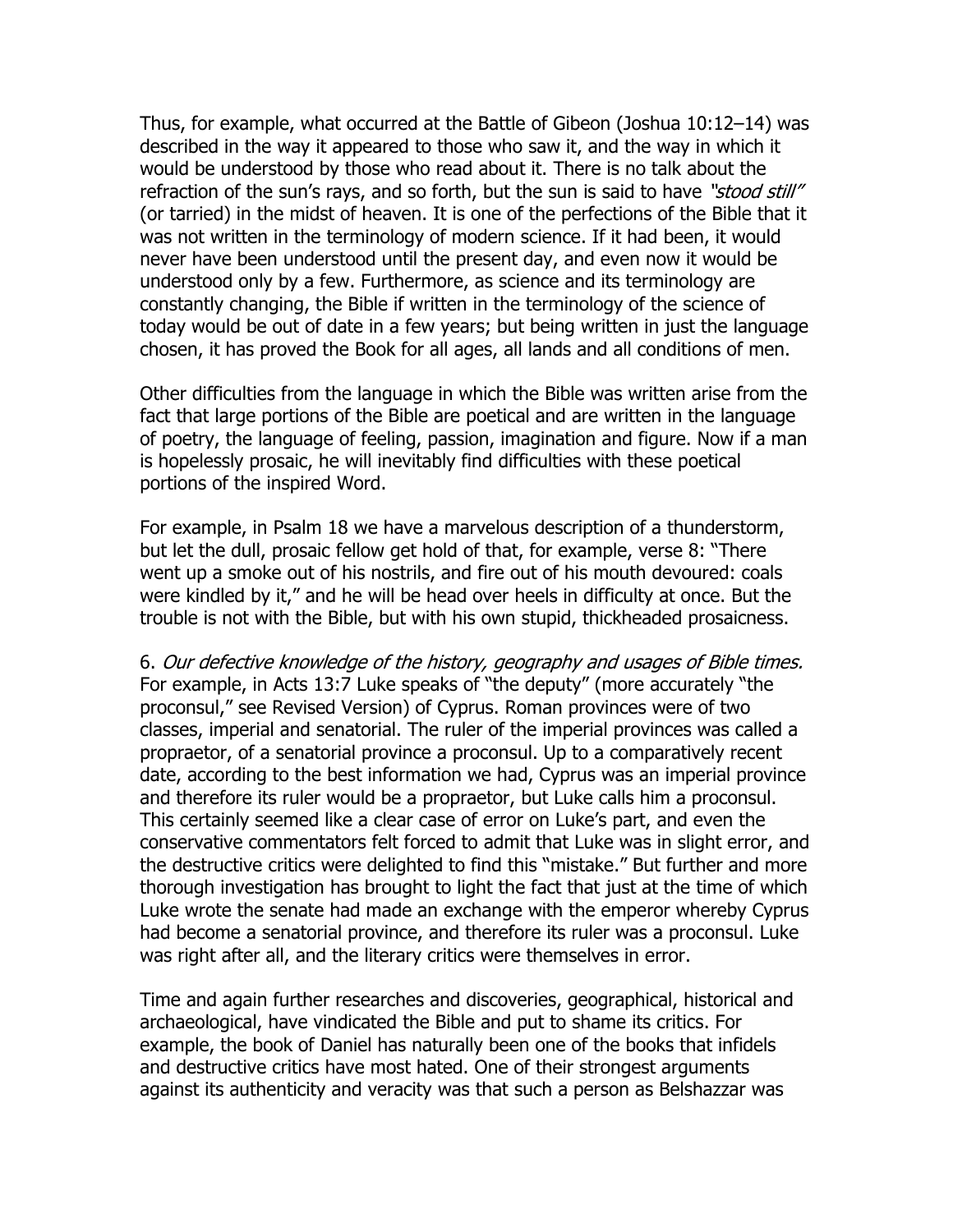Thus, for example, what occurred at the Battle of Gibeon (Joshua 10:12–14) was described in the way it appeared to those who saw it, and the way in which it would be understood by those who read about it. There is no talk about the refraction of the sun's rays, and so forth, but the sun is said to have *"stood still"* (or tarried) in the midst of heaven. It is one of the perfections of the Bible that it was not written in the terminology of modern science. If it had been, it would never have been understood until the present day, and even now it would be understood only by a few. Furthermore, as science and its terminology are constantly changing, the Bible if written in the terminology of the science of today would be out of date in a few years; but being written in just the language chosen, it has proved the Book for all ages, all lands and all conditions of men.

Other difficulties from the language in which the Bible was written arise from the fact that large portions of the Bible are poetical and are written in the language of poetry, the language of feeling, passion, imagination and figure. Now if a man is hopelessly prosaic, he will inevitably find difficulties with these poetical portions of the inspired Word.

For example, in Psalm 18 we have a marvelous description of a thunderstorm, but let the dull, prosaic fellow get hold of that, for example, verse 8: "There went up a smoke out of his nostrils, and fire out of his mouth devoured: coals were kindled by it," and he will be head over heels in difficulty at once. But the trouble is not with the Bible, but with his own stupid, thickheaded prosaicness.

6. *Our defective knowledge of the history, geography and usages of Bible times.* For example, in Acts 13:7 Luke speaks of "the deputy" (more accurately "the proconsul," see Revised Version) of Cyprus. Roman provinces were of two classes, imperial and senatorial. The ruler of the imperial provinces was called a propraetor, of a senatorial province a proconsul. Up to a comparatively recent date, according to the best information we had, Cyprus was an imperial province and therefore its ruler would be a propraetor, but Luke calls him a proconsul. This certainly seemed like a clear case of error on Luke's part, and even the conservative commentators felt forced to admit that Luke was in slight error, and the destructive critics were delighted to find this "mistake." But further and more thorough investigation has brought to light the fact that just at the time of which Luke wrote the senate had made an exchange with the emperor whereby Cyprus had become a senatorial province, and therefore its ruler was a proconsul. Luke was right after all, and the literary critics were themselves in error.

Time and again further researches and discoveries, geographical, historical and archaeological, have vindicated the Bible and put to shame its critics. For example, the book of Daniel has naturally been one of the books that infidels and destructive critics have most hated. One of their strongest arguments against its authenticity and veracity was that such a person as Belshazzar was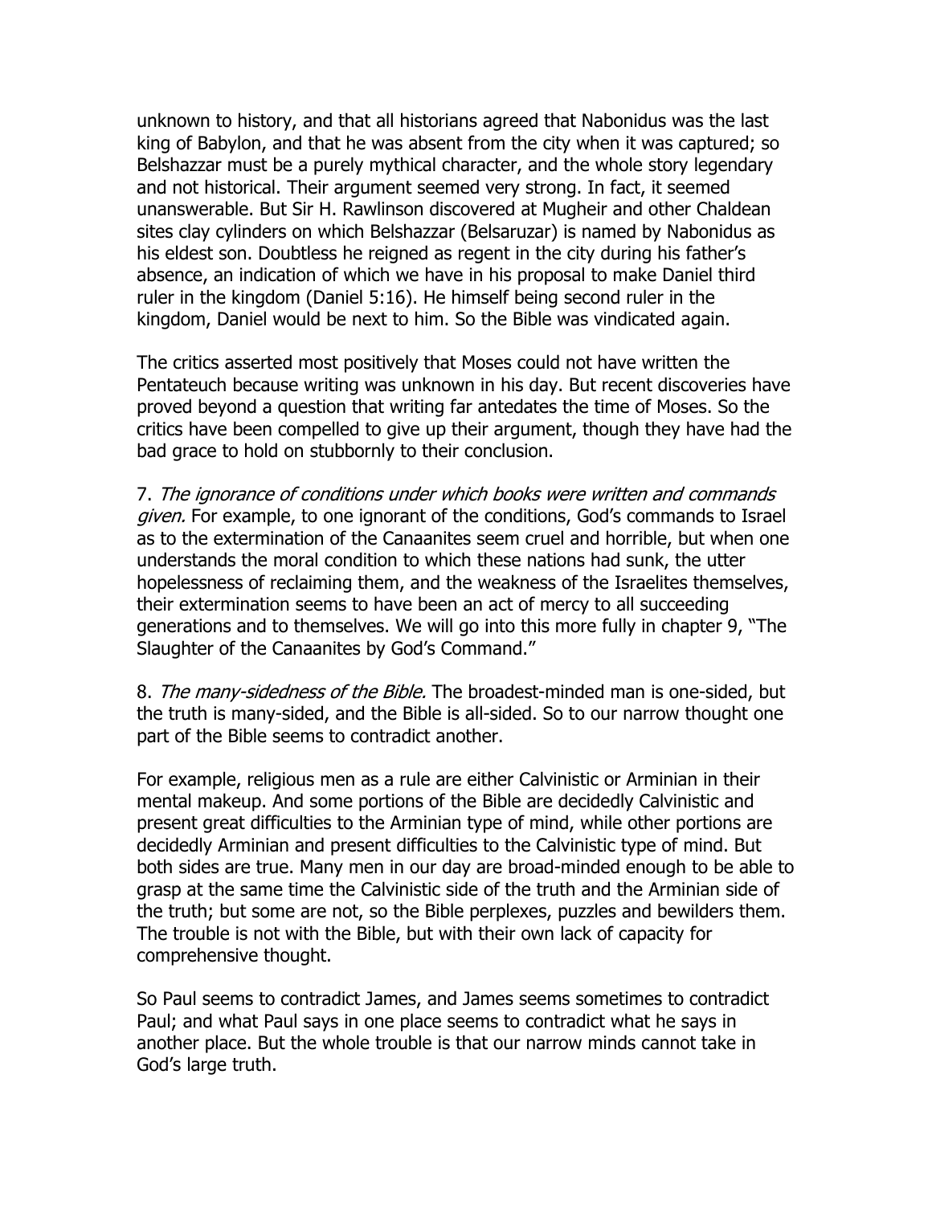unknown to history, and that all historians agreed that Nabonidus was the last king of Babylon, and that he was absent from the city when it was captured; so Belshazzar must be a purely mythical character, and the whole story legendary and not historical. Their argument seemed very strong. In fact, it seemed unanswerable. But Sir H. Rawlinson discovered at Mugheir and other Chaldean sites clay cylinders on which Belshazzar (Belsaruzar) is named by Nabonidus as his eldest son. Doubtless he reigned as regent in the city during his father's absence, an indication of which we have in his proposal to make Daniel third ruler in the kingdom (Daniel 5:16). He himself being second ruler in the kingdom, Daniel would be next to him. So the Bible was vindicated again.

The critics asserted most positively that Moses could not have written the Pentateuch because writing was unknown in his day. But recent discoveries have proved beyond a question that writing far antedates the time of Moses. So the critics have been compelled to give up their argument, though they have had the bad grace to hold on stubbornly to their conclusion.

7. *The ignorance of conditions under which books were written and commands given.* For example, to one ignorant of the conditions, God's commands to Israel as to the extermination of the Canaanites seem cruel and horrible, but when one understands the moral condition to which these nations had sunk, the utter hopelessness of reclaiming them, and the weakness of the Israelites themselves, their extermination seems to have been an act of mercy to all succeeding generations and to themselves. We will go into this more fully in chapter 9, "The Slaughter of the Canaanites by God's Command."

8. *The many-sidedness of the Bible.* The broadest-minded man is one-sided, but the truth is many-sided, and the Bible is all-sided. So to our narrow thought one part of the Bible seems to contradict another.

For example, religious men as a rule are either Calvinistic or Arminian in their mental makeup. And some portions of the Bible are decidedly Calvinistic and present great difficulties to the Arminian type of mind, while other portions are decidedly Arminian and present difficulties to the Calvinistic type of mind. But both sides are true. Many men in our day are broad-minded enough to be able to grasp at the same time the Calvinistic side of the truth and the Arminian side of the truth; but some are not, so the Bible perplexes, puzzles and bewilders them. The trouble is not with the Bible, but with their own lack of capacity for comprehensive thought.

So Paul seems to contradict James, and James seems sometimes to contradict Paul; and what Paul says in one place seems to contradict what he says in another place. But the whole trouble is that our narrow minds cannot take in God's large truth.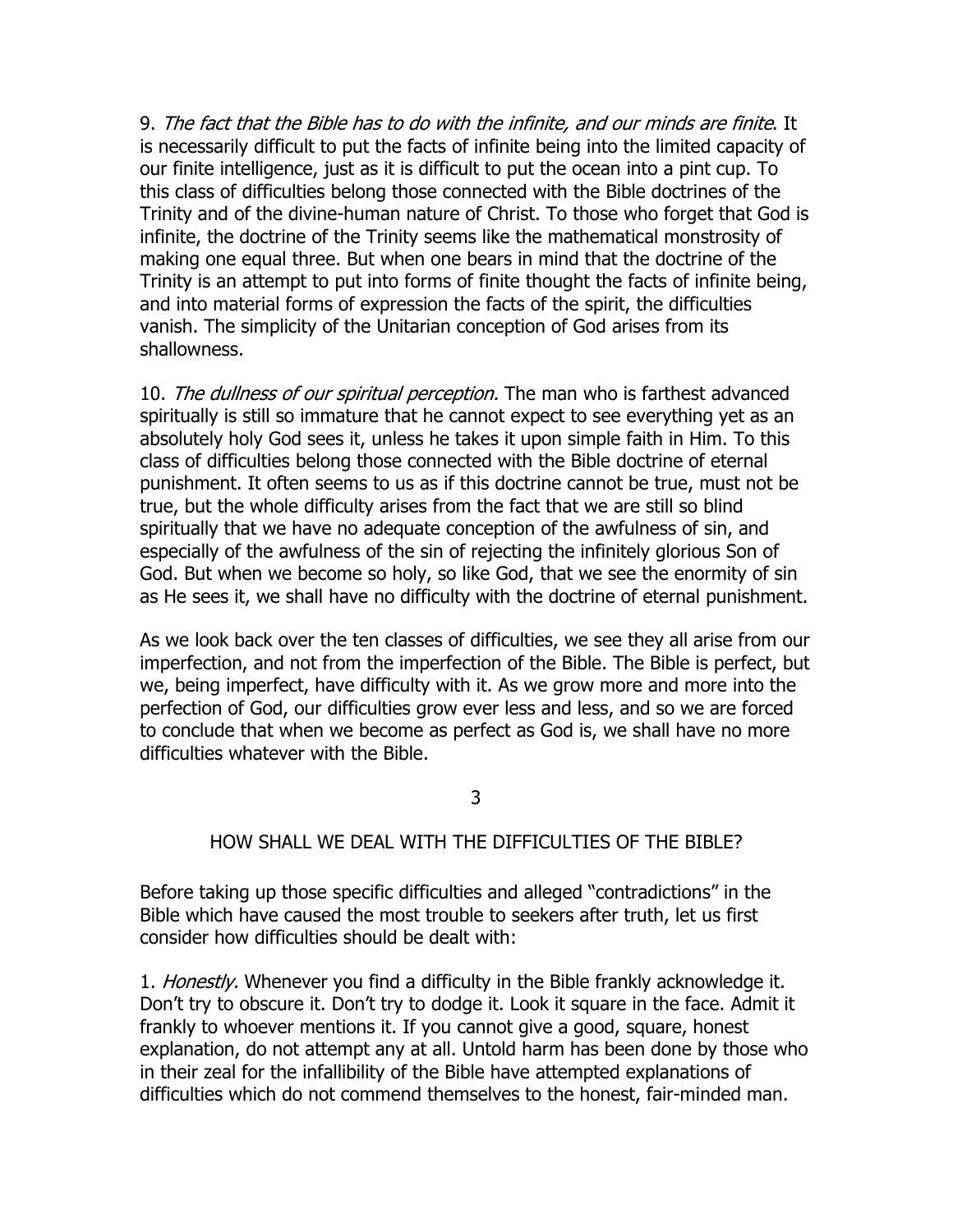9. *The fact that the Bible has to do with the infinite, and our minds are finite*. It is necessarily difficult to put the facts of infinite being into the limited capacity of our finite intelligence, just as it is difficult to put the ocean into a pint cup. To this class of difficulties belong those connected with the Bible doctrines of the Trinity and of the divine-human nature of Christ. To those who forget that God is infinite, the doctrine of the Trinity seems like the mathematical monstrosity of making one equal three. But when one bears in mind that the doctrine of the Trinity is an attempt to put into forms of finite thought the facts of infinite being, and into material forms of expression the facts of the spirit, the difficulties vanish. The simplicity of the Unitarian conception of God arises from its shallowness.

10. *The dullness of our spiritual perception.* The man who is farthest advanced spiritually is still so immature that he cannot expect to see everything yet as an absolutely holy God sees it, unless he takes it upon simple faith in Him. To this class of difficulties belong those connected with the Bible doctrine of eternal punishment. It often seems to us as if this doctrine cannot be true, must not be true, but the whole difficulty arises from the fact that we are still so blind spiritually that we have no adequate conception of the awfulness of sin, and especially of the awfulness of the sin of rejecting the infinitely glorious Son of God. But when we become so holy, so like God, that we see the enormity of sin as He sees it, we shall have no difficulty with the doctrine of eternal punishment.

As we look back over the ten classes of difficulties, we see they all arise from our imperfection, and not from the imperfection of the Bible. The Bible is perfect, but we, being imperfect, have difficulty with it. As we grow more and more into the perfection of God, our difficulties grow ever less and less, and so we are forced to conclude that when we become as perfect as God is, we shall have no more difficulties whatever with the Bible.

## 3

## HOW SHALL WE DEAL WITH THE DIFFICULTIES OF THE BIBLE?

Before taking up those specific difficulties and alleged "contradictions" in the Bible which have caused the most trouble to seekers after truth, let us first consider how difficulties should be dealt with:

1. *Honestly.* Whenever you find a difficulty in the Bible frankly acknowledge it. Don't try to obscure it. Don't try to dodge it. Look it square in the face. Admit it frankly to whoever mentions it. If you cannot give a good, square, honest explanation, do not attempt any at all. Untold harm has been done by those who in their zeal for the infallibility of the Bible have attempted explanations of difficulties which do not commend themselves to the honest, fair-minded man.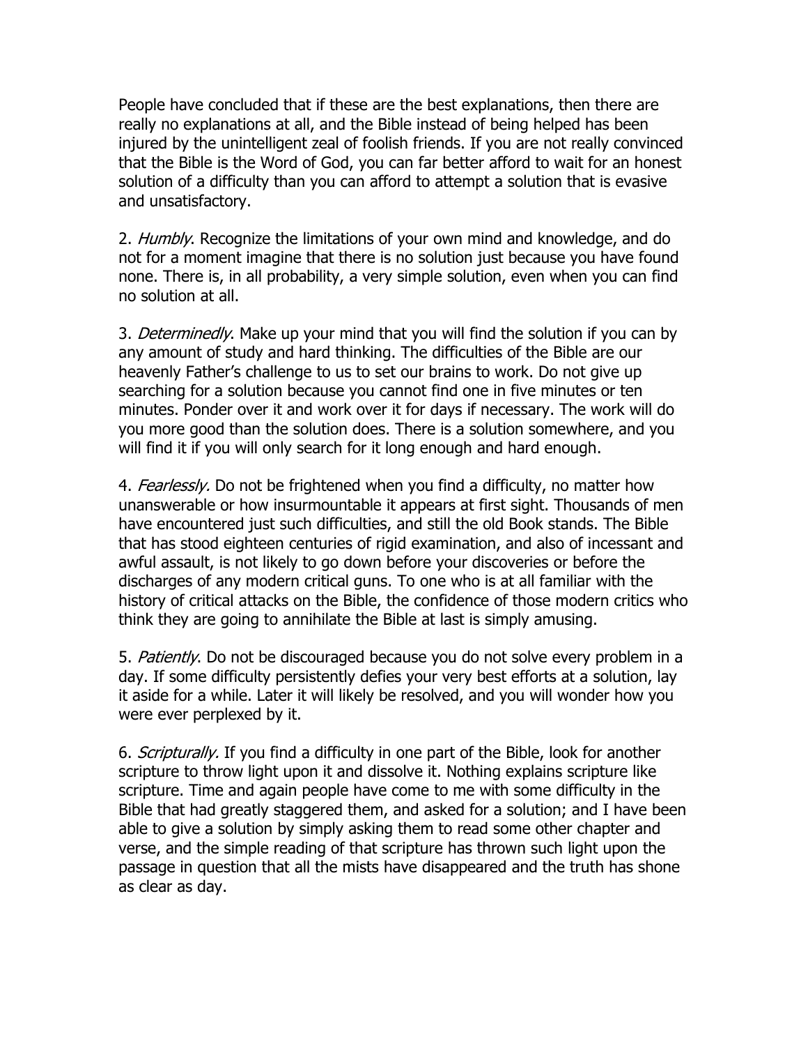People have concluded that if these are the best explanations, then there are really no explanations at all, and the Bible instead of being helped has been injured by the unintelligent zeal of foolish friends. If you are not really convinced that the Bible is the Word of God, you can far better afford to wait for an honest solution of a difficulty than you can afford to attempt a solution that is evasive and unsatisfactory.

2. *Humbly*. Recognize the limitations of your own mind and knowledge, and do not for a moment imagine that there is no solution just because you have found none. There is, in all probability, a very simple solution, even when you can find no solution at all.

3. *Determinedly*. Make up your mind that you will find the solution if you can by any amount of study and hard thinking. The difficulties of the Bible are our heavenly Father's challenge to us to set our brains to work. Do not give up searching for a solution because you cannot find one in five minutes or ten minutes. Ponder over it and work over it for days if necessary. The work will do you more good than the solution does. There is a solution somewhere, and you will find it if you will only search for it long enough and hard enough.

4. *Fearlessly.* Do not be frightened when you find a difficulty, no matter how unanswerable or how insurmountable it appears at first sight. Thousands of men have encountered just such difficulties, and still the old Book stands. The Bible that has stood eighteen centuries of rigid examination, and also of incessant and awful assault, is not likely to go down before your discoveries or before the discharges of any modern critical guns. To one who is at all familiar with the history of critical attacks on the Bible, the confidence of those modern critics who think they are going to annihilate the Bible at last is simply amusing.

5. *Patiently*. Do not be discouraged because you do not solve every problem in a day. If some difficulty persistently defies your very best efforts at a solution, lay it aside for a while. Later it will likely be resolved, and you will wonder how you were ever perplexed by it.

6. *Scripturally.* If you find a difficulty in one part of the Bible, look for another scripture to throw light upon it and dissolve it. Nothing explains scripture like scripture. Time and again people have come to me with some difficulty in the Bible that had greatly staggered them, and asked for a solution; and I have been able to give a solution by simply asking them to read some other chapter and verse, and the simple reading of that scripture has thrown such light upon the passage in question that all the mists have disappeared and the truth has shone as clear as day.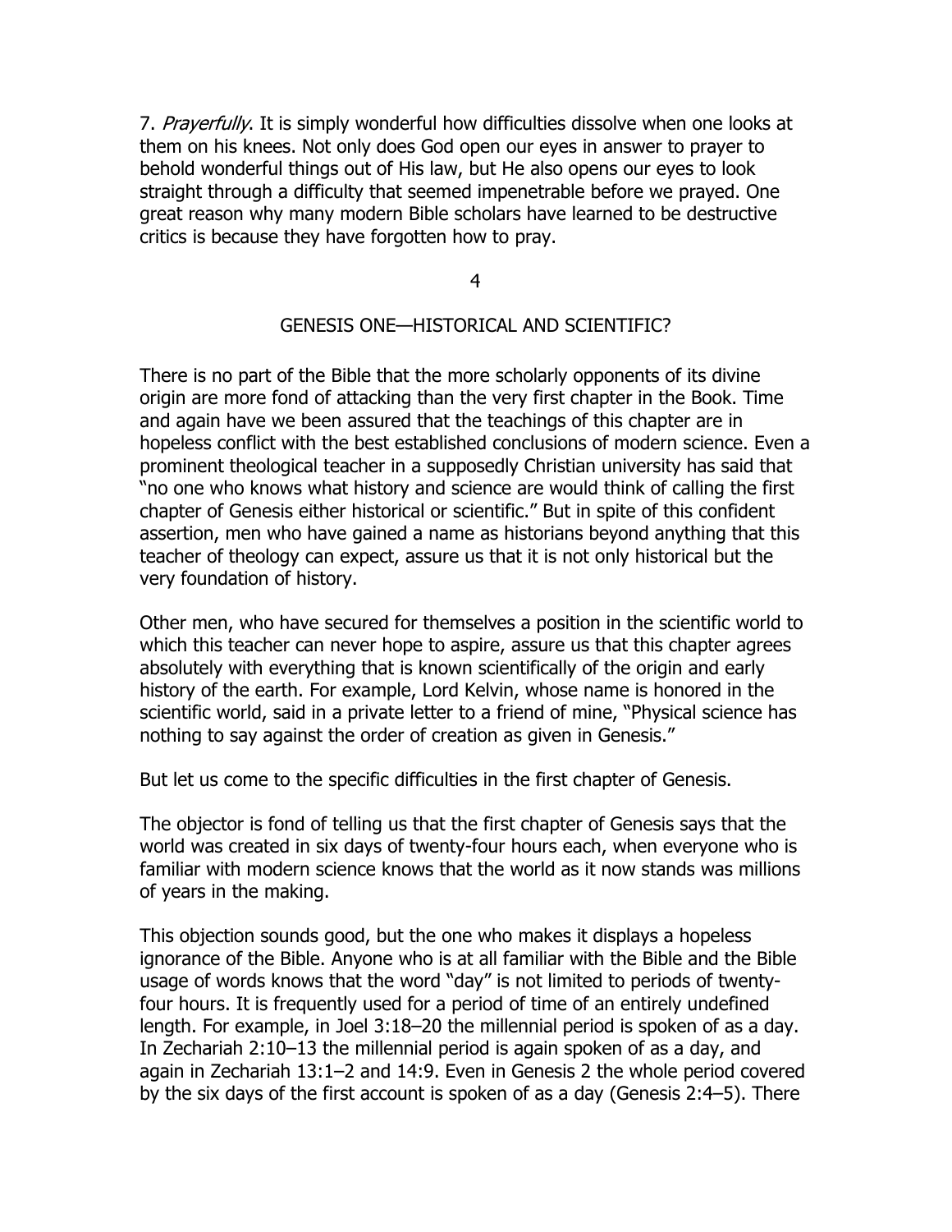7. *Prayerfully*. It is simply wonderful how difficulties dissolve when one looks at them on his knees. Not only does God open our eyes in answer to prayer to behold wonderful things out of His law, but He also opens our eyes to look straight through a difficulty that seemed impenetrable before we prayed. One great reason why many modern Bible scholars have learned to be destructive critics is because they have forgotten how to pray.

## 4

## GENESIS ONE—HISTORICAL AND SCIENTIFIC?

There is no part of the Bible that the more scholarly opponents of its divine origin are more fond of attacking than the very first chapter in the Book. Time and again have we been assured that the teachings of this chapter are in hopeless conflict with the best established conclusions of modern science. Even a prominent theological teacher in a supposedly Christian university has said that "no one who knows what history and science are would think of calling the first chapter of Genesis either historical or scientific." But in spite of this confident assertion, men who have gained a name as historians beyond anything that this teacher of theology can expect, assure us that it is not only historical but the very foundation of history.

Other men, who have secured for themselves a position in the scientific world to which this teacher can never hope to aspire, assure us that this chapter agrees absolutely with everything that is known scientifically of the origin and early history of the earth. For example, Lord Kelvin, whose name is honored in the scientific world, said in a private letter to a friend of mine, "Physical science has nothing to say against the order of creation as given in Genesis."

But let us come to the specific difficulties in the first chapter of Genesis.

The objector is fond of telling us that the first chapter of Genesis says that the world was created in six days of twenty-four hours each, when everyone who is familiar with modern science knows that the world as it now stands was millions of years in the making.

This objection sounds good, but the one who makes it displays a hopeless ignorance of the Bible. Anyone who is at all familiar with the Bible and the Bible usage of words knows that the word "day" is not limited to periods of twenty-four hours. It is frequently used for a period of time of an entirely undefined length. For example, in Joel 3:18–20 the millennial period is spoken of as a day. In Zechariah 2:10–13 the millennial period is again spoken of as a day, and again in Zechariah 13:1–2 and 14:9. Even in Genesis 2 the whole period covered by the six days of the first account is spoken of as a day (Genesis 2:4–5). There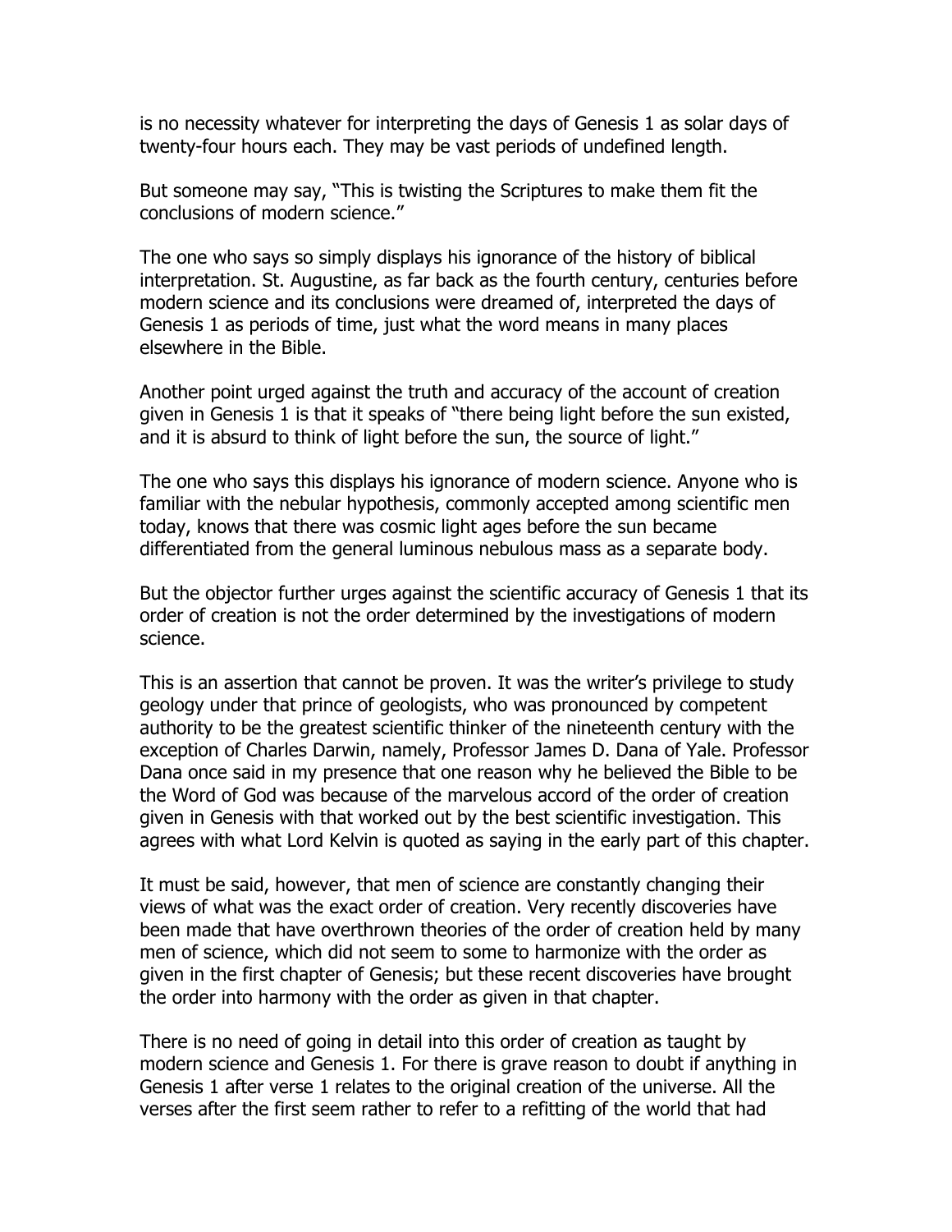is no necessity whatever for interpreting the days of Genesis 1 as solar days of twenty-four hours each. They may be vast periods of undefined length.

But someone may say, "This is twisting the Scriptures to make them fit the conclusions of modern science."

The one who says so simply displays his ignorance of the history of biblical interpretation. St. Augustine, as far back as the fourth century, centuries before modern science and its conclusions were dreamed of, interpreted the days of Genesis 1 as periods of time, just what the word means in many places elsewhere in the Bible.

Another point urged against the truth and accuracy of the account of creation given in Genesis 1 is that it speaks of "there being light before the sun existed, and it is absurd to think of light before the sun, the source of light."

The one who says this displays his ignorance of modern science. Anyone who is familiar with the nebular hypothesis, commonly accepted among scientific men today, knows that there was cosmic light ages before the sun became differentiated from the general luminous nebulous mass as a separate body.

But the objector further urges against the scientific accuracy of Genesis 1 that its order of creation is not the order determined by the investigations of modern science.

This is an assertion that cannot be proven. It was the writer's privilege to study geology under that prince of geologists, who was pronounced by competent authority to be the greatest scientific thinker of the nineteenth century with the exception of Charles Darwin, namely, Professor James D. Dana of Yale. Professor Dana once said in my presence that one reason why he believed the Bible to be the Word of God was because of the marvelous accord of the order of creation given in Genesis with that worked out by the best scientific investigation. This agrees with what Lord Kelvin is quoted as saying in the early part of this chapter.

It must be said, however, that men of science are constantly changing their views of what was the exact order of creation. Very recently discoveries have been made that have overthrown theories of the order of creation held by many men of science, which did not seem to some to harmonize with the order as given in the first chapter of Genesis; but these recent discoveries have brought the order into harmony with the order as given in that chapter.

There is no need of going in detail into this order of creation as taught by modern science and Genesis 1. For there is grave reason to doubt if anything in Genesis 1 after verse 1 relates to the original creation of the universe. All the verses after the first seem rather to refer to a refitting of the world that had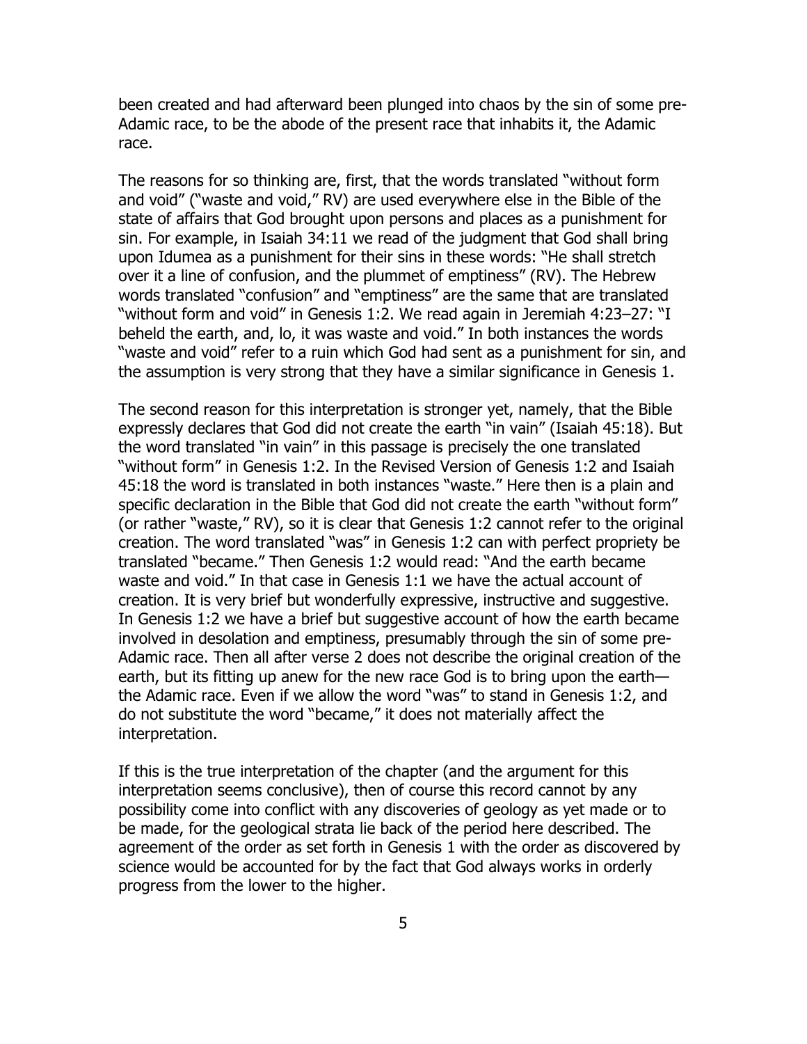been created and had afterward been plunged into chaos by the sin of some pre-Adamic race, to be the abode of the present race that inhabits it, the Adamic race.

The reasons for so thinking are, first, that the words translated "without form and void" ("waste and void," RV) are used everywhere else in the Bible of the state of affairs that God brought upon persons and places as a punishment for sin. For example, in Isaiah 34:11 we read of the judgment that God shall bring upon Idumea as a punishment for their sins in these words: "He shall stretch over it a line of confusion, and the plummet of emptiness" (RV). The Hebrew words translated "confusion" and "emptiness" are the same that are translated "without form and void" in Genesis 1:2. We read again in Jeremiah 4:23–27: "I beheld the earth, and, lo, it was waste and void." In both instances the words "waste and void" refer to a ruin which God had sent as a punishment for sin, and the assumption is very strong that they have a similar significance in Genesis 1.

The second reason for this interpretation is stronger yet, namely, that the Bible expressly declares that God did not create the earth "in vain" (Isaiah 45:18). But the word translated "in vain" in this passage is precisely the one translated "without form" in Genesis 1:2. In the Revised Version of Genesis 1:2 and Isaiah 45:18 the word is translated in both instances "waste." Here then is a plain and specific declaration in the Bible that God did not create the earth "without form" (or rather "waste," RV), so it is clear that Genesis 1:2 cannot refer to the original creation. The word translated "was" in Genesis 1:2 can with perfect propriety be translated "became." Then Genesis 1:2 would read: "And the earth became waste and void." In that case in Genesis 1:1 we have the actual account of creation. It is very brief but wonderfully expressive, instructive and suggestive. In Genesis 1:2 we have a brief but suggestive account of how the earth became involved in desolation and emptiness, presumably through the sin of some pre-Adamic race. Then all after verse 2 does not describe the original creation of the earth, but its fitting up anew for the new race God is to bring upon the earth—the Adamic race. Even if we allow the word "was" to stand in Genesis 1:2, and do not substitute the word "became," it does not materially affect the interpretation.

If this is the true interpretation of the chapter (and the argument for this interpretation seems conclusive), then of course this record cannot by any possibility come into conflict with any discoveries of geology as yet made or to be made, for the geological strata lie back of the period here described. The agreement of the order as set forth in Genesis 1 with the order as discovered by science would be accounted for by the fact that God always works in orderly progress from the lower to the higher.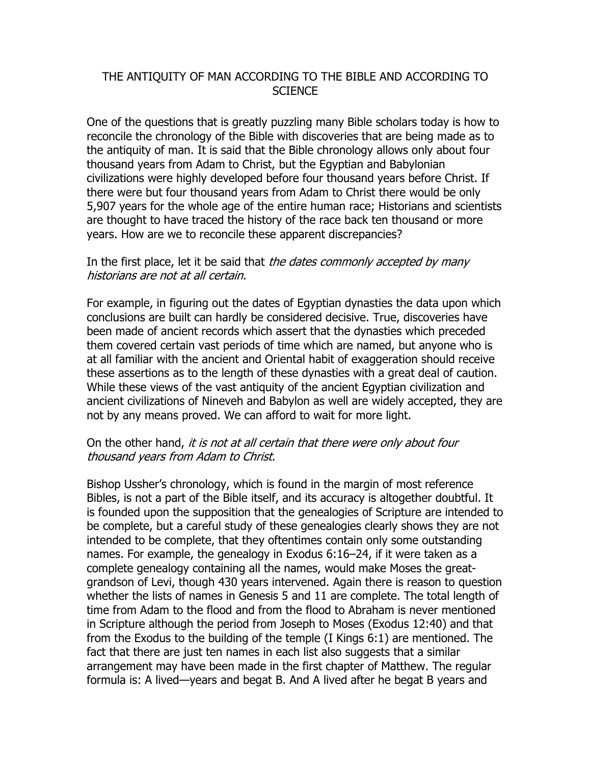# THE ANTIQUITY OF MAN ACCORDING TO THE BIBLE AND ACCORDING TO SCIENCE

One of the questions that is greatly puzzling many Bible scholars today is how to reconcile the chronology of the Bible with discoveries that are being made as to the antiquity of man. It is said that the Bible chronology allows only about four thousand years from Adam to Christ, but the Egyptian and Babylonian civilizations were highly developed before four thousand years before Christ. If there were but four thousand years from Adam to Christ there would be only 5,907 years for the whole age of the entire human race; Historians and scientists are thought to have traced the history of the race back ten thousand or more years. How are we to reconcile these apparent discrepancies?

In the first place, let it be said that *the dates commonly accepted by many historians are not at all certain.*

For example, in figuring out the dates of Egyptian dynasties the data upon which conclusions are built can hardly be considered decisive. True, discoveries have been made of ancient records which assert that the dynasties which preceded them covered certain vast periods of time which are named, but anyone who is at all familiar with the ancient and Oriental habit of exaggeration should receive these assertions as to the length of these dynasties with a great deal of caution. While these views of the vast antiquity of the ancient Egyptian civilization and ancient civilizations of Nineveh and Babylon as well are widely accepted, they are not by any means proved. We can afford to wait for more light.

On the other hand, *it is not at all certain that there were only about four thousand years from Adam to Christ.*

Bishop Ussher's chronology, which is found in the margin of most reference Bibles, is not a part of the Bible itself, and its accuracy is altogether doubtful. It is founded upon the supposition that the genealogies of Scripture are intended to be complete, but a careful study of these genealogies clearly shows they are not intended to be complete, that they oftentimes contain only some outstanding names. For example, the genealogy in Exodus 6:16–24, if it were taken as a complete genealogy containing all the names, would make Moses the great-grandson of Levi, though 430 years intervened. Again there is reason to question whether the lists of names in Genesis 5 and 11 are complete. The total length of time from Adam to the flood and from the flood to Abraham is never mentioned in Scripture although the period from Joseph to Moses (Exodus 12:40) and that from the Exodus to the building of the temple (I Kings 6:1) are mentioned. The fact that there are just ten names in each list also suggests that a similar arrangement may have been made in the first chapter of Matthew. The regular formula is: A lived—years and begat B. And A lived after he begat B years and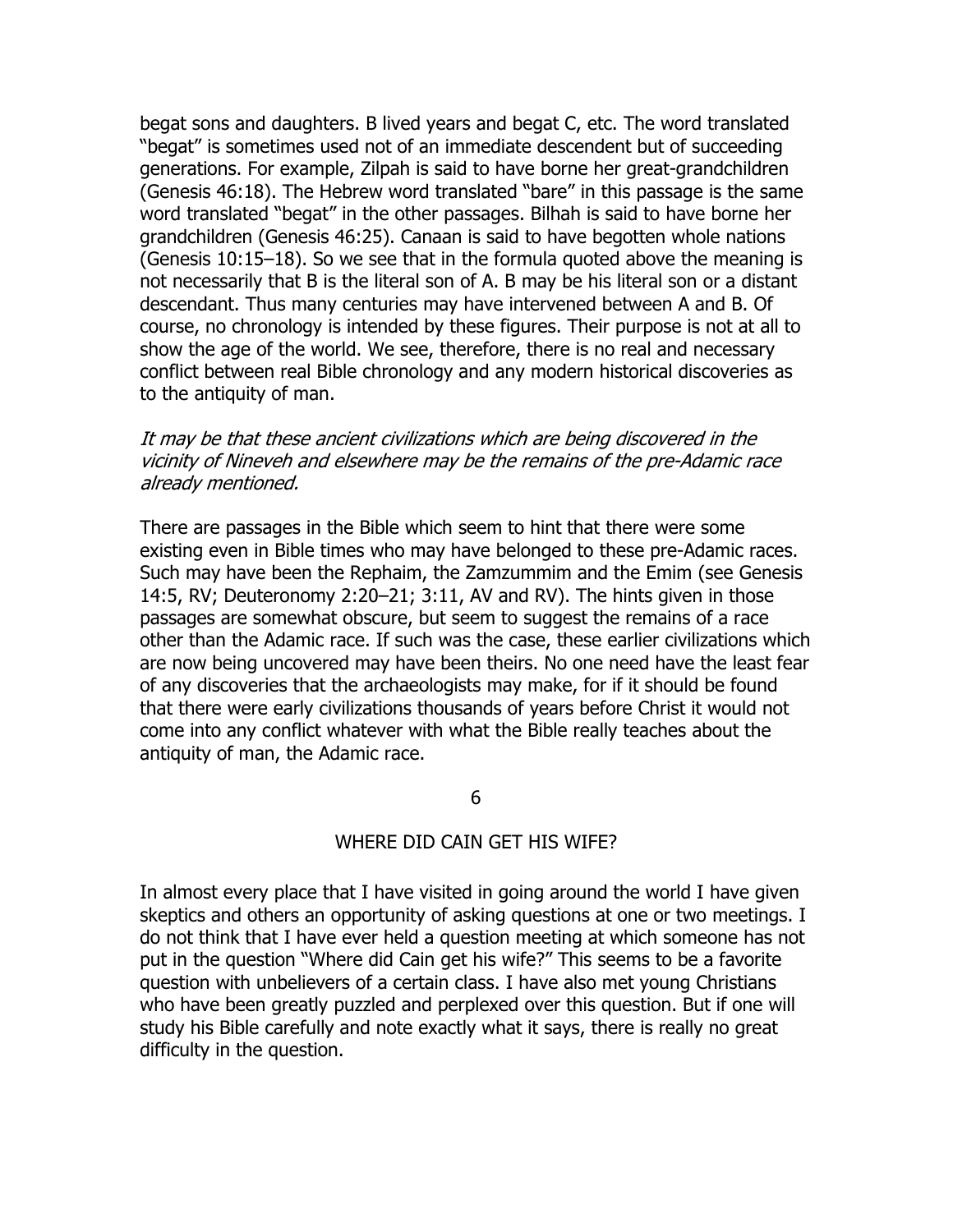begat sons and daughters. B lived years and begat C, etc. The word translated "begat" is sometimes used not of an immediate descendent but of succeeding generations. For example, Zilpah is said to have borne her great-grandchildren (Genesis 46:18). The Hebrew word translated "bare" in this passage is the same word translated "begat" in the other passages. Bilhah is said to have borne her grandchildren (Genesis 46:25). Canaan is said to have begotten whole nations (Genesis 10:15–18). So we see that in the formula quoted above the meaning is not necessarily that B is the literal son of A. B may be his literal son or a distant descendant. Thus many centuries may have intervened between A and B. Of course, no chronology is intended by these figures. Their purpose is not at all to show the age of the world. We see, therefore, there is no real and necessary conflict between real Bible chronology and any modern historical discoveries as to the antiquity of man.

*It may be that these ancient civilizations which are being discovered in the vicinity of Nineveh and elsewhere may be the remains of the pre-Adamic race already mentioned.*

There are passages in the Bible which seem to hint that there were some existing even in Bible times who may have belonged to these pre-Adamic races. Such may have been the Rephaim, the Zamzummim and the Emim (see Genesis 14:5, RV; Deuteronomy 2:20–21; 3:11, AV and RV). The hints given in those passages are somewhat obscure, but seem to suggest the remains of a race other than the Adamic race. If such was the case, these earlier civilizations which are now being uncovered may have been theirs. No one need have the least fear of any discoveries that the archaeologists may make, for if it should be found that there were early civilizations thousands of years before Christ it would not come into any conflict whatever with what the Bible really teaches about the antiquity of man, the Adamic race.

## 6

## WHERE DID CAIN GET HIS WIFE?

In almost every place that I have visited in going around the world I have given skeptics and others an opportunity of asking questions at one or two meetings. I do not think that I have ever held a question meeting at which someone has not put in the question "Where did Cain get his wife?" This seems to be a favorite question with unbelievers of a certain class. I have also met young Christians who have been greatly puzzled and perplexed over this question. But if one will study his Bible carefully and note exactly what it says, there is really no great difficulty in the question.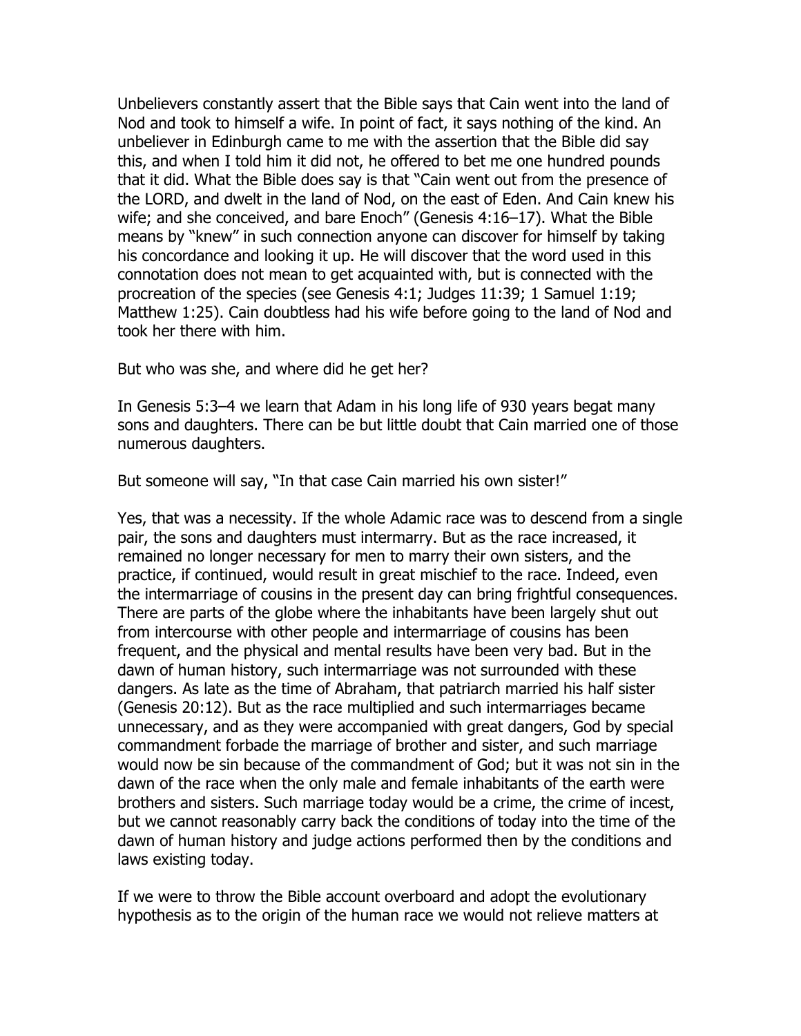Unbelievers constantly assert that the Bible says that Cain went into the land of Nod and took to himself a wife. In point of fact, it says nothing of the kind. An unbeliever in Edinburgh came to me with the assertion that the Bible did say this, and when I told him it did not, he offered to bet me one hundred pounds that it did. What the Bible does say is that "Cain went out from the presence of the LORD, and dwelt in the land of Nod, on the east of Eden. And Cain knew his wife; and she conceived, and bare Enoch" (Genesis 4:16–17). What the Bible means by "knew" in such connection anyone can discover for himself by taking his concordance and looking it up. He will discover that the word used in this connotation does not mean to get acquainted with, but is connected with the procreation of the species (see Genesis 4:1; Judges 11:39; 1 Samuel 1:19; Matthew 1:25). Cain doubtless had his wife before going to the land of Nod and took her there with him.

But who was she, and where did he get her?

In Genesis 5:3–4 we learn that Adam in his long life of 930 years begat many sons and daughters. There can be but little doubt that Cain married one of those numerous daughters.

But someone will say, "In that case Cain married his own sister!"

Yes, that was a necessity. If the whole Adamic race was to descend from a single pair, the sons and daughters must intermarry. But as the race increased, it remained no longer necessary for men to marry their own sisters, and the practice, if continued, would result in great mischief to the race. Indeed, even the intermarriage of cousins in the present day can bring frightful consequences. There are parts of the globe where the inhabitants have been largely shut out from intercourse with other people and intermarriage of cousins has been frequent, and the physical and mental results have been very bad. But in the dawn of human history, such intermarriage was not surrounded with these dangers. As late as the time of Abraham, that patriarch married his half sister (Genesis 20:12). But as the race multiplied and such intermarriages became unnecessary, and as they were accompanied with great dangers, God by special commandment forbade the marriage of brother and sister, and such marriage would now be sin because of the commandment of God; but it was not sin in the dawn of the race when the only male and female inhabitants of the earth were brothers and sisters. Such marriage today would be a crime, the crime of incest, but we cannot reasonably carry back the conditions of today into the time of the dawn of human history and judge actions performed then by the conditions and laws existing today.

If we were to throw the Bible account overboard and adopt the evolutionary hypothesis as to the origin of the human race we would not relieve matters at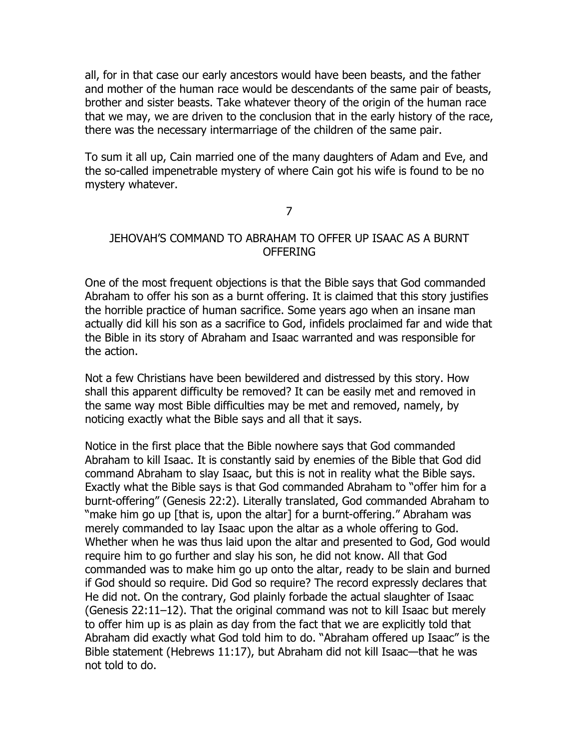all, for in that case our early ancestors would have been beasts, and the father and mother of the human race would be descendants of the same pair of beasts, brother and sister beasts. Take whatever theory of the origin of the human race that we may, we are driven to the conclusion that in the early history of the race, there was the necessary intermarriage of the children of the same pair.

To sum it all up, Cain married one of the many daughters of Adam and Eve, and the so-called impenetrable mystery of where Cain got his wife is found to be no mystery whatever.

## 7

## JEHOVAH'S COMMAND TO ABRAHAM TO OFFER UP ISAAC AS A BURNT OFFERING

One of the most frequent objections is that the Bible says that God commanded Abraham to offer his son as a burnt offering. It is claimed that this story justifies the horrible practice of human sacrifice. Some years ago when an insane man actually did kill his son as a sacrifice to God, infidels proclaimed far and wide that the Bible in its story of Abraham and Isaac warranted and was responsible for the action.

Not a few Christians have been bewildered and distressed by this story. How shall this apparent difficulty be removed? It can be easily met and removed in the same way most Bible difficulties may be met and removed, namely, by noticing exactly what the Bible says and all that it says.

Notice in the first place that the Bible nowhere says that God commanded Abraham to kill Isaac. It is constantly said by enemies of the Bible that God did command Abraham to slay Isaac, but this is not in reality what the Bible says. Exactly what the Bible says is that God commanded Abraham to "offer him for a burnt-offering" (Genesis 22:2). Literally translated, God commanded Abraham to "make him go up [that is, upon the altar] for a burnt-offering." Abraham was merely commanded to lay Isaac upon the altar as a whole offering to God. Whether when he was thus laid upon the altar and presented to God, God would require him to go further and slay his son, he did not know. All that God commanded was to make him go up onto the altar, ready to be slain and burned if God should so require. Did God so require? The record expressly declares that He did not. On the contrary, God plainly forbade the actual slaughter of Isaac (Genesis 22:11–12). That the original command was not to kill Isaac but merely to offer him up is as plain as day from the fact that we are explicitly told that Abraham did exactly what God told him to do. "Abraham offered up Isaac" is the Bible statement (Hebrews 11:17), but Abraham did not kill Isaac—that he was not told to do.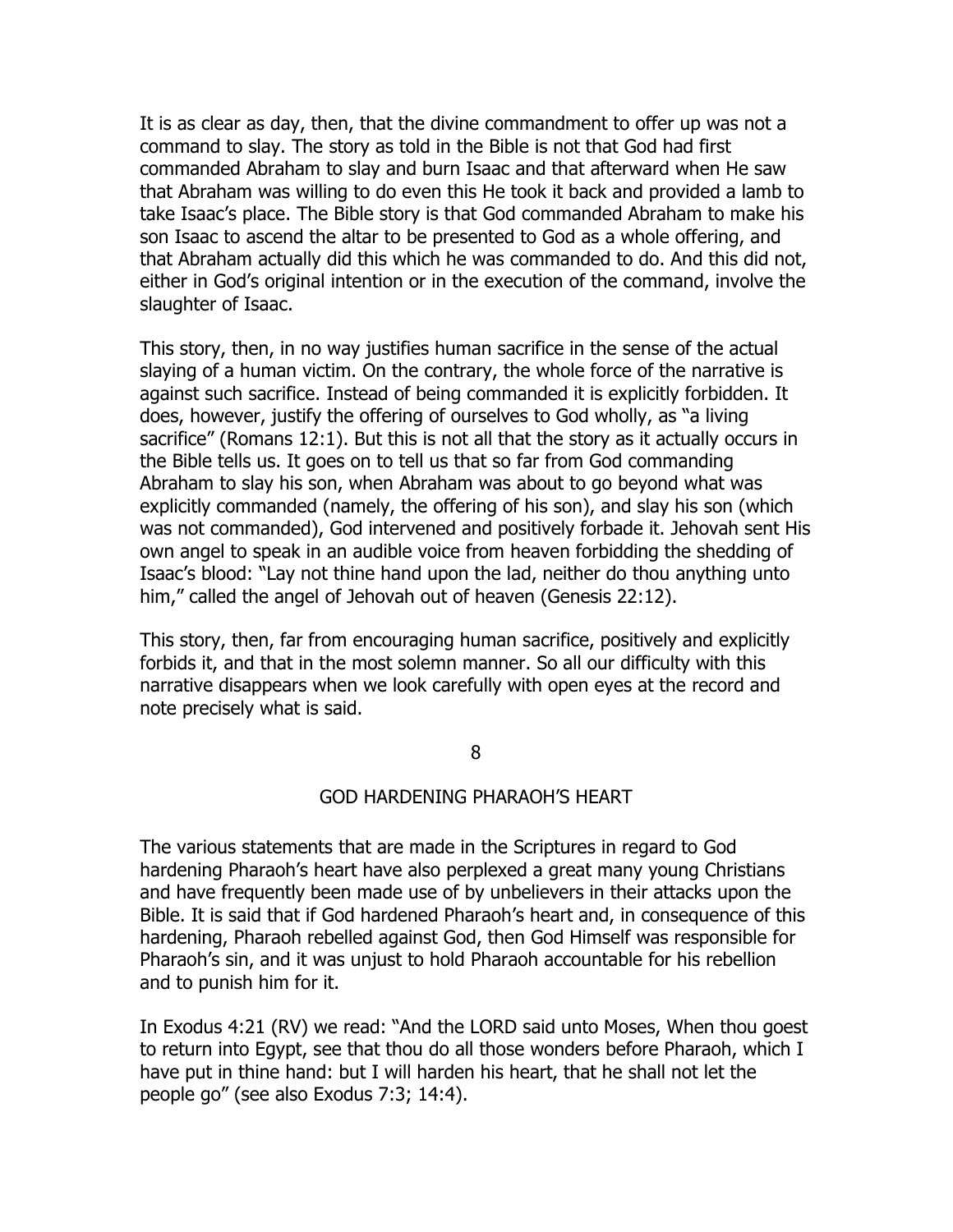It is as clear as day, then, that the divine commandment to offer up was not a command to slay. The story as told in the Bible is not that God had first commanded Abraham to slay and burn Isaac and that afterward when He saw that Abraham was willing to do even this He took it back and provided a lamb to take Isaac's place. The Bible story is that God commanded Abraham to make his son Isaac to ascend the altar to be presented to God as a whole offering, and that Abraham actually did this which he was commanded to do. And this did not, either in God's original intention or in the execution of the command, involve the slaughter of Isaac.

This story, then, in no way justifies human sacrifice in the sense of the actual slaying of a human victim. On the contrary, the whole force of the narrative is against such sacrifice. Instead of being commanded it is explicitly forbidden. It does, however, justify the offering of ourselves to God wholly, as "a living sacrifice" (Romans 12:1). But this is not all that the story as it actually occurs in the Bible tells us. It goes on to tell us that so far from God commanding Abraham to slay his son, when Abraham was about to go beyond what was explicitly commanded (namely, the offering of his son), and slay his son (which was not commanded), God intervened and positively forbade it. Jehovah sent His own angel to speak in an audible voice from heaven forbidding the shedding of Isaac's blood: "Lay not thine hand upon the lad, neither do thou anything unto him," called the angel of Jehovah out of heaven (Genesis 22:12).

This story, then, far from encouraging human sacrifice, positively and explicitly forbids it, and that in the most solemn manner. So all our difficulty with this narrative disappears when we look carefully with open eyes at the record and note precisely what is said.

## 8

## GOD HARDENING PHARAOH'S HEART

The various statements that are made in the Scriptures in regard to God hardening Pharaoh's heart have also perplexed a great many young Christians and have frequently been made use of by unbelievers in their attacks upon the Bible. It is said that if God hardened Pharaoh's heart and, in consequence of this hardening, Pharaoh rebelled against God, then God Himself was responsible for Pharaoh's sin, and it was unjust to hold Pharaoh accountable for his rebellion and to punish him for it.

In Exodus 4:21 (RV) we read: "And the LORD said unto Moses, When thou goest to return into Egypt, see that thou do all those wonders before Pharaoh, which I have put in thine hand: but I will harden his heart, that he shall not let the people go" (see also Exodus 7:3; 14:4).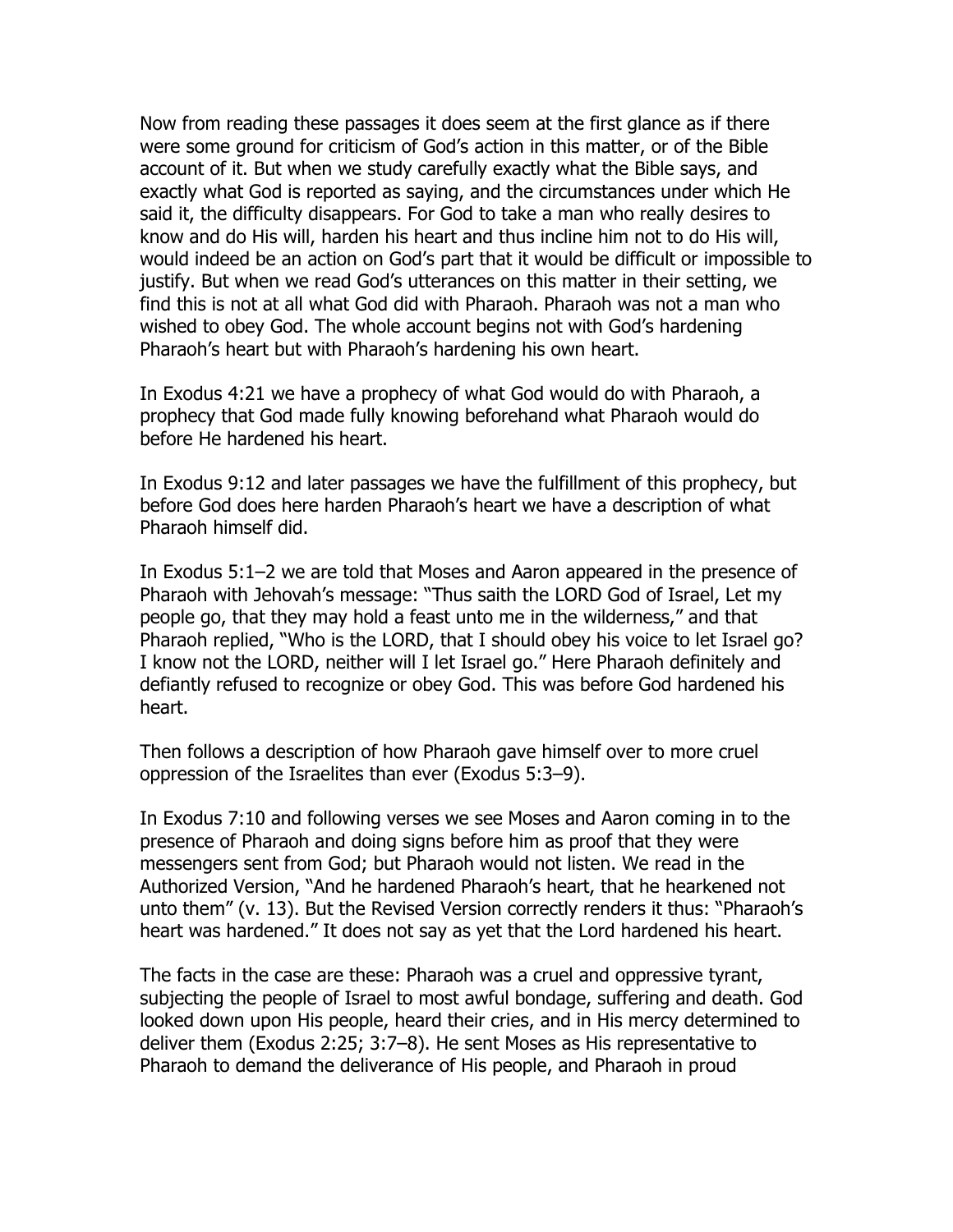Now from reading these passages it does seem at the first glance as if there were some ground for criticism of God's action in this matter, or of the Bible account of it. But when we study carefully exactly what the Bible says, and exactly what God is reported as saying, and the circumstances under which He said it, the difficulty disappears. For God to take a man who really desires to know and do His will, harden his heart and thus incline him not to do His will, would indeed be an action on God's part that it would be difficult or impossible to justify. But when we read God's utterances on this matter in their setting, we find this is not at all what God did with Pharaoh. Pharaoh was not a man who wished to obey God. The whole account begins not with God's hardening Pharaoh's heart but with Pharaoh's hardening his own heart.

In Exodus 4:21 we have a prophecy of what God would do with Pharaoh, a prophecy that God made fully knowing beforehand what Pharaoh would do before He hardened his heart.

In Exodus 9:12 and later passages we have the fulfillment of this prophecy, but before God does here harden Pharaoh's heart we have a description of what Pharaoh himself did.

In Exodus 5:1–2 we are told that Moses and Aaron appeared in the presence of Pharaoh with Jehovah's message: "Thus saith the LORD God of Israel, Let my people go, that they may hold a feast unto me in the wilderness," and that Pharaoh replied, "Who is the LORD, that I should obey his voice to let Israel go? I know not the LORD, neither will I let Israel go." Here Pharaoh definitely and defiantly refused to recognize or obey God. This was before God hardened his heart.

Then follows a description of how Pharaoh gave himself over to more cruel oppression of the Israelites than ever (Exodus 5:3–9).

In Exodus 7:10 and following verses we see Moses and Aaron coming in to the presence of Pharaoh and doing signs before him as proof that they were messengers sent from God; but Pharaoh would not listen. We read in the Authorized Version, "And he hardened Pharaoh's heart, that he hearkened not unto them" (v. 13). But the Revised Version correctly renders it thus: "Pharaoh's heart was hardened." It does not say as yet that the Lord hardened his heart.

The facts in the case are these: Pharaoh was a cruel and oppressive tyrant, subjecting the people of Israel to most awful bondage, suffering and death. God looked down upon His people, heard their cries, and in His mercy determined to deliver them (Exodus 2:25; 3:7–8). He sent Moses as His representative to Pharaoh to demand the deliverance of His people, and Pharaoh in proud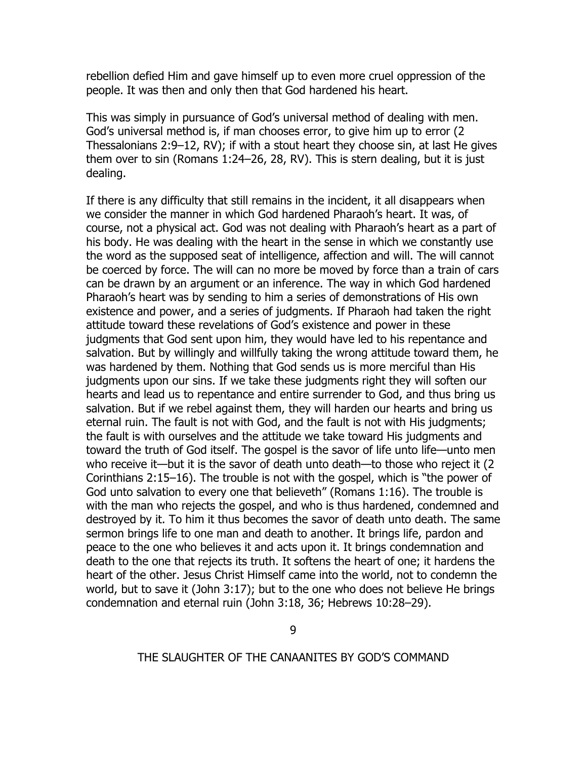rebellion defied Him and gave himself up to even more cruel oppression of the people. It was then and only then that God hardened his heart.

This was simply in pursuance of God's universal method of dealing with men. God's universal method is, if man chooses error, to give him up to error (2 Thessalonians 2:9–12, RV); if with a stout heart they choose sin, at last He gives them over to sin (Romans 1:24–26, 28, RV). This is stern dealing, but it is just dealing.

If there is any difficulty that still remains in the incident, it all disappears when we consider the manner in which God hardened Pharaoh's heart. It was, of course, not a physical act. God was not dealing with Pharaoh's heart as a part of his body. He was dealing with the heart in the sense in which we constantly use the word as the supposed seat of intelligence, affection and will. The will cannot be coerced by force. The will can no more be moved by force than a train of cars can be drawn by an argument or an inference. The way in which God hardened Pharaoh's heart was by sending to him a series of demonstrations of His own existence and power, and a series of judgments. If Pharaoh had taken the right attitude toward these revelations of God's existence and power in these judgments that God sent upon him, they would have led to his repentance and salvation. But by willingly and willfully taking the wrong attitude toward them, he was hardened by them. Nothing that God sends us is more merciful than His judgments upon our sins. If we take these judgments right they will soften our hearts and lead us to repentance and entire surrender to God, and thus bring us salvation. But if we rebel against them, they will harden our hearts and bring us eternal ruin. The fault is not with God, and the fault is not with His judgments; the fault is with ourselves and the attitude we take toward His judgments and toward the truth of God itself. The gospel is the savor of life unto life—unto men who receive it—but it is the savor of death unto death—to those who reject it (2 Corinthians 2:15–16). The trouble is not with the gospel, which is "the power of God unto salvation to every one that believeth" (Romans 1:16). The trouble is with the man who rejects the gospel, and who is thus hardened, condemned and destroyed by it. To him it thus becomes the savor of death unto death. The same sermon brings life to one man and death to another. It brings life, pardon and peace to the one who believes it and acts upon it. It brings condemnation and death to the one that rejects its truth. It softens the heart of one; it hardens the heart of the other. Jesus Christ Himself came into the world, not to condemn the world, but to save it (John 3:17); but to the one who does not believe He brings condemnation and eternal ruin (John 3:18, 36; Hebrews 10:28–29).

## 9

## THE SLAUGHTER OF THE CANAANITES BY GOD'S COMMAND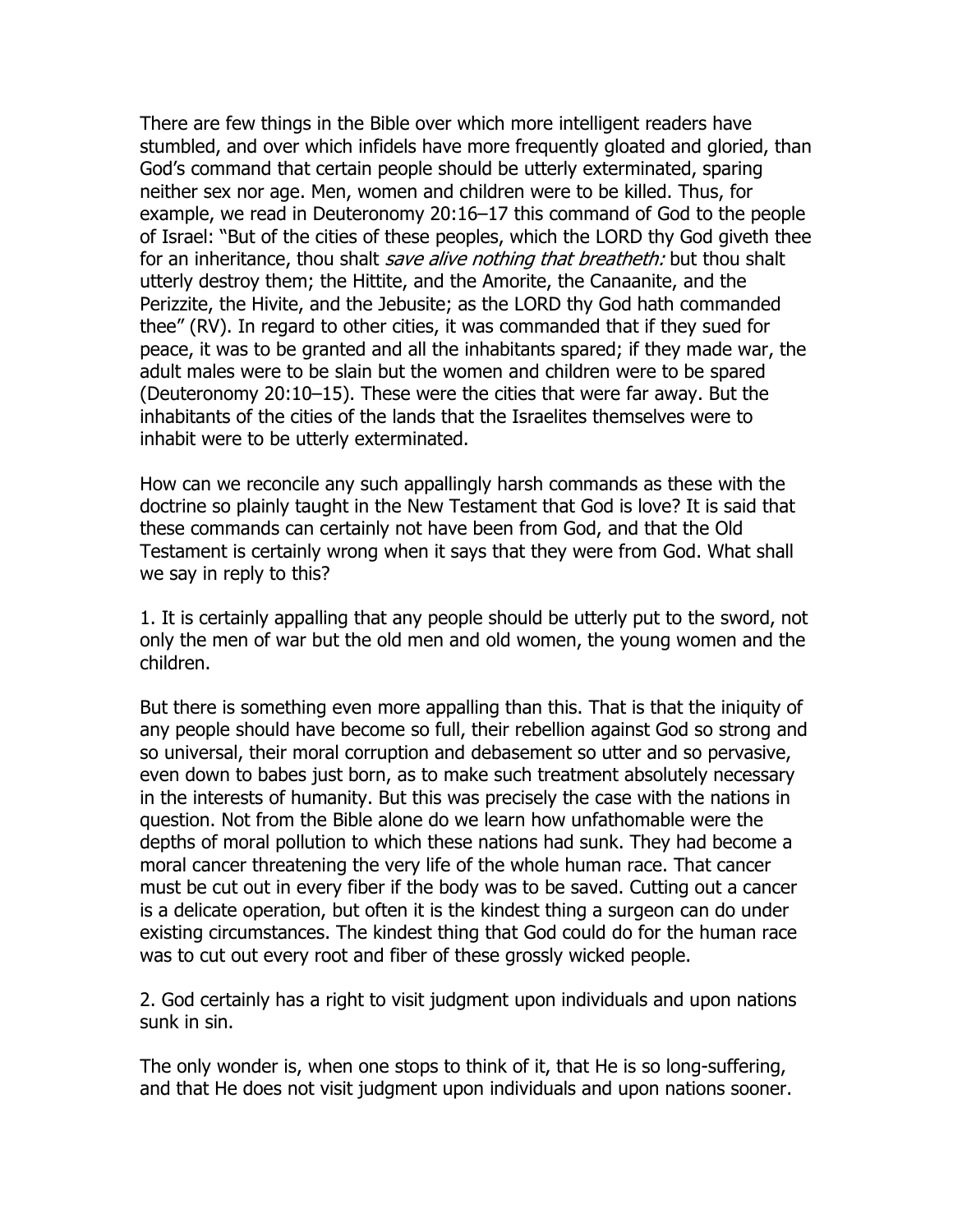There are few things in the Bible over which more intelligent readers have stumbled, and over which infidels have more frequently gloated and gloried, than God's command that certain people should be utterly exterminated, sparing neither sex nor age. Men, women and children were to be killed. Thus, for example, we read in Deuteronomy 20:16–17 this command of God to the people of Israel: "But of the cities of these peoples, which the LORD thy God giveth thee for an inheritance, thou shalt *save alive nothing that breatheth:* but thou shalt utterly destroy them; the Hittite, and the Amorite, the Canaanite, and the Perizzite, the Hivite, and the Jebusite; as the LORD thy God hath commanded thee" (RV). In regard to other cities, it was commanded that if they sued for peace, it was to be granted and all the inhabitants spared; if they made war, the adult males were to be slain but the women and children were to be spared (Deuteronomy 20:10–15). These were the cities that were far away. But the inhabitants of the cities of the lands that the Israelites themselves were to inhabit were to be utterly exterminated.

How can we reconcile any such appallingly harsh commands as these with the doctrine so plainly taught in the New Testament that God is love? It is said that these commands can certainly not have been from God, and that the Old Testament is certainly wrong when it says that they were from God. What shall we say in reply to this?

1. It is certainly appalling that any people should be utterly put to the sword, not only the men of war but the old men and old women, the young women and the children.

But there is something even more appalling than this. That is that the iniquity of any people should have become so full, their rebellion against God so strong and so universal, their moral corruption and debasement so utter and so pervasive, even down to babes just born, as to make such treatment absolutely necessary in the interests of humanity. But this was precisely the case with the nations in question. Not from the Bible alone do we learn how unfathomable were the depths of moral pollution to which these nations had sunk. They had become a moral cancer threatening the very life of the whole human race. That cancer must be cut out in every fiber if the body was to be saved. Cutting out a cancer is a delicate operation, but often it is the kindest thing a surgeon can do under existing circumstances. The kindest thing that God could do for the human race was to cut out every root and fiber of these grossly wicked people.

2. God certainly has a right to visit judgment upon individuals and upon nations sunk in sin.

The only wonder is, when one stops to think of it, that He is so long-suffering, and that He does not visit judgment upon individuals and upon nations sooner.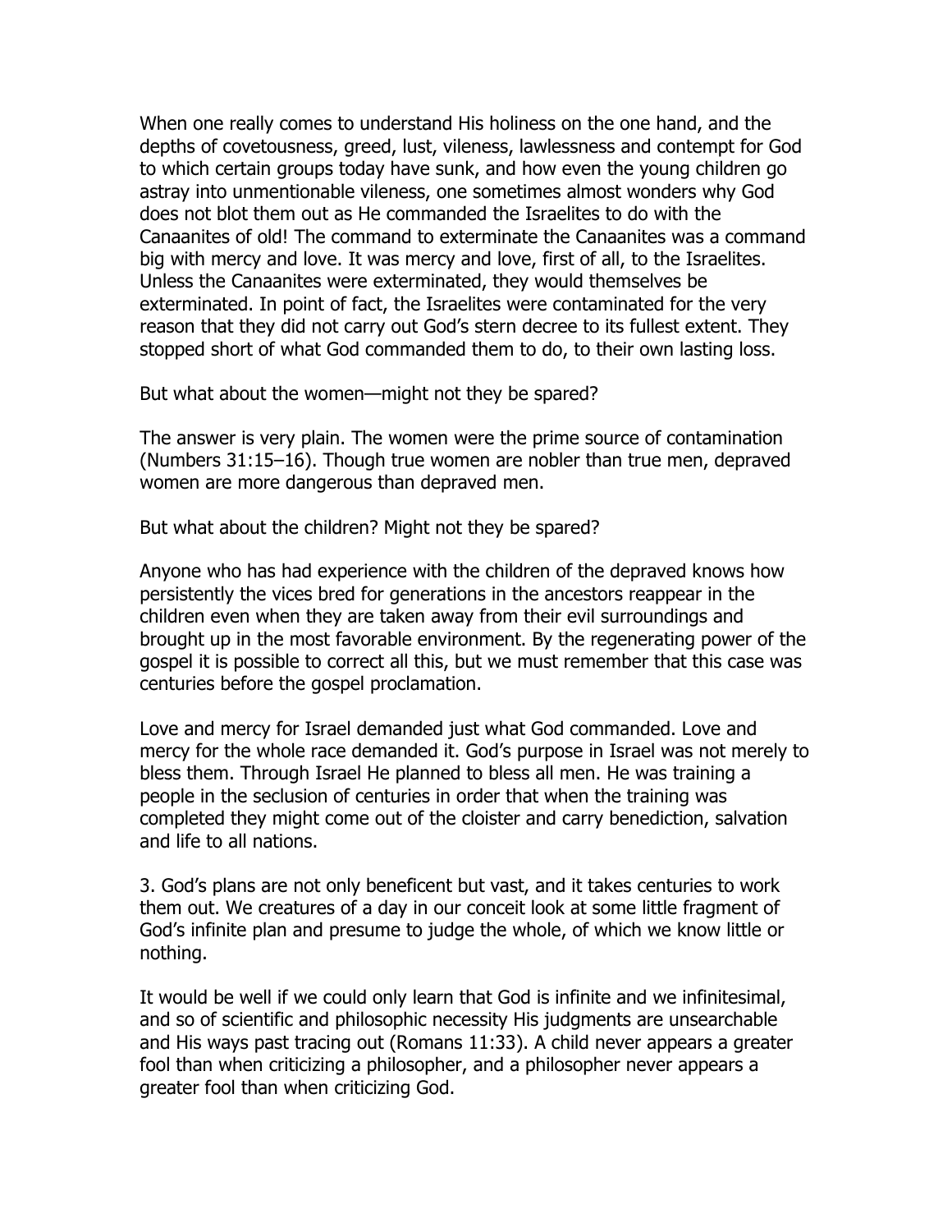When one really comes to understand His holiness on the one hand, and the depths of covetousness, greed, lust, vileness, lawlessness and contempt for God to which certain groups today have sunk, and how even the young children go astray into unmentionable vileness, one sometimes almost wonders why God does not blot them out as He commanded the Israelites to do with the Canaanites of old! The command to exterminate the Canaanites was a command big with mercy and love. It was mercy and love, first of all, to the Israelites. Unless the Canaanites were exterminated, they would themselves be exterminated. In point of fact, the Israelites were contaminated for the very reason that they did not carry out God's stern decree to its fullest extent. They stopped short of what God commanded them to do, to their own lasting loss.

But what about the women—might not they be spared?

The answer is very plain. The women were the prime source of contamination (Numbers 31:15–16). Though true women are nobler than true men, depraved women are more dangerous than depraved men.

But what about the children? Might not they be spared?

Anyone who has had experience with the children of the depraved knows how persistently the vices bred for generations in the ancestors reappear in the children even when they are taken away from their evil surroundings and brought up in the most favorable environment. By the regenerating power of the gospel it is possible to correct all this, but we must remember that this case was centuries before the gospel proclamation.

Love and mercy for Israel demanded just what God commanded. Love and mercy for the whole race demanded it. God's purpose in Israel was not merely to bless them. Through Israel He planned to bless all men. He was training a people in the seclusion of centuries in order that when the training was completed they might come out of the cloister and carry benediction, salvation and life to all nations.

3. God's plans are not only beneficent but vast, and it takes centuries to work them out. We creatures of a day in our conceit look at some little fragment of God's infinite plan and presume to judge the whole, of which we know little or nothing.

It would be well if we could only learn that God is infinite and we infinitesimal, and so of scientific and philosophic necessity His judgments are unsearchable and His ways past tracing out (Romans 11:33). A child never appears a greater fool than when criticizing a philosopher, and a philosopher never appears a greater fool than when criticizing God.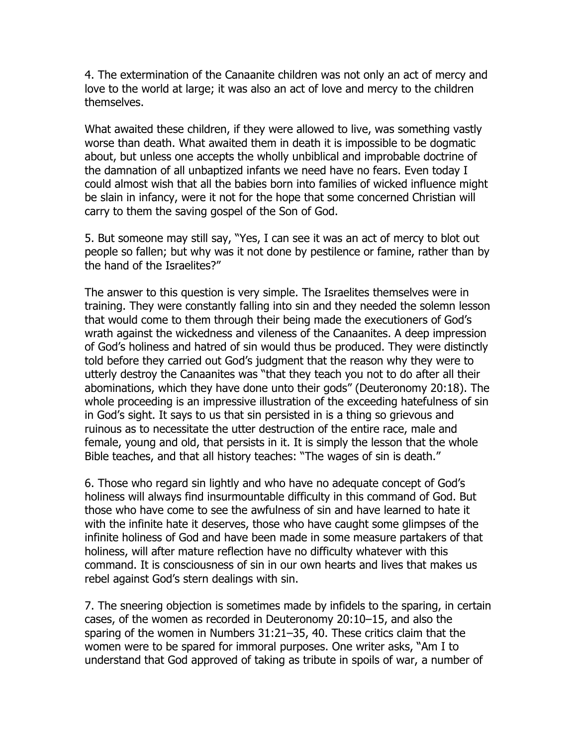4. The extermination of the Canaanite children was not only an act of mercy and love to the world at large; it was also an act of love and mercy to the children themselves.

What awaited these children, if they were allowed to live, was something vastly worse than death. What awaited them in death it is impossible to be dogmatic about, but unless one accepts the wholly unbiblical and improbable doctrine of the damnation of all unbaptized infants we need have no fears. Even today I could almost wish that all the babies born into families of wicked influence might be slain in infancy, were it not for the hope that some concerned Christian will carry to them the saving gospel of the Son of God.

5. But someone may still say, "Yes, I can see it was an act of mercy to blot out people so fallen; but why was it not done by pestilence or famine, rather than by the hand of the Israelites?"

The answer to this question is very simple. The Israelites themselves were in training. They were constantly falling into sin and they needed the solemn lesson that would come to them through their being made the executioners of God's wrath against the wickedness and vileness of the Canaanites. A deep impression of God's holiness and hatred of sin would thus be produced. They were distinctly told before they carried out God's judgment that the reason why they were to utterly destroy the Canaanites was "that they teach you not to do after all their abominations, which they have done unto their gods" (Deuteronomy 20:18). The whole proceeding is an impressive illustration of the exceeding hatefulness of sin in God's sight. It says to us that sin persisted in is a thing so grievous and ruinous as to necessitate the utter destruction of the entire race, male and female, young and old, that persists in it. It is simply the lesson that the whole Bible teaches, and that all history teaches: "The wages of sin is death."

6. Those who regard sin lightly and who have no adequate concept of God's holiness will always find insurmountable difficulty in this command of God. But those who have come to see the awfulness of sin and have learned to hate it with the infinite hate it deserves, those who have caught some glimpses of the infinite holiness of God and have been made in some measure partakers of that holiness, will after mature reflection have no difficulty whatever with this command. It is consciousness of sin in our own hearts and lives that makes us rebel against God's stern dealings with sin.

7. The sneering objection is sometimes made by infidels to the sparing, in certain cases, of the women as recorded in Deuteronomy 20:10–15, and also the sparing of the women in Numbers 31:21–35, 40. These critics claim that the women were to be spared for immoral purposes. One writer asks, "Am I to understand that God approved of taking as tribute in spoils of war, a number of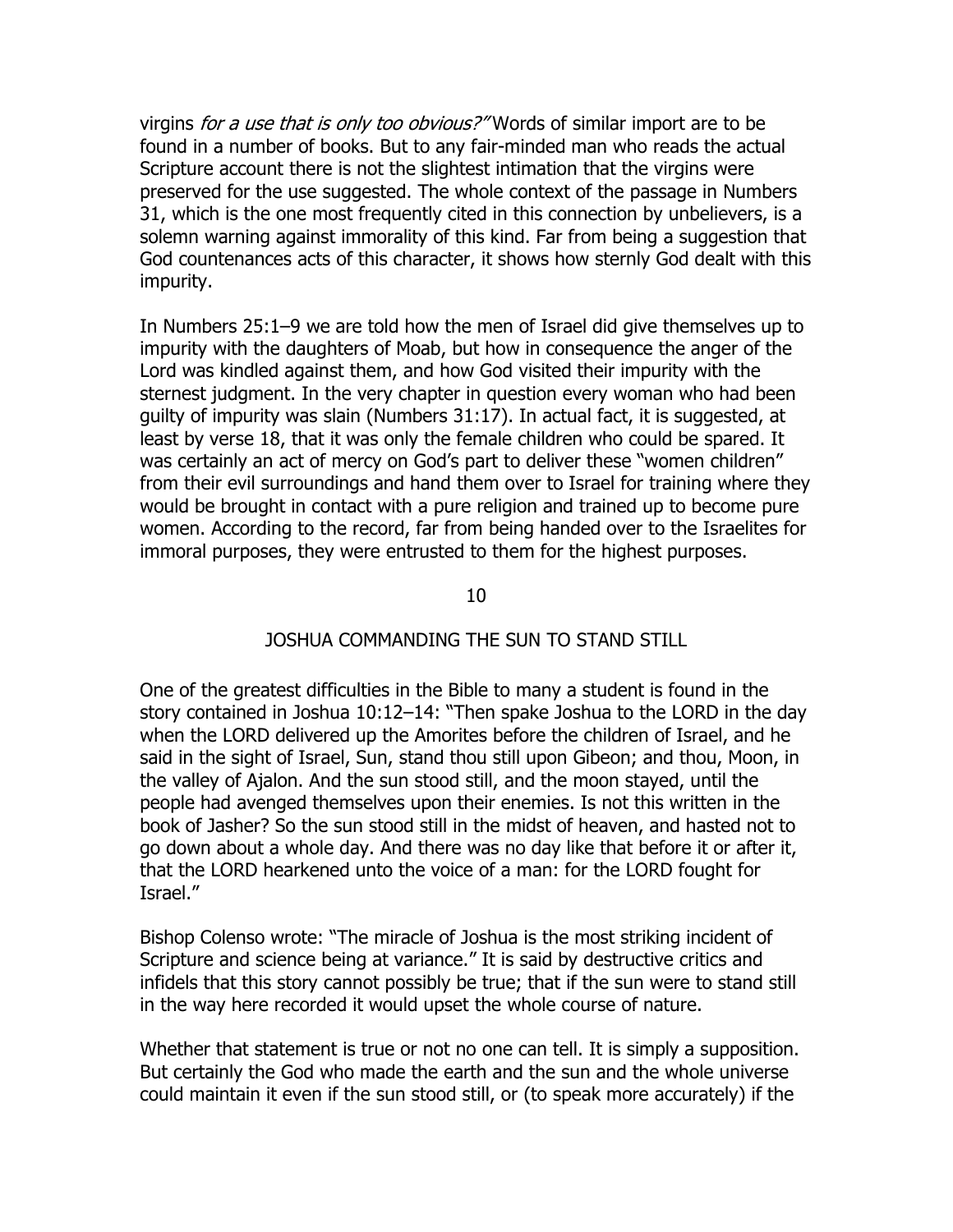virgins *for a use that is only too obvious?"* Words of similar import are to be found in a number of books. But to any fair-minded man who reads the actual Scripture account there is not the slightest intimation that the virgins were preserved for the use suggested. The whole context of the passage in Numbers 31, which is the one most frequently cited in this connection by unbelievers, is a solemn warning against immorality of this kind. Far from being a suggestion that God countenances acts of this character, it shows how sternly God dealt with this impurity.

In Numbers 25:1–9 we are told how the men of Israel did give themselves up to impurity with the daughters of Moab, but how in consequence the anger of the Lord was kindled against them, and how God visited their impurity with the sternest judgment. In the very chapter in question every woman who had been guilty of impurity was slain (Numbers 31:17). In actual fact, it is suggested, at least by verse 18, that it was only the female children who could be spared. It was certainly an act of mercy on God's part to deliver these "women children" from their evil surroundings and hand them over to Israel for training where they would be brought in contact with a pure religion and trained up to become pure women. According to the record, far from being handed over to the Israelites for immoral purposes, they were entrusted to them for the highest purposes.

## 10

## JOSHUA COMMANDING THE SUN TO STAND STILL

One of the greatest difficulties in the Bible to many a student is found in the story contained in Joshua 10:12–14: "Then spake Joshua to the LORD in the day when the LORD delivered up the Amorites before the children of Israel, and he said in the sight of Israel, Sun, stand thou still upon Gibeon; and thou, Moon, in the valley of Ajalon. And the sun stood still, and the moon stayed, until the people had avenged themselves upon their enemies. Is not this written in the book of Jasher? So the sun stood still in the midst of heaven, and hasted not to go down about a whole day. And there was no day like that before it or after it, that the LORD hearkened unto the voice of a man: for the LORD fought for Israel."

Bishop Colenso wrote: "The miracle of Joshua is the most striking incident of Scripture and science being at variance." It is said by destructive critics and infidels that this story cannot possibly be true; that if the sun were to stand still in the way here recorded it would upset the whole course of nature.

Whether that statement is true or not no one can tell. It is simply a supposition. But certainly the God who made the earth and the sun and the whole universe could maintain it even if the sun stood still, or (to speak more accurately) if the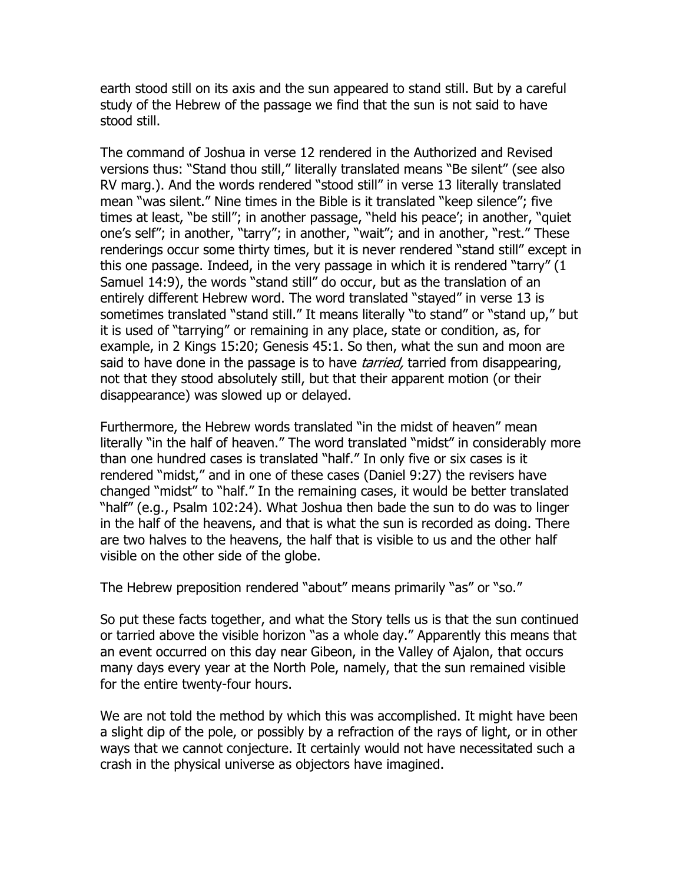earth stood still on its axis and the sun appeared to stand still. But by a careful study of the Hebrew of the passage we find that the sun is not said to have stood still.

The command of Joshua in verse 12 rendered in the Authorized and Revised versions thus: "Stand thou still," literally translated means "Be silent" (see also RV marg.). And the words rendered "stood still" in verse 13 literally translated mean "was silent." Nine times in the Bible is it translated "keep silence"; five times at least, "be still"; in another passage, "held his peace'; in another, "quiet one's self"; in another, "tarry"; in another, "wait"; and in another, "rest." These renderings occur some thirty times, but it is never rendered "stand still" except in this one passage. Indeed, in the very passage in which it is rendered "tarry" (1 Samuel 14:9), the words "stand still" do occur, but as the translation of an entirely different Hebrew word. The word translated "stayed" in verse 13 is sometimes translated "stand still." It means literally "to stand" or "stand up," but it is used of "tarrying" or remaining in any place, state or condition, as, for example, in 2 Kings 15:20; Genesis 45:1. So then, what the sun and moon are said to have done in the passage is to have *tarried,* tarried from disappearing, not that they stood absolutely still, but that their apparent motion (or their disappearance) was slowed up or delayed.

Furthermore, the Hebrew words translated "in the midst of heaven" mean literally "in the half of heaven." The word translated "midst" in considerably more than one hundred cases is translated "half." In only five or six cases is it rendered "midst," and in one of these cases (Daniel 9:27) the revisers have changed "midst" to "half." In the remaining cases, it would be better translated "half" (e.g., Psalm 102:24). What Joshua then bade the sun to do was to linger in the half of the heavens, and that is what the sun is recorded as doing. There are two halves to the heavens, the half that is visible to us and the other half visible on the other side of the globe.

The Hebrew preposition rendered "about" means primarily "as" or "so."

So put these facts together, and what the Story tells us is that the sun continued or tarried above the visible horizon "as a whole day." Apparently this means that an event occurred on this day near Gibeon, in the Valley of Ajalon, that occurs many days every year at the North Pole, namely, that the sun remained visible for the entire twenty-four hours.

We are not told the method by which this was accomplished. It might have been a slight dip of the pole, or possibly by a refraction of the rays of light, or in other ways that we cannot conjecture. It certainly would not have necessitated such a crash in the physical universe as objectors have imagined.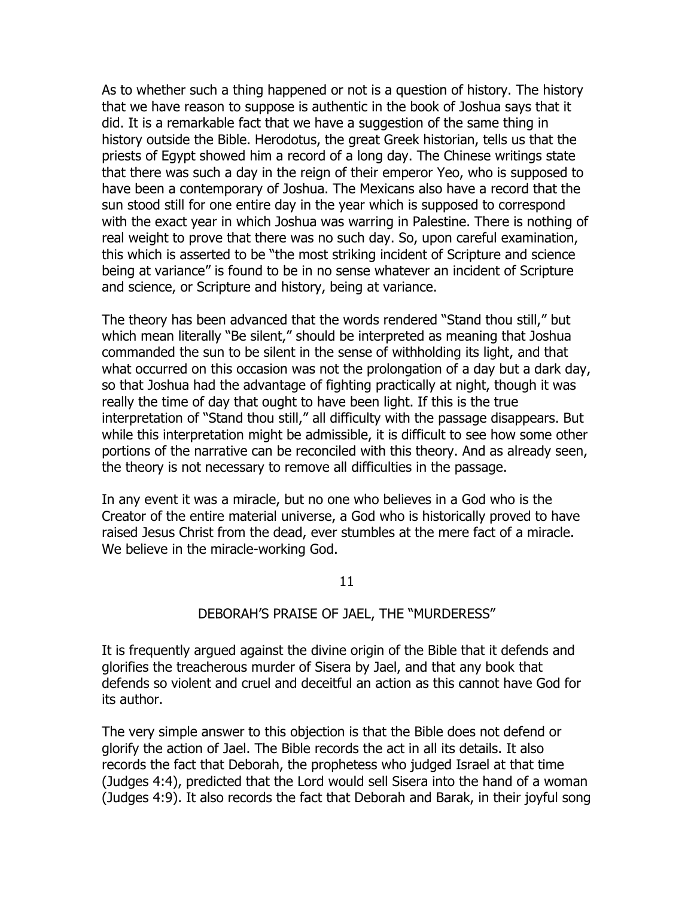As to whether such a thing happened or not is a question of history. The history that we have reason to suppose is authentic in the book of Joshua says that it did. It is a remarkable fact that we have a suggestion of the same thing in history outside the Bible. Herodotus, the great Greek historian, tells us that the priests of Egypt showed him a record of a long day. The Chinese writings state that there was such a day in the reign of their emperor Yeo, who is supposed to have been a contemporary of Joshua. The Mexicans also have a record that the sun stood still for one entire day in the year which is supposed to correspond with the exact year in which Joshua was warring in Palestine. There is nothing of real weight to prove that there was no such day. So, upon careful examination, this which is asserted to be "the most striking incident of Scripture and science being at variance" is found to be in no sense whatever an incident of Scripture and science, or Scripture and history, being at variance.

The theory has been advanced that the words rendered "Stand thou still," but which mean literally "Be silent," should be interpreted as meaning that Joshua commanded the sun to be silent in the sense of withholding its light, and that what occurred on this occasion was not the prolongation of a day but a dark day, so that Joshua had the advantage of fighting practically at night, though it was really the time of day that ought to have been light. If this is the true interpretation of "Stand thou still," all difficulty with the passage disappears. But while this interpretation might be admissible, it is difficult to see how some other portions of the narrative can be reconciled with this theory. And as already seen, the theory is not necessary to remove all difficulties in the passage.

In any event it was a miracle, but no one who believes in a God who is the Creator of the entire material universe, a God who is historically proved to have raised Jesus Christ from the dead, ever stumbles at the mere fact of a miracle. We believe in the miracle-working God.

## 11

## DEBORAH'S PRAISE OF JAEL, THE "MURDERESS"

It is frequently argued against the divine origin of the Bible that it defends and glorifies the treacherous murder of Sisera by Jael, and that any book that defends so violent and cruel and deceitful an action as this cannot have God for its author.

The very simple answer to this objection is that the Bible does not defend or glorify the action of Jael. The Bible records the act in all its details. It also records the fact that Deborah, the prophetess who judged Israel at that time (Judges 4:4), predicted that the Lord would sell Sisera into the hand of a woman (Judges 4:9). It also records the fact that Deborah and Barak, in their joyful song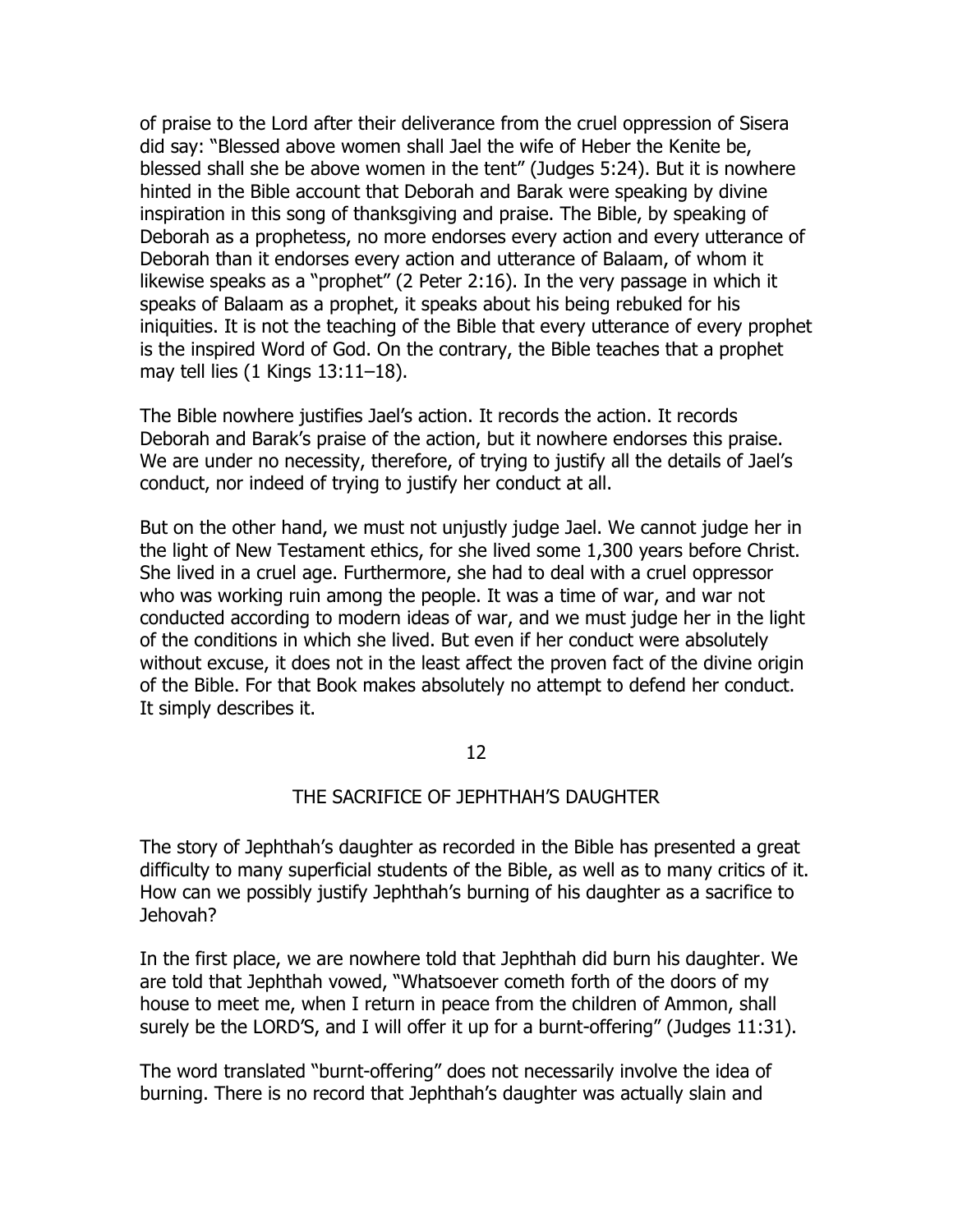of praise to the Lord after their deliverance from the cruel oppression of Sisera did say: "Blessed above women shall Jael the wife of Heber the Kenite be, blessed shall she be above women in the tent" (Judges 5:24). But it is nowhere hinted in the Bible account that Deborah and Barak were speaking by divine inspiration in this song of thanksgiving and praise. The Bible, by speaking of Deborah as a prophetess, no more endorses every action and every utterance of Deborah than it endorses every action and utterance of Balaam, of whom it likewise speaks as a "prophet" (2 Peter 2:16). In the very passage in which it speaks of Balaam as a prophet, it speaks about his being rebuked for his iniquities. It is not the teaching of the Bible that every utterance of every prophet is the inspired Word of God. On the contrary, the Bible teaches that a prophet may tell lies (1 Kings 13:11–18).

The Bible nowhere justifies Jael's action. It records the action. It records Deborah and Barak's praise of the action, but it nowhere endorses this praise. We are under no necessity, therefore, of trying to justify all the details of Jael's conduct, nor indeed of trying to justify her conduct at all.

But on the other hand, we must not unjustly judge Jael. We cannot judge her in the light of New Testament ethics, for she lived some 1,300 years before Christ. She lived in a cruel age. Furthermore, she had to deal with a cruel oppressor who was working ruin among the people. It was a time of war, and war not conducted according to modern ideas of war, and we must judge her in the light of the conditions in which she lived. But even if her conduct were absolutely without excuse, it does not in the least affect the proven fact of the divine origin of the Bible. For that Book makes absolutely no attempt to defend her conduct. It simply describes it.

## 12

## THE SACRIFICE OF JEPHTHAH'S DAUGHTER

The story of Jephthah's daughter as recorded in the Bible has presented a great difficulty to many superficial students of the Bible, as well as to many critics of it. How can we possibly justify Jephthah's burning of his daughter as a sacrifice to Jehovah?

In the first place, we are nowhere told that Jephthah did burn his daughter. We are told that Jephthah vowed, "Whatsoever cometh forth of the doors of my house to meet me, when I return in peace from the children of Ammon, shall surely be the LORD'S, and I will offer it up for a burnt-offering" (Judges 11:31).

The word translated "burnt-offering" does not necessarily involve the idea of burning. There is no record that Jephthah's daughter was actually slain and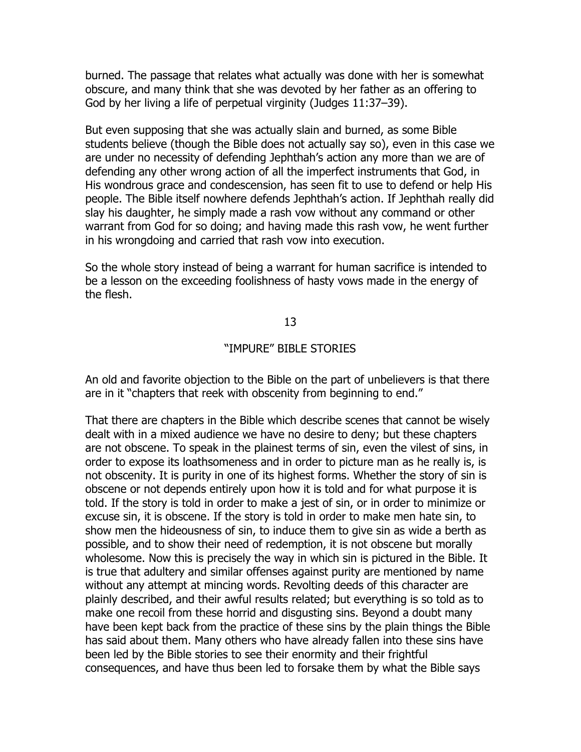burned. The passage that relates what actually was done with her is somewhat obscure, and many think that she was devoted by her father as an offering to God by her living a life of perpetual virginity (Judges 11:37–39).

But even supposing that she was actually slain and burned, as some Bible students believe (though the Bible does not actually say so), even in this case we are under no necessity of defending Jephthah's action any more than we are of defending any other wrong action of all the imperfect instruments that God, in His wondrous grace and condescension, has seen fit to use to defend or help His people. The Bible itself nowhere defends Jephthah's action. If Jephthah really did slay his daughter, he simply made a rash vow without any command or other warrant from God for so doing; and having made this rash vow, he went further in his wrongdoing and carried that rash vow into execution.

So the whole story instead of being a warrant for human sacrifice is intended to be a lesson on the exceeding foolishness of hasty vows made in the energy of the flesh.

## 13

## "IMPURE" BIBLE STORIES

An old and favorite objection to the Bible on the part of unbelievers is that there are in it "chapters that reek with obscenity from beginning to end."

That there are chapters in the Bible which describe scenes that cannot be wisely dealt with in a mixed audience we have no desire to deny; but these chapters are not obscene. To speak in the plainest terms of sin, even the vilest of sins, in order to expose its loathsomeness and in order to picture man as he really is, is not obscenity. It is purity in one of its highest forms. Whether the story of sin is obscene or not depends entirely upon how it is told and for what purpose it is told. If the story is told in order to make a jest of sin, or in order to minimize or excuse sin, it is obscene. If the story is told in order to make men hate sin, to show men the hideousness of sin, to induce them to give sin as wide a berth as possible, and to show their need of redemption, it is not obscene but morally wholesome. Now this is precisely the way in which sin is pictured in the Bible. It is true that adultery and similar offenses against purity are mentioned by name without any attempt at mincing words. Revolting deeds of this character are plainly described, and their awful results related; but everything is so told as to make one recoil from these horrid and disgusting sins. Beyond a doubt many have been kept back from the practice of these sins by the plain things the Bible has said about them. Many others who have already fallen into these sins have been led by the Bible stories to see their enormity and their frightful consequences, and have thus been led to forsake them by what the Bible says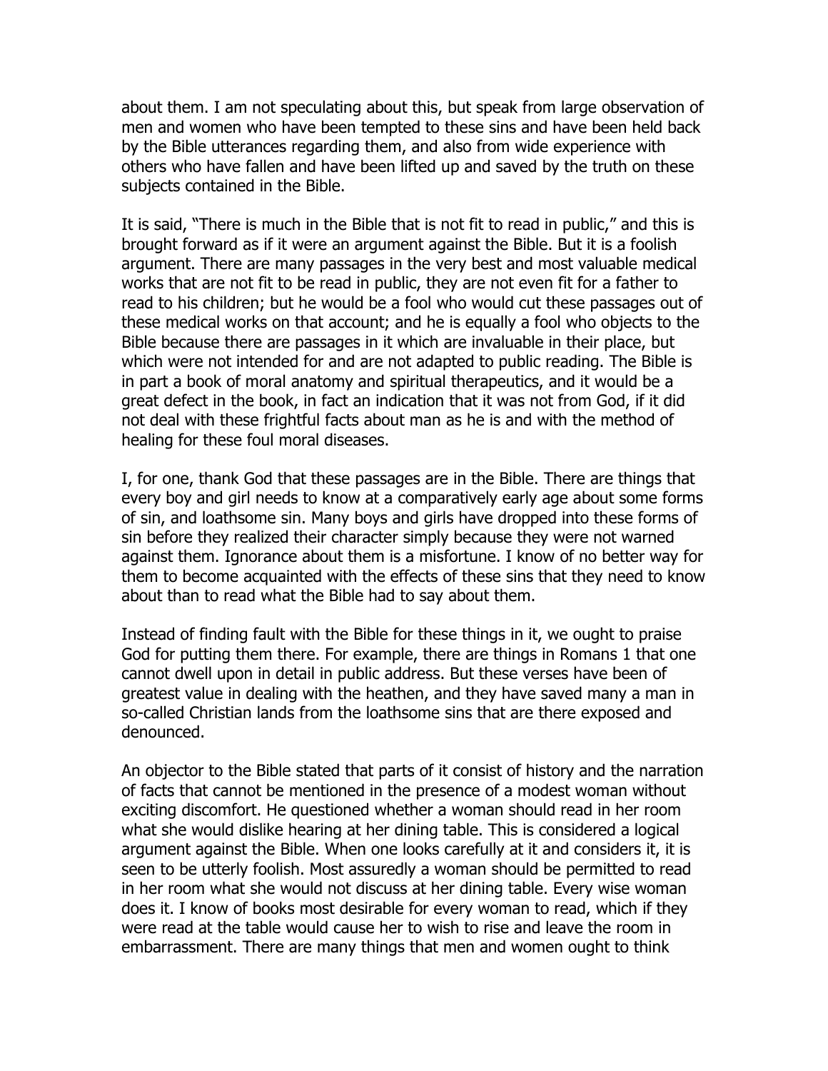about them. I am not speculating about this, but speak from large observation of men and women who have been tempted to these sins and have been held back by the Bible utterances regarding them, and also from wide experience with others who have fallen and have been lifted up and saved by the truth on these subjects contained in the Bible.

It is said, "There is much in the Bible that is not fit to read in public," and this is brought forward as if it were an argument against the Bible. But it is a foolish argument. There are many passages in the very best and most valuable medical works that are not fit to be read in public, they are not even fit for a father to read to his children; but he would be a fool who would cut these passages out of these medical works on that account; and he is equally a fool who objects to the Bible because there are passages in it which are invaluable in their place, but which were not intended for and are not adapted to public reading. The Bible is in part a book of moral anatomy and spiritual therapeutics, and it would be a great defect in the book, in fact an indication that it was not from God, if it did not deal with these frightful facts about man as he is and with the method of healing for these foul moral diseases.

I, for one, thank God that these passages are in the Bible. There are things that every boy and girl needs to know at a comparatively early age about some forms of sin, and loathsome sin. Many boys and girls have dropped into these forms of sin before they realized their character simply because they were not warned against them. Ignorance about them is a misfortune. I know of no better way for them to become acquainted with the effects of these sins that they need to know about than to read what the Bible had to say about them.

Instead of finding fault with the Bible for these things in it, we ought to praise God for putting them there. For example, there are things in Romans 1 that one cannot dwell upon in detail in public address. But these verses have been of greatest value in dealing with the heathen, and they have saved many a man in so-called Christian lands from the loathsome sins that are there exposed and denounced.

An objector to the Bible stated that parts of it consist of history and the narration of facts that cannot be mentioned in the presence of a modest woman without exciting discomfort. He questioned whether a woman should read in her room what she would dislike hearing at her dining table. This is considered a logical argument against the Bible. When one looks carefully at it and considers it, it is seen to be utterly foolish. Most assuredly a woman should be permitted to read in her room what she would not discuss at her dining table. Every wise woman does it. I know of books most desirable for every woman to read, which if they were read at the table would cause her to wish to rise and leave the room in embarrassment. There are many things that men and women ought to think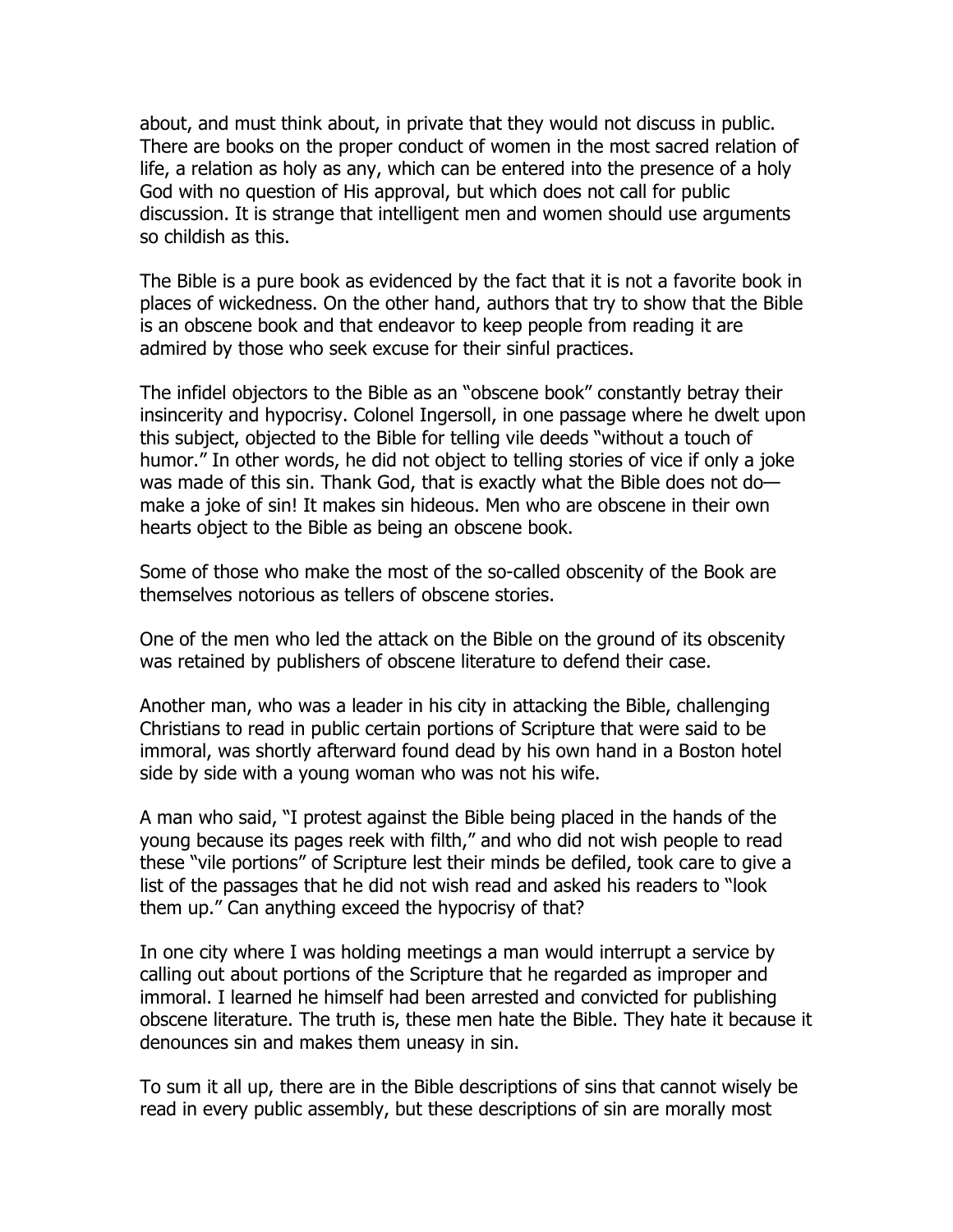about, and must think about, in private that they would not discuss in public. There are books on the proper conduct of women in the most sacred relation of life, a relation as holy as any, which can be entered into the presence of a holy God with no question of His approval, but which does not call for public discussion. It is strange that intelligent men and women should use arguments so childish as this.

The Bible is a pure book as evidenced by the fact that it is not a favorite book in places of wickedness. On the other hand, authors that try to show that the Bible is an obscene book and that endeavor to keep people from reading it are admired by those who seek excuse for their sinful practices.

The infidel objectors to the Bible as an "obscene book" constantly betray their insincerity and hypocrisy. Colonel Ingersoll, in one passage where he dwelt upon this subject, objected to the Bible for telling vile deeds "without a touch of humor." In other words, he did not object to telling stories of vice if only a joke was made of this sin. Thank God, that is exactly what the Bible does not do—make a joke of sin! It makes sin hideous. Men who are obscene in their own hearts object to the Bible as being an obscene book.

Some of those who make the most of the so-called obscenity of the Book are themselves notorious as tellers of obscene stories.

One of the men who led the attack on the Bible on the ground of its obscenity was retained by publishers of obscene literature to defend their case.

Another man, who was a leader in his city in attacking the Bible, challenging Christians to read in public certain portions of Scripture that were said to be immoral, was shortly afterward found dead by his own hand in a Boston hotel side by side with a young woman who was not his wife.

A man who said, "I protest against the Bible being placed in the hands of the young because its pages reek with filth," and who did not wish people to read these "vile portions" of Scripture lest their minds be defiled, took care to give a list of the passages that he did not wish read and asked his readers to "look them up." Can anything exceed the hypocrisy of that?

In one city where I was holding meetings a man would interrupt a service by calling out about portions of the Scripture that he regarded as improper and immoral. I learned he himself had been arrested and convicted for publishing obscene literature. The truth is, these men hate the Bible. They hate it because it denounces sin and makes them uneasy in sin.

To sum it all up, there are in the Bible descriptions of sins that cannot wisely be read in every public assembly, but these descriptions of sin are morally most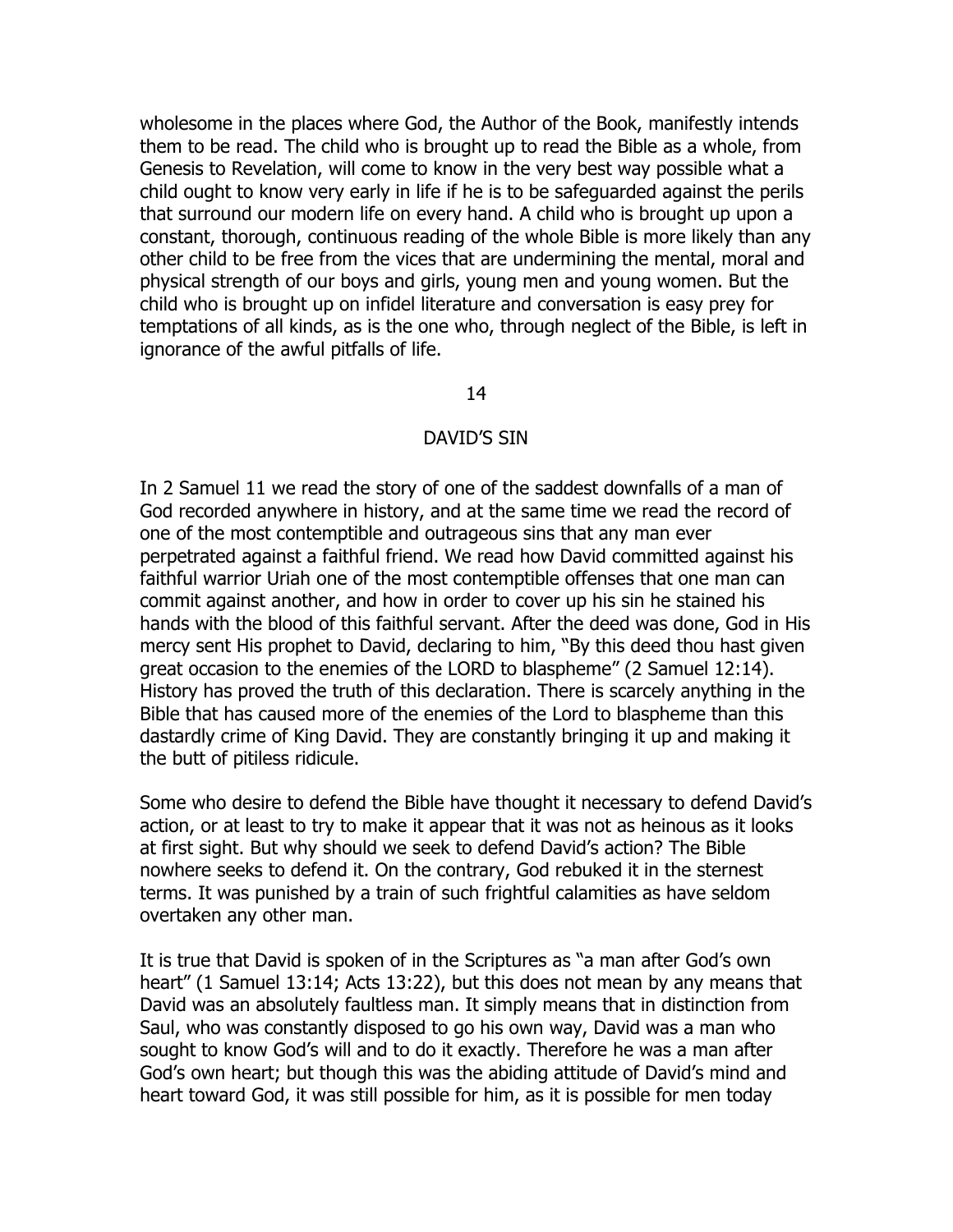wholesome in the places where God, the Author of the Book, manifestly intends them to be read. The child who is brought up to read the Bible as a whole, from Genesis to Revelation, will come to know in the very best way possible what a child ought to know very early in life if he is to be safeguarded against the perils that surround our modern life on every hand. A child who is brought up upon a constant, thorough, continuous reading of the whole Bible is more likely than any other child to be free from the vices that are undermining the mental, moral and physical strength of our boys and girls, young men and young women. But the child who is brought up on infidel literature and conversation is easy prey for temptations of all kinds, as is the one who, through neglect of the Bible, is left in ignorance of the awful pitfalls of life.

## 14

## DAVID'S SIN

In 2 Samuel 11 we read the story of one of the saddest downfalls of a man of God recorded anywhere in history, and at the same time we read the record of one of the most contemptible and outrageous sins that any man ever perpetrated against a faithful friend. We read how David committed against his faithful warrior Uriah one of the most contemptible offenses that one man can commit against another, and how in order to cover up his sin he stained his hands with the blood of this faithful servant. After the deed was done, God in His mercy sent His prophet to David, declaring to him, "By this deed thou hast given great occasion to the enemies of the LORD to blaspheme" (2 Samuel 12:14). History has proved the truth of this declaration. There is scarcely anything in the Bible that has caused more of the enemies of the Lord to blaspheme than this dastardly crime of King David. They are constantly bringing it up and making it the butt of pitiless ridicule.

Some who desire to defend the Bible have thought it necessary to defend David's action, or at least to try to make it appear that it was not as heinous as it looks at first sight. But why should we seek to defend David's action? The Bible nowhere seeks to defend it. On the contrary, God rebuked it in the sternest terms. It was punished by a train of such frightful calamities as have seldom overtaken any other man.

It is true that David is spoken of in the Scriptures as "a man after God's own heart" (1 Samuel 13:14; Acts 13:22), but this does not mean by any means that David was an absolutely faultless man. It simply means that in distinction from Saul, who was constantly disposed to go his own way, David was a man who sought to know God's will and to do it exactly. Therefore he was a man after God's own heart; but though this was the abiding attitude of David's mind and heart toward God, it was still possible for him, as it is possible for men today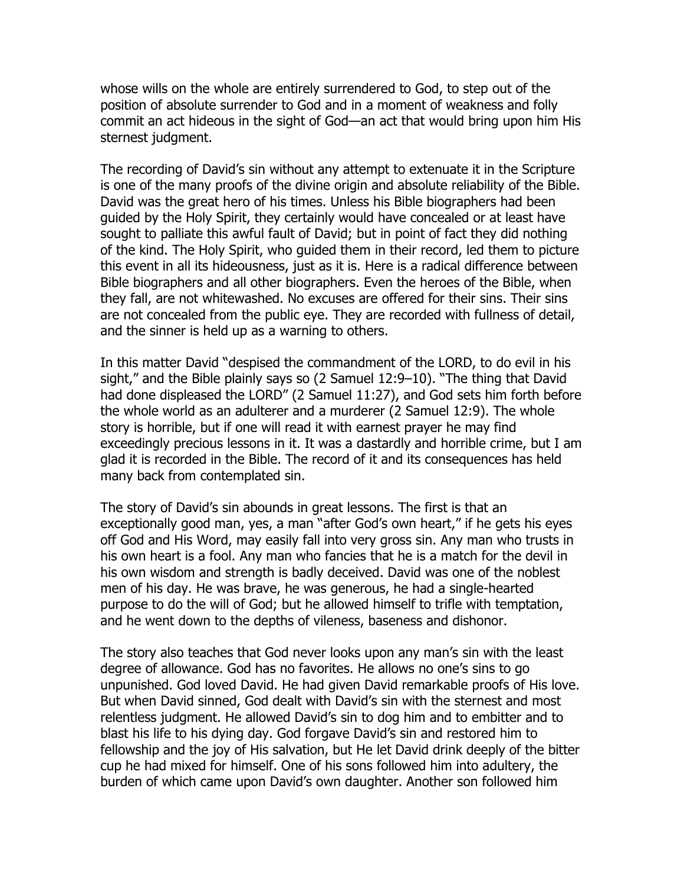whose wills on the whole are entirely surrendered to God, to step out of the position of absolute surrender to God and in a moment of weakness and folly commit an act hideous in the sight of God—an act that would bring upon him His sternest judgment.

The recording of David's sin without any attempt to extenuate it in the Scripture is one of the many proofs of the divine origin and absolute reliability of the Bible. David was the great hero of his times. Unless his Bible biographers had been guided by the Holy Spirit, they certainly would have concealed or at least have sought to palliate this awful fault of David; but in point of fact they did nothing of the kind. The Holy Spirit, who guided them in their record, led them to picture this event in all its hideousness, just as it is. Here is a radical difference between Bible biographers and all other biographers. Even the heroes of the Bible, when they fall, are not whitewashed. No excuses are offered for their sins. Their sins are not concealed from the public eye. They are recorded with fullness of detail, and the sinner is held up as a warning to others.

In this matter David "despised the commandment of the LORD, to do evil in his sight," and the Bible plainly says so (2 Samuel 12:9–10). "The thing that David had done displeased the LORD" (2 Samuel 11:27), and God sets him forth before the whole world as an adulterer and a murderer (2 Samuel 12:9). The whole story is horrible, but if one will read it with earnest prayer he may find exceedingly precious lessons in it. It was a dastardly and horrible crime, but I am glad it is recorded in the Bible. The record of it and its consequences has held many back from contemplated sin.

The story of David's sin abounds in great lessons. The first is that an exceptionally good man, yes, a man "after God's own heart," if he gets his eyes off God and His Word, may easily fall into very gross sin. Any man who trusts in his own heart is a fool. Any man who fancies that he is a match for the devil in his own wisdom and strength is badly deceived. David was one of the noblest men of his day. He was brave, he was generous, he had a single-hearted purpose to do the will of God; but he allowed himself to trifle with temptation, and he went down to the depths of vileness, baseness and dishonor.

The story also teaches that God never looks upon any man's sin with the least degree of allowance. God has no favorites. He allows no one's sins to go unpunished. God loved David. He had given David remarkable proofs of His love. But when David sinned, God dealt with David's sin with the sternest and most relentless judgment. He allowed David's sin to dog him and to embitter and to blast his life to his dying day. God forgave David's sin and restored him to fellowship and the joy of His salvation, but He let David drink deeply of the bitter cup he had mixed for himself. One of his sons followed him into adultery, the burden of which came upon David's own daughter. Another son followed him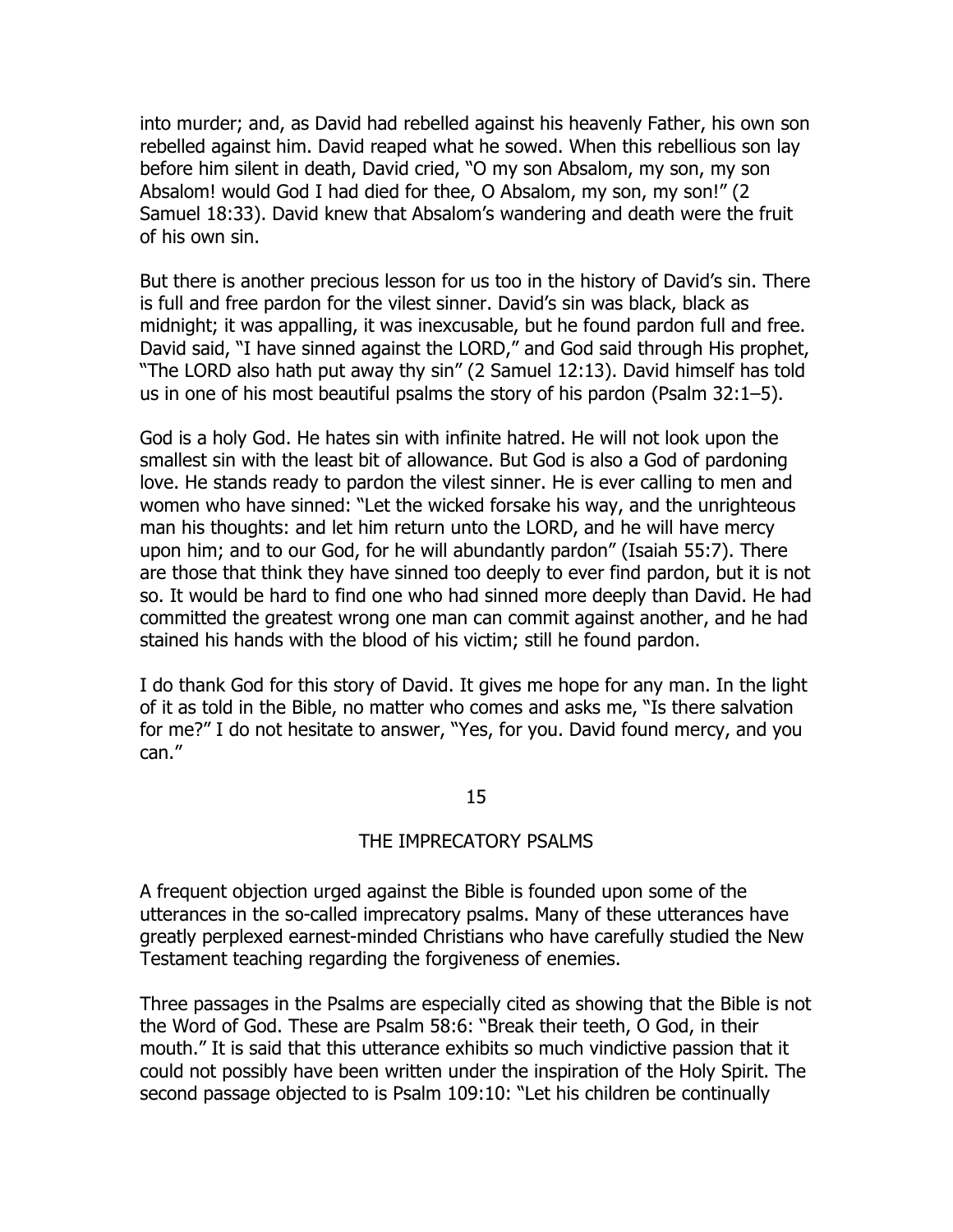into murder; and, as David had rebelled against his heavenly Father, his own son rebelled against him. David reaped what he sowed. When this rebellious son lay before him silent in death, David cried, "O my son Absalom, my son, my son Absalom! would God I had died for thee, O Absalom, my son, my son!" (2 Samuel 18:33). David knew that Absalom's wandering and death were the fruit of his own sin.

But there is another precious lesson for us too in the history of David's sin. There is full and free pardon for the vilest sinner. David's sin was black, black as midnight; it was appalling, it was inexcusable, but he found pardon full and free. David said, "I have sinned against the LORD," and God said through His prophet, "The LORD also hath put away thy sin" (2 Samuel 12:13). David himself has told us in one of his most beautiful psalms the story of his pardon (Psalm 32:1–5).

God is a holy God. He hates sin with infinite hatred. He will not look upon the smallest sin with the least bit of allowance. But God is also a God of pardoning love. He stands ready to pardon the vilest sinner. He is ever calling to men and women who have sinned: "Let the wicked forsake his way, and the unrighteous man his thoughts: and let him return unto the LORD, and he will have mercy upon him; and to our God, for he will abundantly pardon" (Isaiah 55:7). There are those that think they have sinned too deeply to ever find pardon, but it is not so. It would be hard to find one who had sinned more deeply than David. He had committed the greatest wrong one man can commit against another, and he had stained his hands with the blood of his victim; still he found pardon.

I do thank God for this story of David. It gives me hope for any man. In the light of it as told in the Bible, no matter who comes and asks me, "Is there salvation for me?" I do not hesitate to answer, "Yes, for you. David found mercy, and you can."

## 15

## THE IMPRECATORY PSALMS

A frequent objection urged against the Bible is founded upon some of the utterances in the so-called imprecatory psalms. Many of these utterances have greatly perplexed earnest-minded Christians who have carefully studied the New Testament teaching regarding the forgiveness of enemies.

Three passages in the Psalms are especially cited as showing that the Bible is not the Word of God. These are Psalm 58:6: "Break their teeth, O God, in their mouth." It is said that this utterance exhibits so much vindictive passion that it could not possibly have been written under the inspiration of the Holy Spirit. The second passage objected to is Psalm 109:10: "Let his children be continually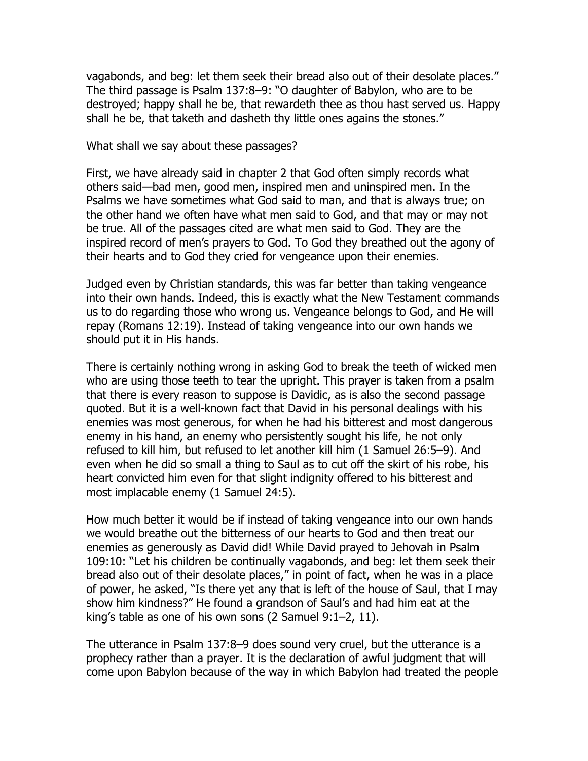vagabonds, and beg: let them seek their bread also out of their desolate places." The third passage is Psalm 137:8–9: "O daughter of Babylon, who are to be destroyed; happy shall he be, that rewardeth thee as thou hast served us. Happy shall he be, that taketh and dasheth thy little ones agains the stones."

What shall we say about these passages?

First, we have already said in chapter 2 that God often simply records what others said—bad men, good men, inspired men and uninspired men. In the Psalms we have sometimes what God said to man, and that is always true; on the other hand we often have what men said to God, and that may or may not be true. All of the passages cited are what men said to God. They are the inspired record of men's prayers to God. To God they breathed out the agony of their hearts and to God they cried for vengeance upon their enemies.

Judged even by Christian standards, this was far better than taking vengeance into their own hands. Indeed, this is exactly what the New Testament commands us to do regarding those who wrong us. Vengeance belongs to God, and He will repay (Romans 12:19). Instead of taking vengeance into our own hands we should put it in His hands.

There is certainly nothing wrong in asking God to break the teeth of wicked men who are using those teeth to tear the upright. This prayer is taken from a psalm that there is every reason to suppose is Davidic, as is also the second passage quoted. But it is a well-known fact that David in his personal dealings with his enemies was most generous, for when he had his bitterest and most dangerous enemy in his hand, an enemy who persistently sought his life, he not only refused to kill him, but refused to let another kill him (1 Samuel 26:5–9). And even when he did so small a thing to Saul as to cut off the skirt of his robe, his heart convicted him even for that slight indignity offered to his bitterest and most implacable enemy (1 Samuel 24:5).

How much better it would be if instead of taking vengeance into our own hands we would breathe out the bitterness of our hearts to God and then treat our enemies as generously as David did! While David prayed to Jehovah in Psalm 109:10: "Let his children be continually vagabonds, and beg: let them seek their bread also out of their desolate places," in point of fact, when he was in a place of power, he asked, "Is there yet any that is left of the house of Saul, that I may show him kindness?" He found a grandson of Saul's and had him eat at the king's table as one of his own sons (2 Samuel 9:1–2, 11).

The utterance in Psalm 137:8–9 does sound very cruel, but the utterance is a prophecy rather than a prayer. It is the declaration of awful judgment that will come upon Babylon because of the way in which Babylon had treated the people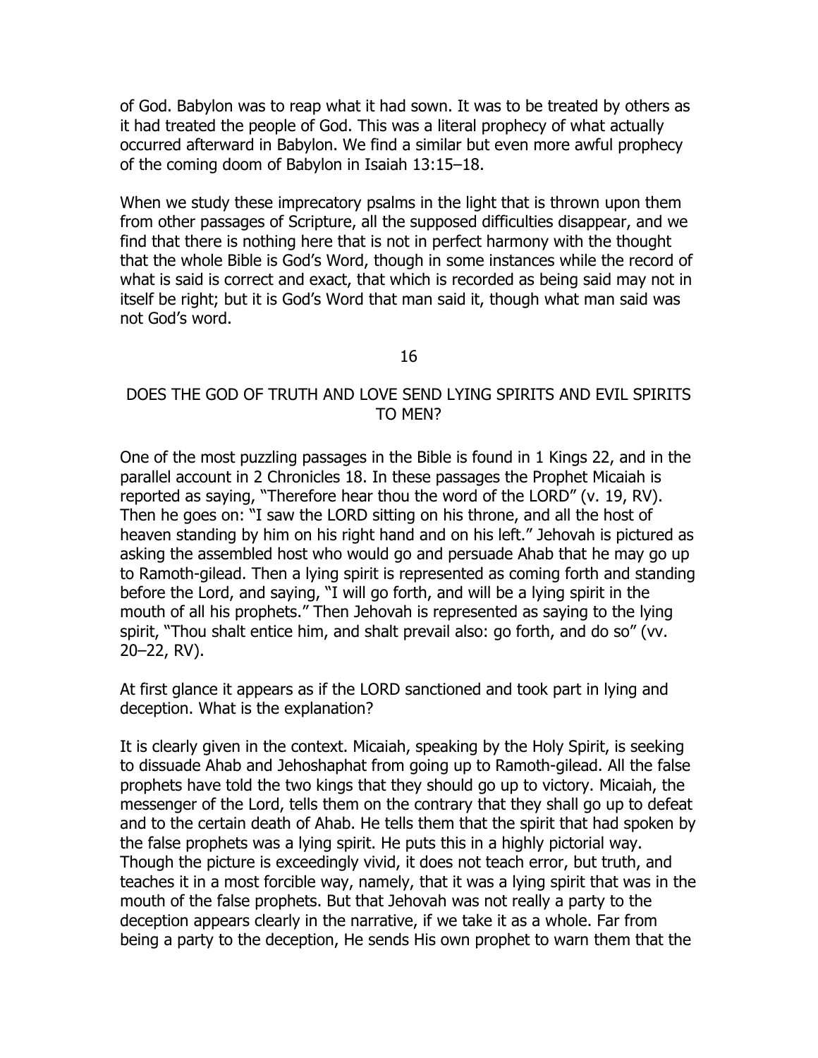of God. Babylon was to reap what it had sown. It was to be treated by others as it had treated the people of God. This was a literal prophecy of what actually occurred afterward in Babylon. We find a similar but even more awful prophecy of the coming doom of Babylon in Isaiah 13:15–18.

When we study these imprecatory psalms in the light that is thrown upon them from other passages of Scripture, all the supposed difficulties disappear, and we find that there is nothing here that is not in perfect harmony with the thought that the whole Bible is God's Word, though in some instances while the record of what is said is correct and exact, that which is recorded as being said may not in itself be right; but it is God's Word that man said it, though what man said was not God's word.

## 16

## DOES THE GOD OF TRUTH AND LOVE SEND LYING SPIRITS AND EVIL SPIRITS TO MEN?

One of the most puzzling passages in the Bible is found in 1 Kings 22, and in the parallel account in 2 Chronicles 18. In these passages the Prophet Micaiah is reported as saying, "Therefore hear thou the word of the LORD" (v. 19, RV). Then he goes on: "I saw the LORD sitting on his throne, and all the host of heaven standing by him on his right hand and on his left." Jehovah is pictured as asking the assembled host who would go and persuade Ahab that he may go up to Ramoth-gilead. Then a lying spirit is represented as coming forth and standing before the Lord, and saying, "I will go forth, and will be a lying spirit in the mouth of all his prophets." Then Jehovah is represented as saying to the lying spirit, "Thou shalt entice him, and shalt prevail also: go forth, and do so" (vv. 20–22, RV).

At first glance it appears as if the LORD sanctioned and took part in lying and deception. What is the explanation?

It is clearly given in the context. Micaiah, speaking by the Holy Spirit, is seeking to dissuade Ahab and Jehoshaphat from going up to Ramoth-gilead. All the false prophets have told the two kings that they should go up to victory. Micaiah, the messenger of the Lord, tells them on the contrary that they shall go up to defeat and to the certain death of Ahab. He tells them that the spirit that had spoken by the false prophets was a lying spirit. He puts this in a highly pictorial way. Though the picture is exceedingly vivid, it does not teach error, but truth, and teaches it in a most forcible way, namely, that it was a lying spirit that was in the mouth of the false prophets. But that Jehovah was not really a party to the deception appears clearly in the narrative, if we take it as a whole. Far from being a party to the deception, He sends His own prophet to warn them that the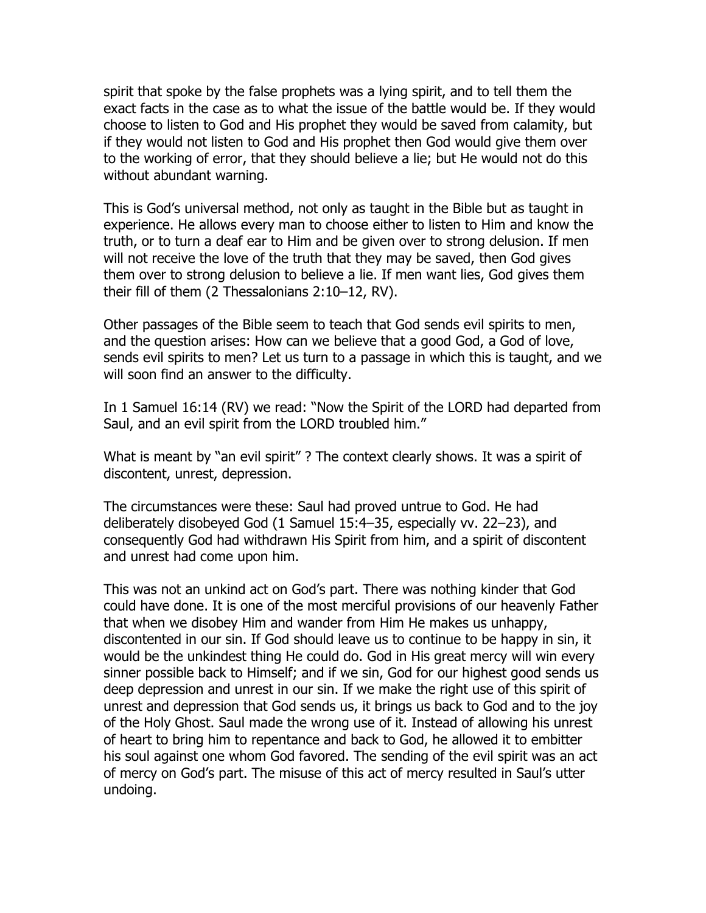spirit that spoke by the false prophets was a lying spirit, and to tell them the exact facts in the case as to what the issue of the battle would be. If they would choose to listen to God and His prophet they would be saved from calamity, but if they would not listen to God and His prophet then God would give them over to the working of error, that they should believe a lie; but He would not do this without abundant warning.

This is God's universal method, not only as taught in the Bible but as taught in experience. He allows every man to choose either to listen to Him and know the truth, or to turn a deaf ear to Him and be given over to strong delusion. If men will not receive the love of the truth that they may be saved, then God gives them over to strong delusion to believe a lie. If men want lies, God gives them their fill of them (2 Thessalonians 2:10–12, RV).

Other passages of the Bible seem to teach that God sends evil spirits to men, and the question arises: How can we believe that a good God, a God of love, sends evil spirits to men? Let us turn to a passage in which this is taught, and we will soon find an answer to the difficulty.

In 1 Samuel 16:14 (RV) we read: "Now the Spirit of the LORD had departed from Saul, and an evil spirit from the LORD troubled him."

What is meant by "an evil spirit" ? The context clearly shows. It was a spirit of discontent, unrest, depression.

The circumstances were these: Saul had proved untrue to God. He had deliberately disobeyed God (1 Samuel 15:4–35, especially vv. 22–23), and consequently God had withdrawn His Spirit from him, and a spirit of discontent and unrest had come upon him.

This was not an unkind act on God's part. There was nothing kinder that God could have done. It is one of the most merciful provisions of our heavenly Father that when we disobey Him and wander from Him He makes us unhappy, discontented in our sin. If God should leave us to continue to be happy in sin, it would be the unkindest thing He could do. God in His great mercy will win every sinner possible back to Himself; and if we sin, God for our highest good sends us deep depression and unrest in our sin. If we make the right use of this spirit of unrest and depression that God sends us, it brings us back to God and to the joy of the Holy Ghost. Saul made the wrong use of it. Instead of allowing his unrest of heart to bring him to repentance and back to God, he allowed it to embitter his soul against one whom God favored. The sending of the evil spirit was an act of mercy on God's part. The misuse of this act of mercy resulted in Saul's utter undoing.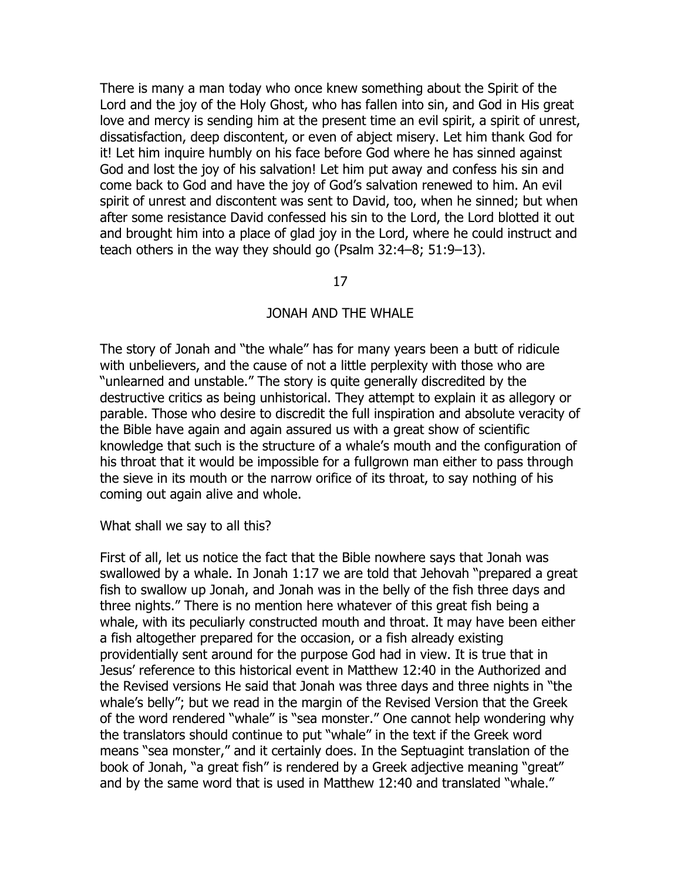There is many a man today who once knew something about the Spirit of the Lord and the joy of the Holy Ghost, who has fallen into sin, and God in His great love and mercy is sending him at the present time an evil spirit, a spirit of unrest, dissatisfaction, deep discontent, or even of abject misery. Let him thank God for it! Let him inquire humbly on his face before God where he has sinned against God and lost the joy of his salvation! Let him put away and confess his sin and come back to God and have the joy of God's salvation renewed to him. An evil spirit of unrest and discontent was sent to David, too, when he sinned; but when after some resistance David confessed his sin to the Lord, the Lord blotted it out and brought him into a place of glad joy in the Lord, where he could instruct and teach others in the way they should go (Psalm 32:4–8; 51:9–13).

## 17

## JONAH AND THE WHALE

The story of Jonah and "the whale" has for many years been a butt of ridicule with unbelievers, and the cause of not a little perplexity with those who are "unlearned and unstable." The story is quite generally discredited by the destructive critics as being unhistorical. They attempt to explain it as allegory or parable. Those who desire to discredit the full inspiration and absolute veracity of the Bible have again and again assured us with a great show of scientific knowledge that such is the structure of a whale's mouth and the configuration of his throat that it would be impossible for a fullgrown man either to pass through the sieve in its mouth or the narrow orifice of its throat, to say nothing of his coming out again alive and whole.

What shall we say to all this?

First of all, let us notice the fact that the Bible nowhere says that Jonah was swallowed by a whale. In Jonah 1:17 we are told that Jehovah "prepared a great fish to swallow up Jonah, and Jonah was in the belly of the fish three days and three nights." There is no mention here whatever of this great fish being a whale, with its peculiarly constructed mouth and throat. It may have been either a fish altogether prepared for the occasion, or a fish already existing providentially sent around for the purpose God had in view. It is true that in Jesus' reference to this historical event in Matthew 12:40 in the Authorized and the Revised versions He said that Jonah was three days and three nights in "the whale's belly"; but we read in the margin of the Revised Version that the Greek of the word rendered "whale" is "sea monster." One cannot help wondering why the translators should continue to put "whale" in the text if the Greek word means "sea monster," and it certainly does. In the Septuagint translation of the book of Jonah, "a great fish" is rendered by a Greek adjective meaning "great" and by the same word that is used in Matthew 12:40 and translated "whale."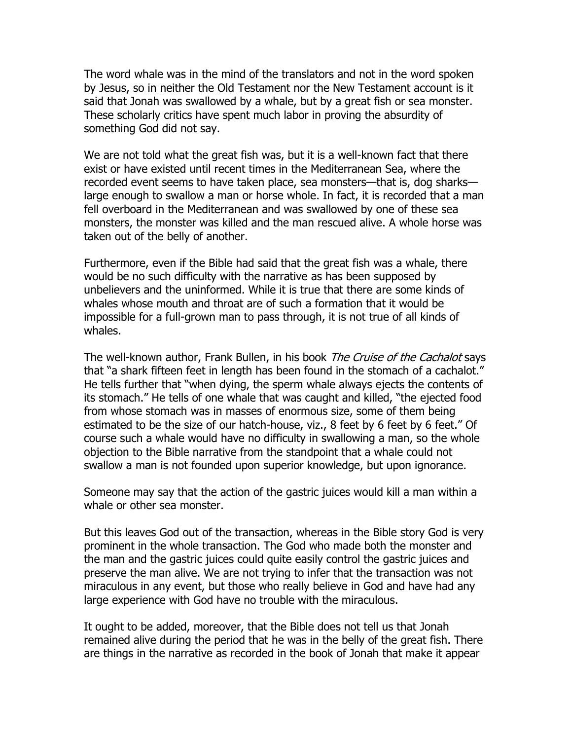The word whale was in the mind of the translators and not in the word spoken by Jesus, so in neither the Old Testament nor the New Testament account is it said that Jonah was swallowed by a whale, but by a great fish or sea monster. These scholarly critics have spent much labor in proving the absurdity of something God did not say.

We are not told what the great fish was, but it is a well-known fact that there exist or have existed until recent times in the Mediterranean Sea, where the recorded event seems to have taken place, sea monsters—that is, dog sharks—large enough to swallow a man or horse whole. In fact, it is recorded that a man fell overboard in the Mediterranean and was swallowed by one of these sea monsters, the monster was killed and the man rescued alive. A whole horse was taken out of the belly of another.

Furthermore, even if the Bible had said that the great fish was a whale, there would be no such difficulty with the narrative as has been supposed by unbelievers and the uninformed. While it is true that there are some kinds of whales whose mouth and throat are of such a formation that it would be impossible for a full-grown man to pass through, it is not true of all kinds of whales.

The well-known author, Frank Bullen, in his book *The Cruise of the Cachalot* says that "a shark fifteen feet in length has been found in the stomach of a cachalot." He tells further that "when dying, the sperm whale always ejects the contents of its stomach." He tells of one whale that was caught and killed, "the ejected food from whose stomach was in masses of enormous size, some of them being estimated to be the size of our hatch-house, viz., 8 feet by 6 feet by 6 feet." Of course such a whale would have no difficulty in swallowing a man, so the whole objection to the Bible narrative from the standpoint that a whale could not swallow a man is not founded upon superior knowledge, but upon ignorance.

Someone may say that the action of the gastric juices would kill a man within a whale or other sea monster.

But this leaves God out of the transaction, whereas in the Bible story God is very prominent in the whole transaction. The God who made both the monster and the man and the gastric juices could quite easily control the gastric juices and preserve the man alive. We are not trying to infer that the transaction was not miraculous in any event, but those who really believe in God and have had any large experience with God have no trouble with the miraculous.

It ought to be added, moreover, that the Bible does not tell us that Jonah remained alive during the period that he was in the belly of the great fish. There are things in the narrative as recorded in the book of Jonah that make it appear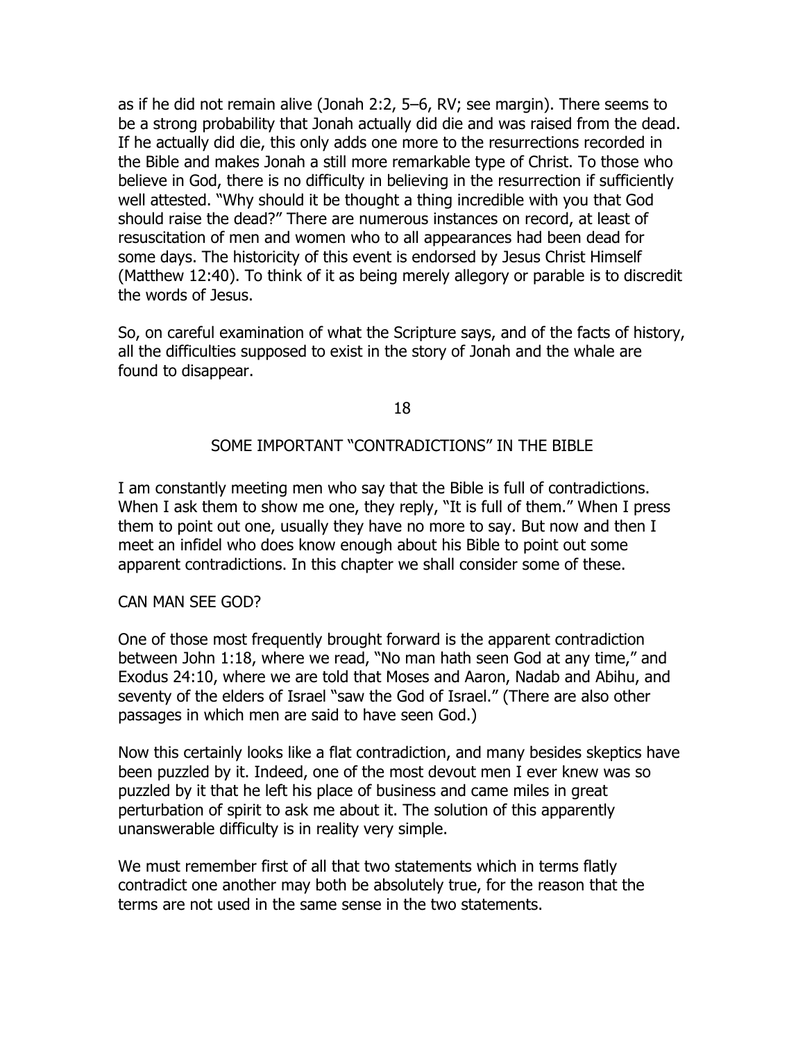as if he did not remain alive (Jonah 2:2, 5–6, RV; see margin). There seems to be a strong probability that Jonah actually did die and was raised from the dead. If he actually did die, this only adds one more to the resurrections recorded in the Bible and makes Jonah a still more remarkable type of Christ. To those who believe in God, there is no difficulty in believing in the resurrection if sufficiently well attested. "Why should it be thought a thing incredible with you that God should raise the dead?" There are numerous instances on record, at least of resuscitation of men and women who to all appearances had been dead for some days. The historicity of this event is endorsed by Jesus Christ Himself (Matthew 12:40). To think of it as being merely allegory or parable is to discredit the words of Jesus.

So, on careful examination of what the Scripture says, and of the facts of history, all the difficulties supposed to exist in the story of Jonah and the whale are found to disappear.

## 18

## SOME IMPORTANT "CONTRADICTIONS" IN THE BIBLE

I am constantly meeting men who say that the Bible is full of contradictions. When I ask them to show me one, they reply, "It is full of them." When I press them to point out one, usually they have no more to say. But now and then I meet an infidel who does know enough about his Bible to point out some apparent contradictions. In this chapter we shall consider some of these.

### CAN MAN SEE GOD?

One of those most frequently brought forward is the apparent contradiction between John 1:18, where we read, "No man hath seen God at any time," and Exodus 24:10, where we are told that Moses and Aaron, Nadab and Abihu, and seventy of the elders of Israel "saw the God of Israel." (There are also other passages in which men are said to have seen God.)

Now this certainly looks like a flat contradiction, and many besides skeptics have been puzzled by it. Indeed, one of the most devout men I ever knew was so puzzled by it that he left his place of business and came miles in great perturbation of spirit to ask me about it. The solution of this apparently unanswerable difficulty is in reality very simple.

We must remember first of all that two statements which in terms flatly contradict one another may both be absolutely true, for the reason that the terms are not used in the same sense in the two statements.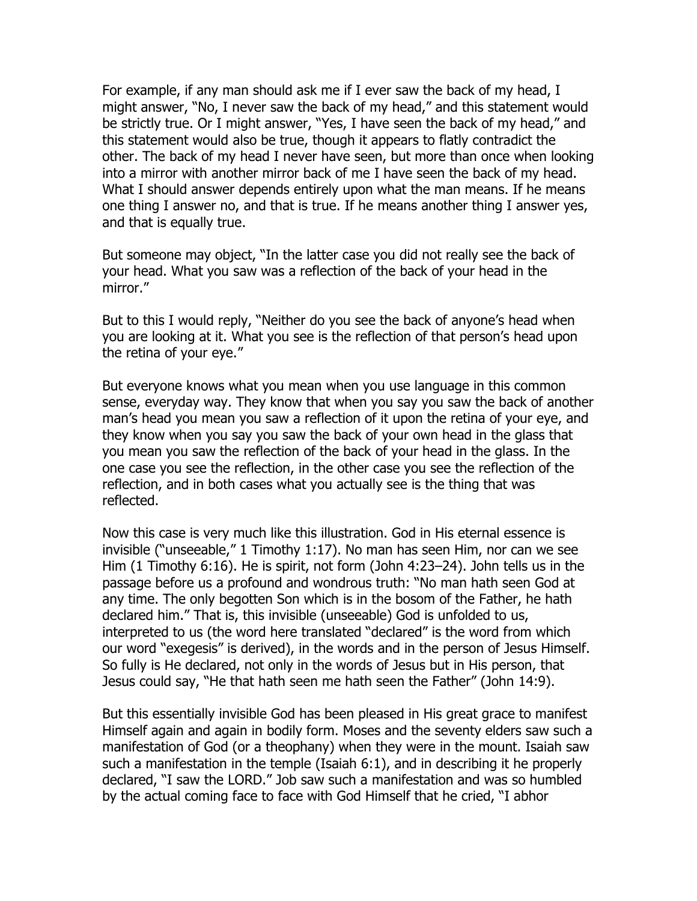For example, if any man should ask me if I ever saw the back of my head, I might answer, "No, I never saw the back of my head," and this statement would be strictly true. Or I might answer, "Yes, I have seen the back of my head," and this statement would also be true, though it appears to flatly contradict the other. The back of my head I never have seen, but more than once when looking into a mirror with another mirror back of me I have seen the back of my head. What I should answer depends entirely upon what the man means. If he means one thing I answer no, and that is true. If he means another thing I answer yes, and that is equally true.

But someone may object, "In the latter case you did not really see the back of your head. What you saw was a reflection of the back of your head in the mirror."

But to this I would reply, "Neither do you see the back of anyone's head when you are looking at it. What you see is the reflection of that person's head upon the retina of your eye."

But everyone knows what you mean when you use language in this common sense, everyday way. They know that when you say you saw the back of another man's head you mean you saw a reflection of it upon the retina of your eye, and they know when you say you saw the back of your own head in the glass that you mean you saw the reflection of the back of your head in the glass. In the one case you see the reflection, in the other case you see the reflection of the reflection, and in both cases what you actually see is the thing that was reflected.

Now this case is very much like this illustration. God in His eternal essence is invisible ("unseeable," 1 Timothy 1:17). No man has seen Him, nor can we see Him (1 Timothy 6:16). He is spirit, not form (John 4:23–24). John tells us in the passage before us a profound and wondrous truth: "No man hath seen God at any time. The only begotten Son which is in the bosom of the Father, he hath declared him." That is, this invisible (unseeable) God is unfolded to us, interpreted to us (the word here translated "declared" is the word from which our word "exegesis" is derived), in the words and in the person of Jesus Himself. So fully is He declared, not only in the words of Jesus but in His person, that Jesus could say, "He that hath seen me hath seen the Father" (John 14:9).

But this essentially invisible God has been pleased in His great grace to manifest Himself again and again in bodily form. Moses and the seventy elders saw such a manifestation of God (or a theophany) when they were in the mount. Isaiah saw such a manifestation in the temple (Isaiah 6:1), and in describing it he properly declared, "I saw the LORD." Job saw such a manifestation and was so humbled by the actual coming face to face with God Himself that he cried, "I abhor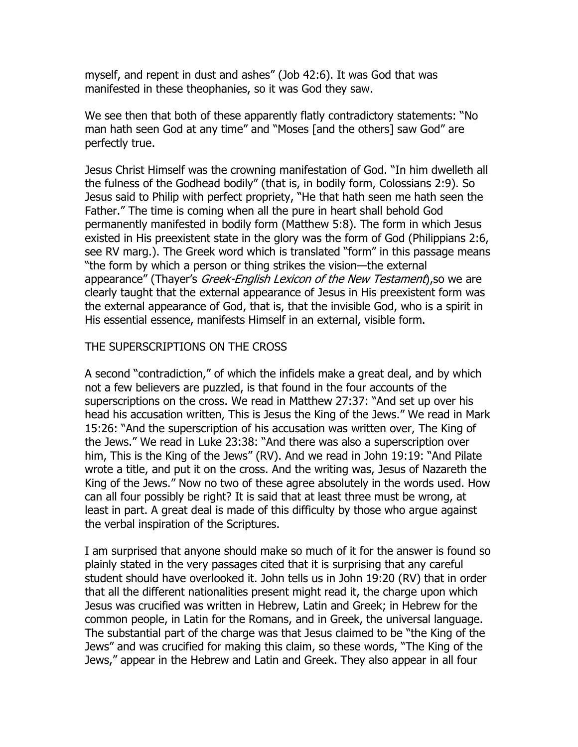myself, and repent in dust and ashes" (Job 42:6). It was God that was manifested in these theophanies, so it was God they saw.

We see then that both of these apparently flatly contradictory statements: "No man hath seen God at any time" and "Moses [and the others] saw God" are perfectly true.

Jesus Christ Himself was the crowning manifestation of God. "In him dwelleth all the fulness of the Godhead bodily" (that is, in bodily form, Colossians 2:9). So Jesus said to Philip with perfect propriety, "He that hath seen me hath seen the Father." The time is coming when all the pure in heart shall behold God permanently manifested in bodily form (Matthew 5:8). The form in which Jesus existed in His preexistent state in the glory was the form of God (Philippians 2:6, see RV marg.). The Greek word which is translated "form" in this passage means "the form by which a person or thing strikes the vision—the external appearance" (Thayer's *Greek-English Lexicon of the New Testament*),so we are clearly taught that the external appearance of Jesus in His preexistent form was the external appearance of God, that is, that the invisible God, who is a spirit in His essential essence, manifests Himself in an external, visible form.

## THE SUPERSCRIPTIONS ON THE CROSS

A second "contradiction," of which the infidels make a great deal, and by which not a few believers are puzzled, is that found in the four accounts of the superscriptions on the cross. We read in Matthew 27:37: "And set up over his head his accusation written, This is Jesus the King of the Jews." We read in Mark 15:26: "And the superscription of his accusation was written over, The King of the Jews." We read in Luke 23:38: "And there was also a superscription over him, This is the King of the Jews" (RV). And we read in John 19:19: "And Pilate wrote a title, and put it on the cross. And the writing was, Jesus of Nazareth the King of the Jews." Now no two of these agree absolutely in the words used. How can all four possibly be right? It is said that at least three must be wrong, at least in part. A great deal is made of this difficulty by those who argue against the verbal inspiration of the Scriptures.

I am surprised that anyone should make so much of it for the answer is found so plainly stated in the very passages cited that it is surprising that any careful student should have overlooked it. John tells us in John 19:20 (RV) that in order that all the different nationalities present might read it, the charge upon which Jesus was crucified was written in Hebrew, Latin and Greek; in Hebrew for the common people, in Latin for the Romans, and in Greek, the universal language. The substantial part of the charge was that Jesus claimed to be "the King of the Jews" and was crucified for making this claim, so these words, "The King of the Jews," appear in the Hebrew and Latin and Greek. They also appear in all four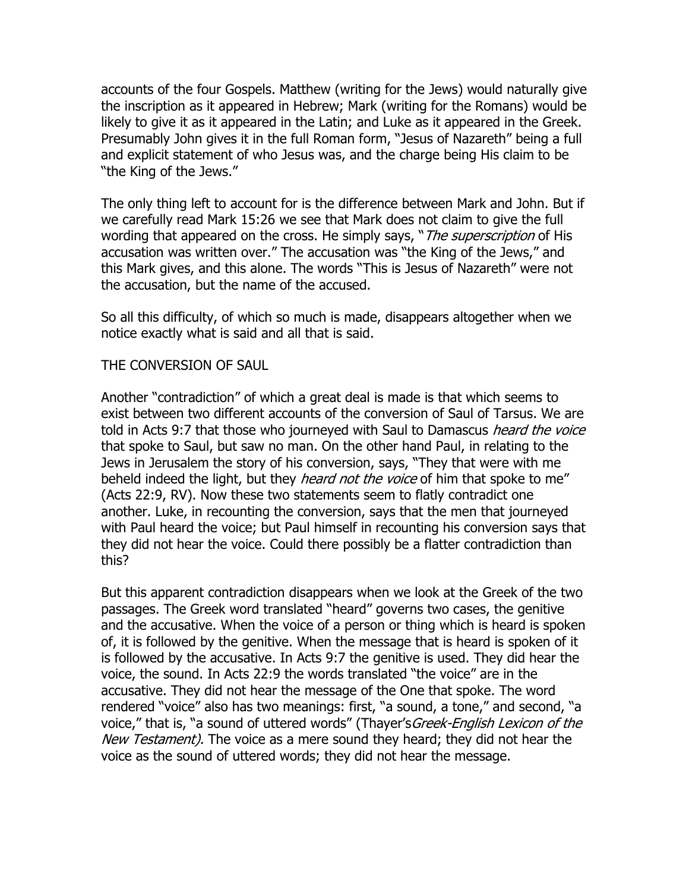accounts of the four Gospels. Matthew (writing for the Jews) would naturally give the inscription as it appeared in Hebrew; Mark (writing for the Romans) would be likely to give it as it appeared in the Latin; and Luke as it appeared in the Greek. Presumably John gives it in the full Roman form, "Jesus of Nazareth" being a full and explicit statement of who Jesus was, and the charge being His claim to be "the King of the Jews."

The only thing left to account for is the difference between Mark and John. But if we carefully read Mark 15:26 we see that Mark does not claim to give the full wording that appeared on the cross. He simply says, "*The superscription* of His accusation was written over." The accusation was "the King of the Jews," and this Mark gives, and this alone. The words "This is Jesus of Nazareth" were not the accusation, but the name of the accused.

So all this difficulty, of which so much is made, disappears altogether when we notice exactly what is said and all that is said.

## THE CONVERSION OF SAUL

Another "contradiction" of which a great deal is made is that which seems to exist between two different accounts of the conversion of Saul of Tarsus. We are told in Acts 9:7 that those who journeyed with Saul to Damascus *heard the voice* that spoke to Saul, but saw no man. On the other hand Paul, in relating to the Jews in Jerusalem the story of his conversion, says, "They that were with me beheld indeed the light, but they *heard not the voice* of him that spoke to me" (Acts 22:9, RV). Now these two statements seem to flatly contradict one another. Luke, in recounting the conversion, says that the men that journeyed with Paul heard the voice; but Paul himself in recounting his conversion says that they did not hear the voice. Could there possibly be a flatter contradiction than this?

But this apparent contradiction disappears when we look at the Greek of the two passages. The Greek word translated "heard" governs two cases, the genitive and the accusative. When the voice of a person or thing which is heard is spoken of, it is followed by the genitive. When the message that is heard is spoken of it is followed by the accusative. In Acts 9:7 the genitive is used. They did hear the voice, the sound. In Acts 22:9 the words translated "the voice" are in the accusative. They did not hear the message of the One that spoke. The word rendered "voice" also has two meanings: first, "a sound, a tone," and second, "a voice," that is, "a sound of uttered words" (Thayer's *Greek-English Lexicon of the New Testament).* The voice as a mere sound they heard; they did not hear the voice as the sound of uttered words; they did not hear the message.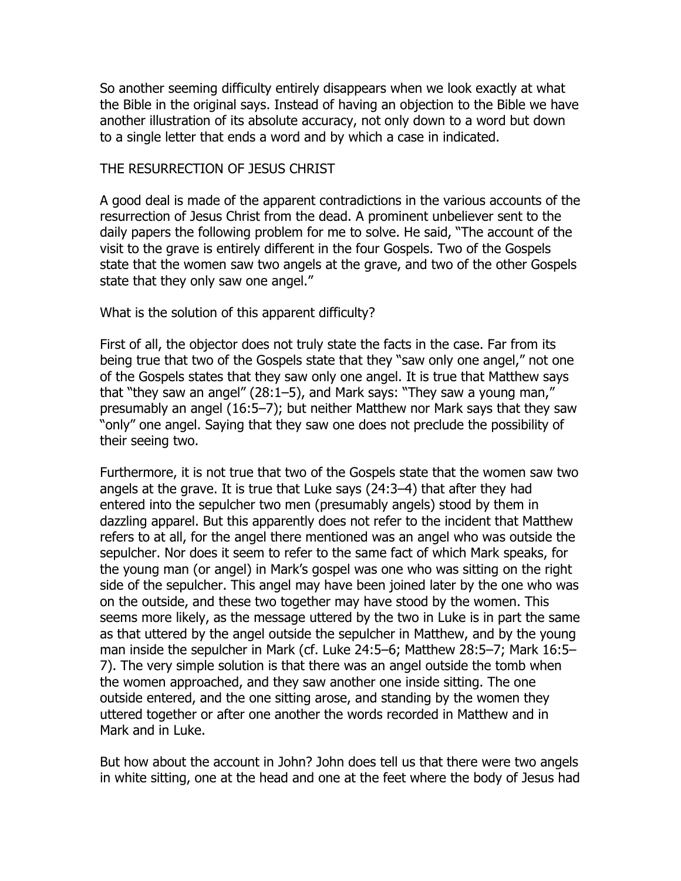So another seeming difficulty entirely disappears when we look exactly at what the Bible in the original says. Instead of having an objection to the Bible we have another illustration of its absolute accuracy, not only down to a word but down to a single letter that ends a word and by which a case in indicated.

## THE RESURRECTION OF JESUS CHRIST

A good deal is made of the apparent contradictions in the various accounts of the resurrection of Jesus Christ from the dead. A prominent unbeliever sent to the daily papers the following problem for me to solve. He said, "The account of the visit to the grave is entirely different in the four Gospels. Two of the Gospels state that the women saw two angels at the grave, and two of the other Gospels state that they only saw one angel."

What is the solution of this apparent difficulty?

First of all, the objector does not truly state the facts in the case. Far from its being true that two of the Gospels state that they "saw only one angel," not one of the Gospels states that they saw only one angel. It is true that Matthew says that "they saw an angel" (28:1–5), and Mark says: "They saw a young man," presumably an angel (16:5–7); but neither Matthew nor Mark says that they saw "only" one angel. Saying that they saw one does not preclude the possibility of their seeing two.

Furthermore, it is not true that two of the Gospels state that the women saw two angels at the grave. It is true that Luke says (24:3–4) that after they had entered into the sepulcher two men (presumably angels) stood by them in dazzling apparel. But this apparently does not refer to the incident that Matthew refers to at all, for the angel there mentioned was an angel who was outside the sepulcher. Nor does it seem to refer to the same fact of which Mark speaks, for the young man (or angel) in Mark's gospel was one who was sitting on the right side of the sepulcher. This angel may have been joined later by the one who was on the outside, and these two together may have stood by the women. This seems more likely, as the message uttered by the two in Luke is in part the same as that uttered by the angel outside the sepulcher in Matthew, and by the young man inside the sepulcher in Mark (cf. Luke 24:5–6; Matthew 28:5–7; Mark 16:5–7). The very simple solution is that there was an angel outside the tomb when the women approached, and they saw another one inside sitting. The one outside entered, and the one sitting arose, and standing by the women they uttered together or after one another the words recorded in Matthew and in Mark and in Luke.

But how about the account in John? John does tell us that there were two angels in white sitting, one at the head and one at the feet where the body of Jesus had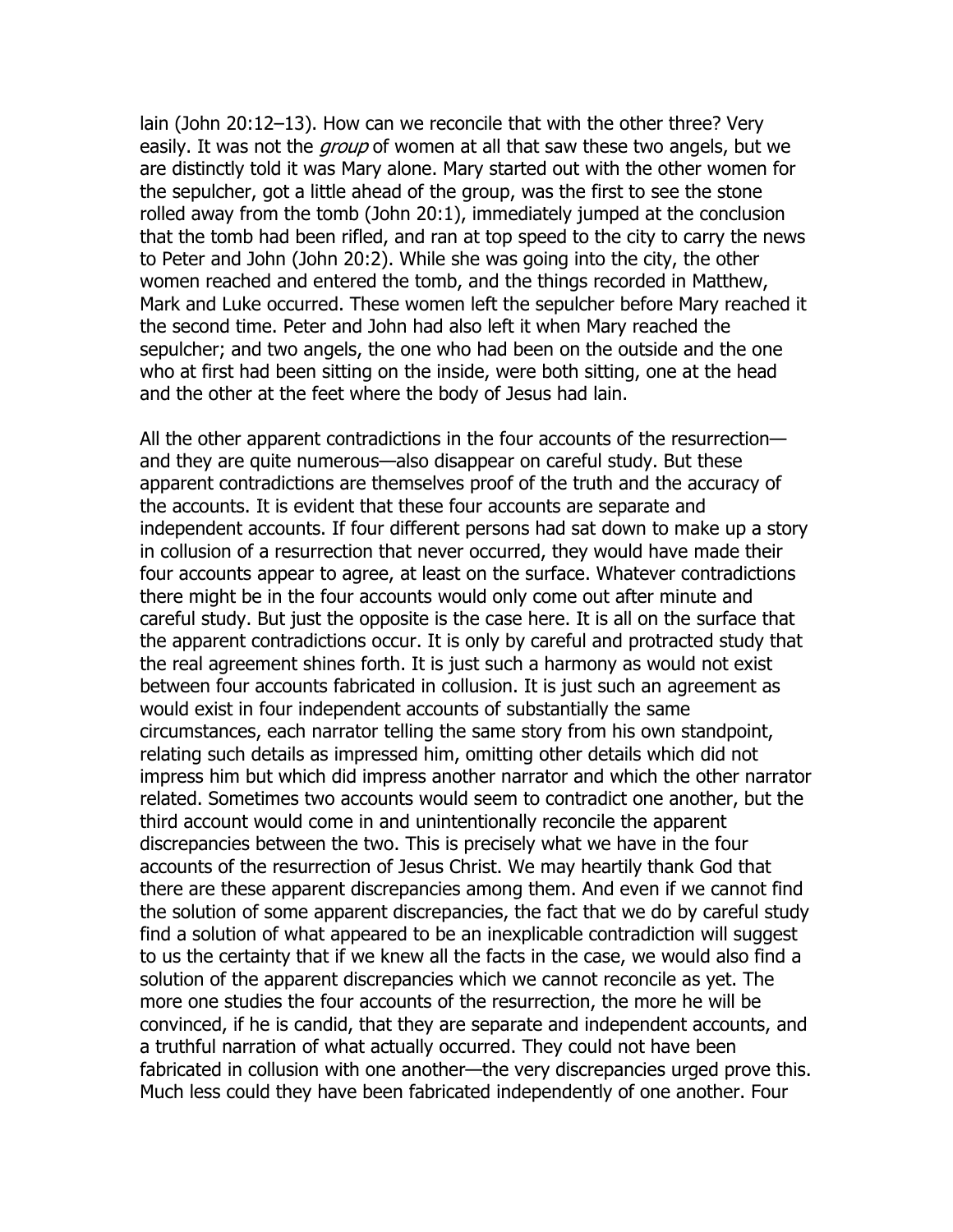lain (John 20:12–13). How can we reconcile that with the other three? Very easily. It was not the *group* of women at all that saw these two angels, but we are distinctly told it was Mary alone. Mary started out with the other women for the sepulcher, got a little ahead of the group, was the first to see the stone rolled away from the tomb (John 20:1), immediately jumped at the conclusion that the tomb had been rifled, and ran at top speed to the city to carry the news to Peter and John (John 20:2). While she was going into the city, the other women reached and entered the tomb, and the things recorded in Matthew, Mark and Luke occurred. These women left the sepulcher before Mary reached it the second time. Peter and John had also left it when Mary reached the sepulcher; and two angels, the one who had been on the outside and the one who at first had been sitting on the inside, were both sitting, one at the head and the other at the feet where the body of Jesus had lain.

All the other apparent contradictions in the four accounts of the resurrection—and they are quite numerous—also disappear on careful study. But these apparent contradictions are themselves proof of the truth and the accuracy of the accounts. It is evident that these four accounts are separate and independent accounts. If four different persons had sat down to make up a story in collusion of a resurrection that never occurred, they would have made their four accounts appear to agree, at least on the surface. Whatever contradictions there might be in the four accounts would only come out after minute and careful study. But just the opposite is the case here. It is all on the surface that the apparent contradictions occur. It is only by careful and protracted study that the real agreement shines forth. It is just such a harmony as would not exist between four accounts fabricated in collusion. It is just such an agreement as would exist in four independent accounts of substantially the same circumstances, each narrator telling the same story from his own standpoint, relating such details as impressed him, omitting other details which did not impress him but which did impress another narrator and which the other narrator related. Sometimes two accounts would seem to contradict one another, but the third account would come in and unintentionally reconcile the apparent discrepancies between the two. This is precisely what we have in the four accounts of the resurrection of Jesus Christ. We may heartily thank God that there are these apparent discrepancies among them. And even if we cannot find the solution of some apparent discrepancies, the fact that we do by careful study find a solution of what appeared to be an inexplicable contradiction will suggest to us the certainty that if we knew all the facts in the case, we would also find a solution of the apparent discrepancies which we cannot reconcile as yet. The more one studies the four accounts of the resurrection, the more he will be convinced, if he is candid, that they are separate and independent accounts, and a truthful narration of what actually occurred. They could not have been fabricated in collusion with one another—the very discrepancies urged prove this. Much less could they have been fabricated independently of one another. Four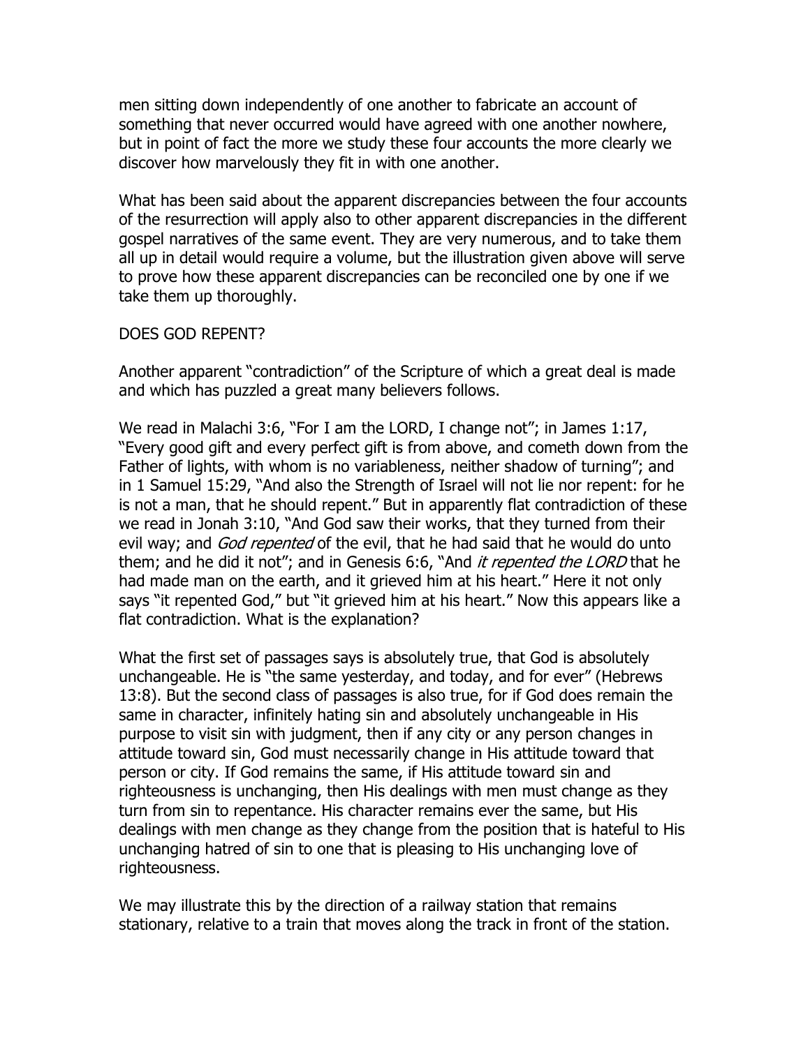men sitting down independently of one another to fabricate an account of something that never occurred would have agreed with one another nowhere, but in point of fact the more we study these four accounts the more clearly we discover how marvelously they fit in with one another.

What has been said about the apparent discrepancies between the four accounts of the resurrection will apply also to other apparent discrepancies in the different gospel narratives of the same event. They are very numerous, and to take them all up in detail would require a volume, but the illustration given above will serve to prove how these apparent discrepancies can be reconciled one by one if we take them up thoroughly.

## DOES GOD REPENT?

Another apparent "contradiction" of the Scripture of which a great deal is made and which has puzzled a great many believers follows.

We read in Malachi 3:6, "For I am the LORD, I change not"; in James 1:17, "Every good gift and every perfect gift is from above, and cometh down from the Father of lights, with whom is no variableness, neither shadow of turning"; and in 1 Samuel 15:29, "And also the Strength of Israel will not lie nor repent: for he is not a man, that he should repent." But in apparently flat contradiction of these we read in Jonah 3:10, "And God saw their works, that they turned from their evil way; and *God repented* of the evil, that he had said that he would do unto them; and he did it not"; and in Genesis 6:6, "And *it repented the LORD* that he had made man on the earth, and it grieved him at his heart." Here it not only says "it repented God," but "it grieved him at his heart." Now this appears like a flat contradiction. What is the explanation?

What the first set of passages says is absolutely true, that God is absolutely unchangeable. He is "the same yesterday, and today, and for ever" (Hebrews 13:8). But the second class of passages is also true, for if God does remain the same in character, infinitely hating sin and absolutely unchangeable in His purpose to visit sin with judgment, then if any city or any person changes in attitude toward sin, God must necessarily change in His attitude toward that person or city. If God remains the same, if His attitude toward sin and righteousness is unchanging, then His dealings with men must change as they turn from sin to repentance. His character remains ever the same, but His dealings with men change as they change from the position that is hateful to His unchanging hatred of sin to one that is pleasing to His unchanging love of righteousness.

We may illustrate this by the direction of a railway station that remains stationary, relative to a train that moves along the track in front of the station.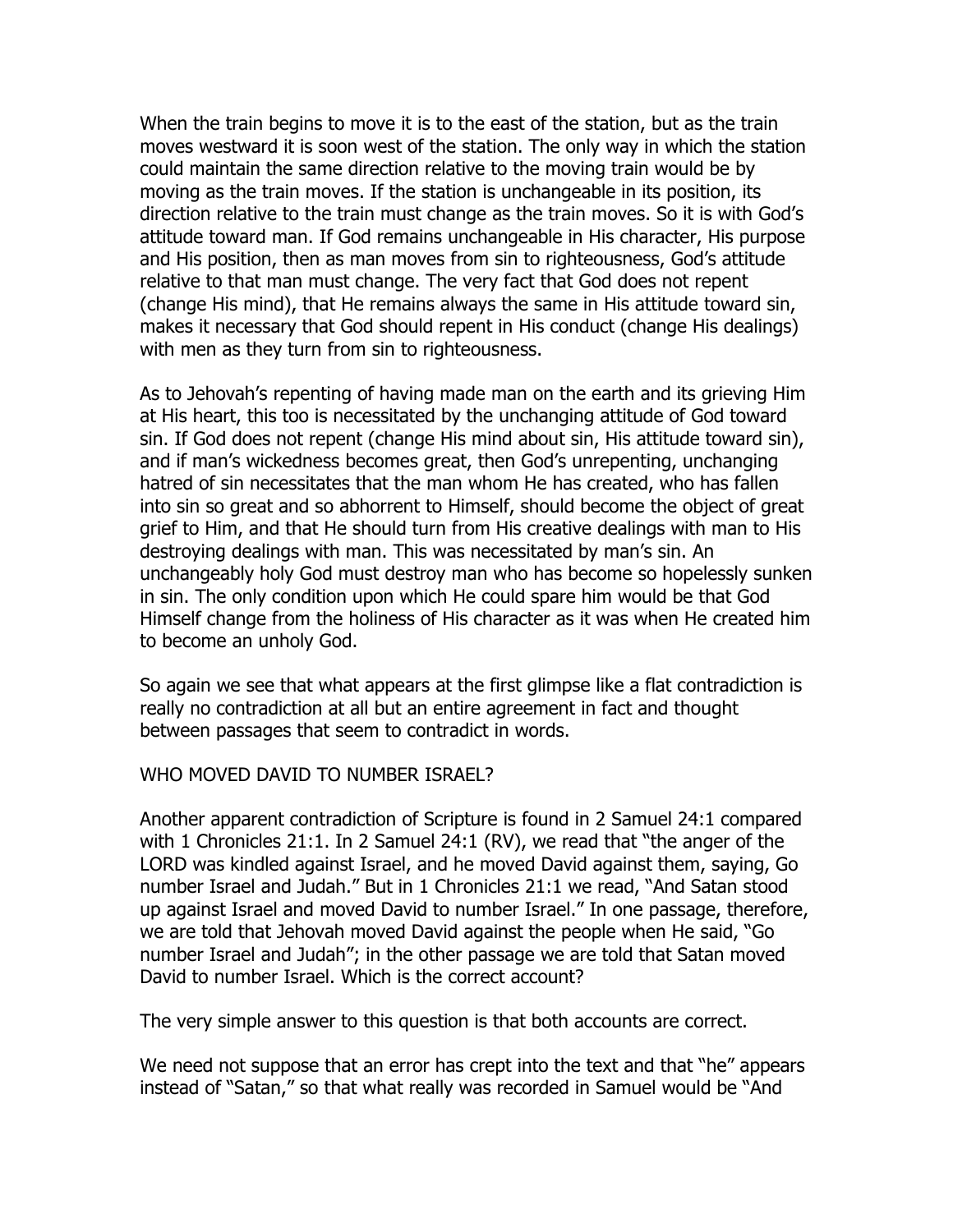When the train begins to move it is to the east of the station, but as the train moves westward it is soon west of the station. The only way in which the station could maintain the same direction relative to the moving train would be by moving as the train moves. If the station is unchangeable in its position, its direction relative to the train must change as the train moves. So it is with God's attitude toward man. If God remains unchangeable in His character, His purpose and His position, then as man moves from sin to righteousness, God's attitude relative to that man must change. The very fact that God does not repent (change His mind), that He remains always the same in His attitude toward sin, makes it necessary that God should repent in His conduct (change His dealings) with men as they turn from sin to righteousness.

As to Jehovah's repenting of having made man on the earth and its grieving Him at His heart, this too is necessitated by the unchanging attitude of God toward sin. If God does not repent (change His mind about sin, His attitude toward sin), and if man's wickedness becomes great, then God's unrepenting, unchanging hatred of sin necessitates that the man whom He has created, who has fallen into sin so great and so abhorrent to Himself, should become the object of great grief to Him, and that He should turn from His creative dealings with man to His destroying dealings with man. This was necessitated by man's sin. An unchangeably holy God must destroy man who has become so hopelessly sunken in sin. The only condition upon which He could spare him would be that God Himself change from the holiness of His character as it was when He created him to become an unholy God.

So again we see that what appears at the first glimpse like a flat contradiction is really no contradiction at all but an entire agreement in fact and thought between passages that seem to contradict in words.

## WHO MOVED DAVID TO NUMBER ISRAEL?

Another apparent contradiction of Scripture is found in 2 Samuel 24:1 compared with 1 Chronicles 21:1. In 2 Samuel 24:1 (RV), we read that "the anger of the LORD was kindled against Israel, and he moved David against them, saying, Go number Israel and Judah." But in 1 Chronicles 21:1 we read, "And Satan stood up against Israel and moved David to number Israel." In one passage, therefore, we are told that Jehovah moved David against the people when He said, "Go number Israel and Judah"; in the other passage we are told that Satan moved David to number Israel. Which is the correct account?

The very simple answer to this question is that both accounts are correct.

We need not suppose that an error has crept into the text and that "he" appears instead of "Satan," so that what really was recorded in Samuel would be "And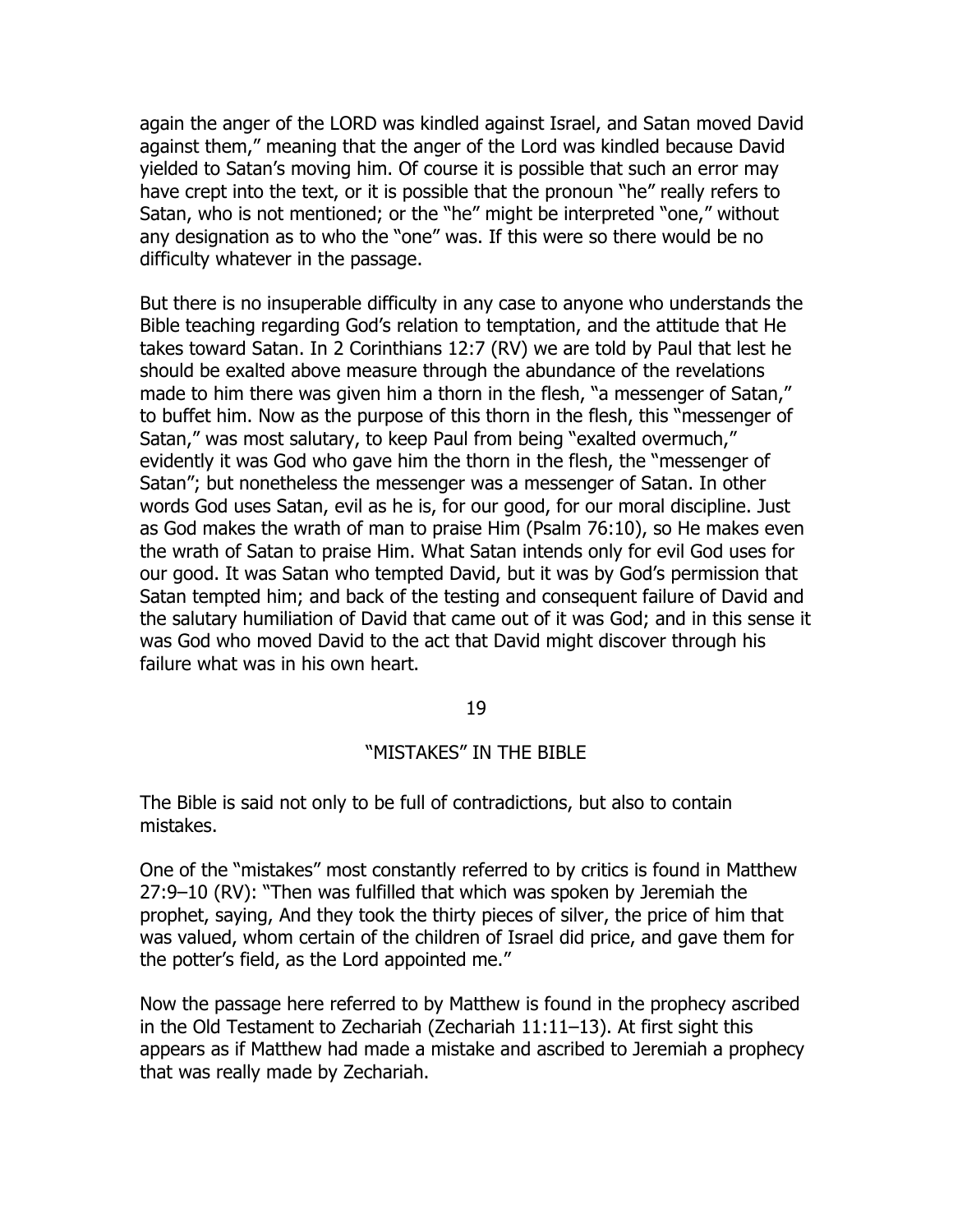again the anger of the LORD was kindled against Israel, and Satan moved David against them," meaning that the anger of the Lord was kindled because David yielded to Satan's moving him. Of course it is possible that such an error may have crept into the text, or it is possible that the pronoun "he" really refers to Satan, who is not mentioned; or the "he" might be interpreted "one," without any designation as to who the "one" was. If this were so there would be no difficulty whatever in the passage.

But there is no insuperable difficulty in any case to anyone who understands the Bible teaching regarding God's relation to temptation, and the attitude that He takes toward Satan. In 2 Corinthians 12:7 (RV) we are told by Paul that lest he should be exalted above measure through the abundance of the revelations made to him there was given him a thorn in the flesh, "a messenger of Satan," to buffet him. Now as the purpose of this thorn in the flesh, this "messenger of Satan," was most salutary, to keep Paul from being "exalted overmuch," evidently it was God who gave him the thorn in the flesh, the "messenger of Satan"; but nonetheless the messenger was a messenger of Satan. In other words God uses Satan, evil as he is, for our good, for our moral discipline. Just as God makes the wrath of man to praise Him (Psalm 76:10), so He makes even the wrath of Satan to praise Him. What Satan intends only for evil God uses for our good. It was Satan who tempted David, but it was by God's permission that Satan tempted him; and back of the testing and consequent failure of David and the salutary humiliation of David that came out of it was God; and in this sense it was God who moved David to the act that David might discover through his failure what was in his own heart.

## 19

## "MISTAKES" IN THE BIBLE

The Bible is said not only to be full of contradictions, but also to contain mistakes.

One of the "mistakes" most constantly referred to by critics is found in Matthew 27:9–10 (RV): "Then was fulfilled that which was spoken by Jeremiah the prophet, saying, And they took the thirty pieces of silver, the price of him that was valued, whom certain of the children of Israel did price, and gave them for the potter's field, as the Lord appointed me."

Now the passage here referred to by Matthew is found in the prophecy ascribed in the Old Testament to Zechariah (Zechariah 11:11–13). At first sight this appears as if Matthew had made a mistake and ascribed to Jeremiah a prophecy that was really made by Zechariah.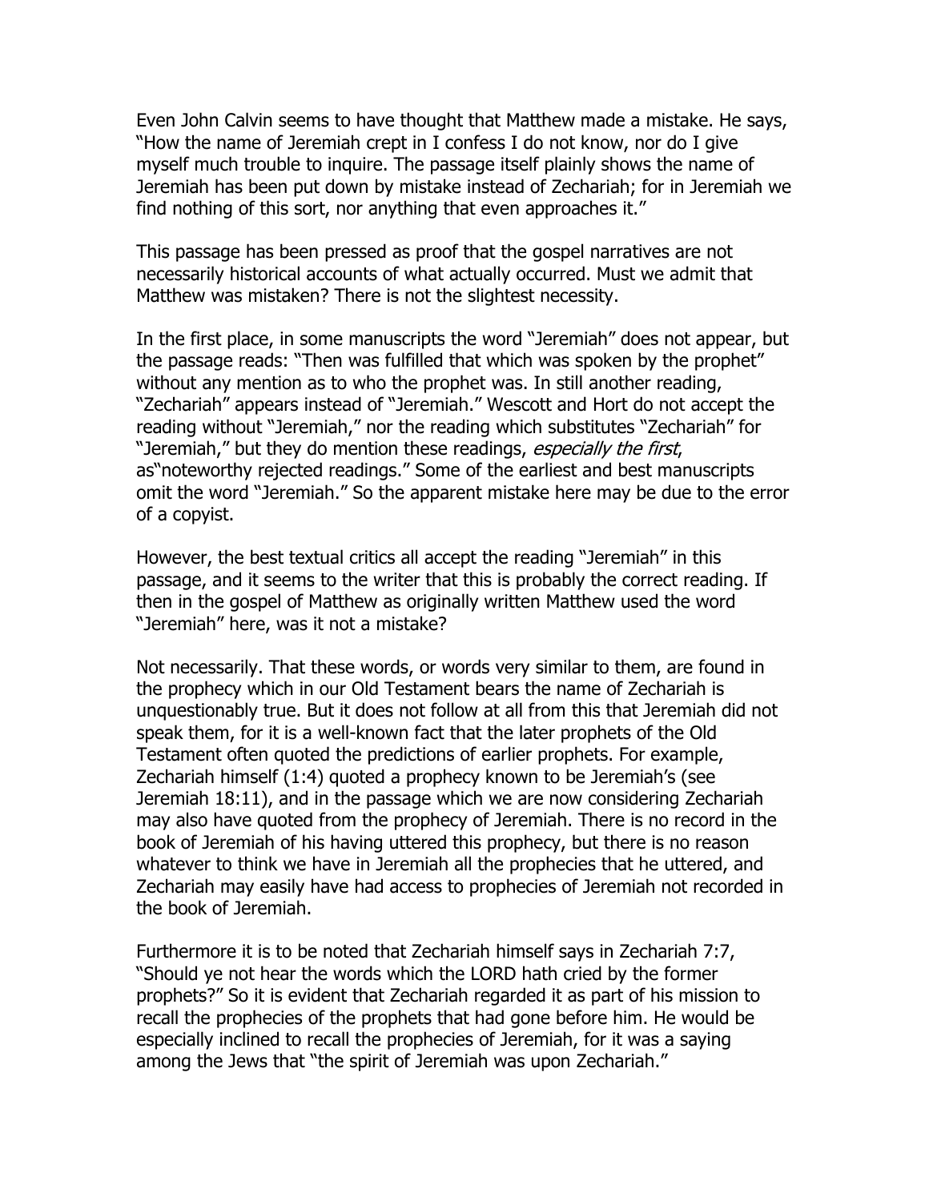Even John Calvin seems to have thought that Matthew made a mistake. He says, "How the name of Jeremiah crept in I confess I do not know, nor do I give myself much trouble to inquire. The passage itself plainly shows the name of Jeremiah has been put down by mistake instead of Zechariah; for in Jeremiah we find nothing of this sort, nor anything that even approaches it."

This passage has been pressed as proof that the gospel narratives are not necessarily historical accounts of what actually occurred. Must we admit that Matthew was mistaken? There is not the slightest necessity.

In the first place, in some manuscripts the word "Jeremiah" does not appear, but the passage reads: "Then was fulfilled that which was spoken by the prophet" without any mention as to who the prophet was. In still another reading, "Zechariah" appears instead of "Jeremiah." Wescott and Hort do not accept the reading without "Jeremiah," nor the reading which substitutes "Zechariah" for "Jeremiah," but they do mention these readings, *especially the first*, as"noteworthy rejected readings." Some of the earliest and best manuscripts omit the word "Jeremiah." So the apparent mistake here may be due to the error of a copyist.

However, the best textual critics all accept the reading "Jeremiah" in this passage, and it seems to the writer that this is probably the correct reading. If then in the gospel of Matthew as originally written Matthew used the word "Jeremiah" here, was it not a mistake?

Not necessarily. That these words, or words very similar to them, are found in the prophecy which in our Old Testament bears the name of Zechariah is unquestionably true. But it does not follow at all from this that Jeremiah did not speak them, for it is a well-known fact that the later prophets of the Old Testament often quoted the predictions of earlier prophets. For example, Zechariah himself (1:4) quoted a prophecy known to be Jeremiah's (see Jeremiah 18:11), and in the passage which we are now considering Zechariah may also have quoted from the prophecy of Jeremiah. There is no record in the book of Jeremiah of his having uttered this prophecy, but there is no reason whatever to think we have in Jeremiah all the prophecies that he uttered, and Zechariah may easily have had access to prophecies of Jeremiah not recorded in the book of Jeremiah.

Furthermore it is to be noted that Zechariah himself says in Zechariah 7:7, "Should ye not hear the words which the LORD hath cried by the former prophets?" So it is evident that Zechariah regarded it as part of his mission to recall the prophecies of the prophets that had gone before him. He would be especially inclined to recall the prophecies of Jeremiah, for it was a saying among the Jews that "the spirit of Jeremiah was upon Zechariah."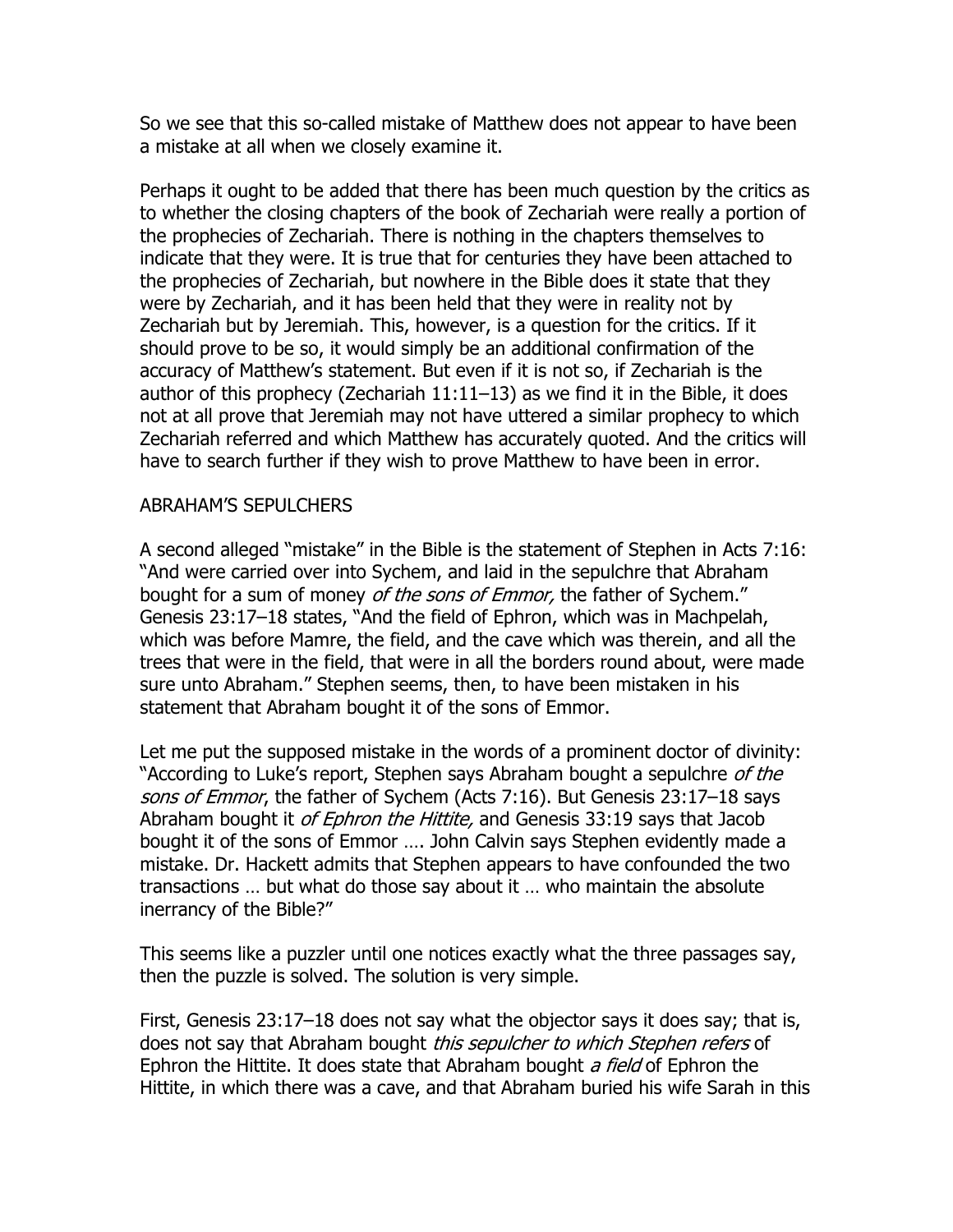So we see that this so-called mistake of Matthew does not appear to have been a mistake at all when we closely examine it.

Perhaps it ought to be added that there has been much question by the critics as to whether the closing chapters of the book of Zechariah were really a portion of the prophecies of Zechariah. There is nothing in the chapters themselves to indicate that they were. It is true that for centuries they have been attached to the prophecies of Zechariah, but nowhere in the Bible does it state that they were by Zechariah, and it has been held that they were in reality not by Zechariah but by Jeremiah. This, however, is a question for the critics. If it should prove to be so, it would simply be an additional confirmation of the accuracy of Matthew's statement. But even if it is not so, if Zechariah is the author of this prophecy (Zechariah 11:11–13) as we find it in the Bible, it does not at all prove that Jeremiah may not have uttered a similar prophecy to which Zechariah referred and which Matthew has accurately quoted. And the critics will have to search further if they wish to prove Matthew to have been in error.

## ABRAHAM'S SEPULCHERS

A second alleged "mistake" in the Bible is the statement of Stephen in Acts 7:16: "And were carried over into Sychem, and laid in the sepulchre that Abraham bought for a sum of money *of the sons of Emmor,* the father of Sychem." Genesis 23:17–18 states, "And the field of Ephron, which was in Machpelah, which was before Mamre, the field, and the cave which was therein, and all the trees that were in the field, that were in all the borders round about, were made sure unto Abraham." Stephen seems, then, to have been mistaken in his statement that Abraham bought it of the sons of Emmor.

Let me put the supposed mistake in the words of a prominent doctor of divinity: "According to Luke's report, Stephen says Abraham bought a sepulchre *of the sons of Emmor*, the father of Sychem (Acts 7:16). But Genesis 23:17–18 says Abraham bought it *of Ephron the Hittite,* and Genesis 33:19 says that Jacob bought it of the sons of Emmor …. John Calvin says Stephen evidently made a mistake. Dr. Hackett admits that Stephen appears to have confounded the two transactions … but what do those say about it … who maintain the absolute inerrancy of the Bible?"

This seems like a puzzler until one notices exactly what the three passages say, then the puzzle is solved. The solution is very simple.

First, Genesis 23:17–18 does not say what the objector says it does say; that is, does not say that Abraham bought *this sepulcher to which Stephen refers* of Ephron the Hittite. It does state that Abraham bought *a field* of Ephron the Hittite, in which there was a cave, and that Abraham buried his wife Sarah in this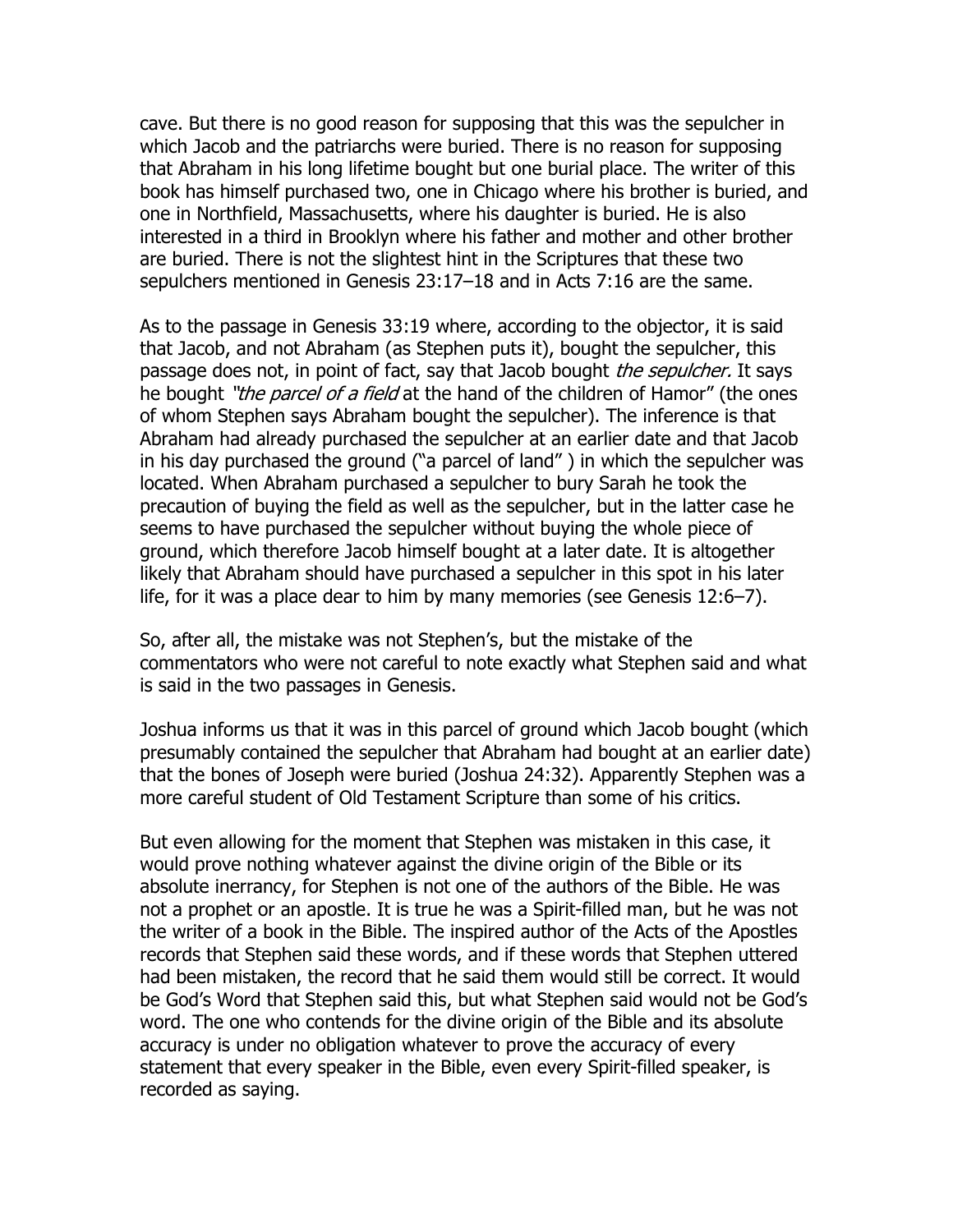cave. But there is no good reason for supposing that this was the sepulcher in which Jacob and the patriarchs were buried. There is no reason for supposing that Abraham in his long lifetime bought but one burial place. The writer of this book has himself purchased two, one in Chicago where his brother is buried, and one in Northfield, Massachusetts, where his daughter is buried. He is also interested in a third in Brooklyn where his father and mother and other brother are buried. There is not the slightest hint in the Scriptures that these two sepulchers mentioned in Genesis 23:17–18 and in Acts 7:16 are the same.

As to the passage in Genesis 33:19 where, according to the objector, it is said that Jacob, and not Abraham (as Stephen puts it), bought the sepulcher, this passage does not, in point of fact, say that Jacob bought *the sepulcher.* It says he bought *"the parcel of a field* at the hand of the children of Hamor" (the ones of whom Stephen says Abraham bought the sepulcher). The inference is that Abraham had already purchased the sepulcher at an earlier date and that Jacob in his day purchased the ground ("a parcel of land" ) in which the sepulcher was located. When Abraham purchased a sepulcher to bury Sarah he took the precaution of buying the field as well as the sepulcher, but in the latter case he seems to have purchased the sepulcher without buying the whole piece of ground, which therefore Jacob himself bought at a later date. It is altogether likely that Abraham should have purchased a sepulcher in this spot in his later life, for it was a place dear to him by many memories (see Genesis 12:6–7).

So, after all, the mistake was not Stephen's, but the mistake of the commentators who were not careful to note exactly what Stephen said and what is said in the two passages in Genesis.

Joshua informs us that it was in this parcel of ground which Jacob bought (which presumably contained the sepulcher that Abraham had bought at an earlier date) that the bones of Joseph were buried (Joshua 24:32). Apparently Stephen was a more careful student of Old Testament Scripture than some of his critics.

But even allowing for the moment that Stephen was mistaken in this case, it would prove nothing whatever against the divine origin of the Bible or its absolute inerrancy, for Stephen is not one of the authors of the Bible. He was not a prophet or an apostle. It is true he was a Spirit-filled man, but he was not the writer of a book in the Bible. The inspired author of the Acts of the Apostles records that Stephen said these words, and if these words that Stephen uttered had been mistaken, the record that he said them would still be correct. It would be God's Word that Stephen said this, but what Stephen said would not be God's word. The one who contends for the divine origin of the Bible and its absolute accuracy is under no obligation whatever to prove the accuracy of every statement that every speaker in the Bible, even every Spirit-filled speaker, is recorded as saying.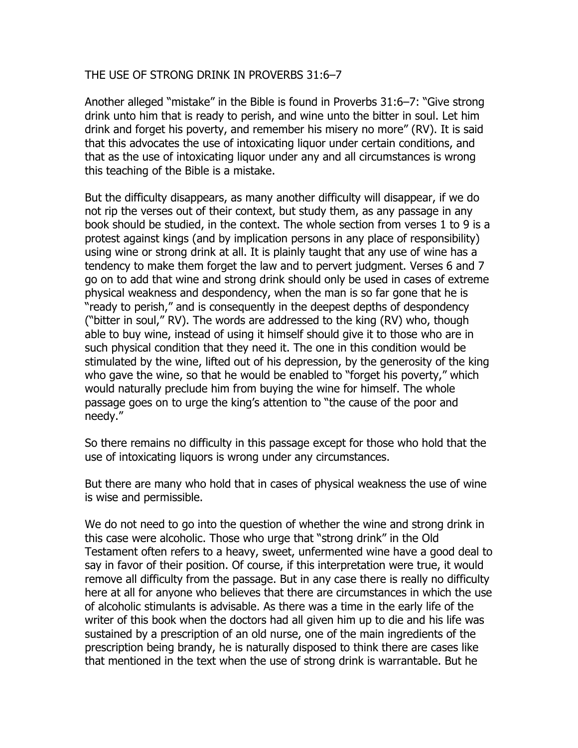## THE USE OF STRONG DRINK IN PROVERBS 31:6–7

Another alleged "mistake" in the Bible is found in Proverbs 31:6–7: "Give strong drink unto him that is ready to perish, and wine unto the bitter in soul. Let him drink and forget his poverty, and remember his misery no more" (RV). It is said that this advocates the use of intoxicating liquor under certain conditions, and that as the use of intoxicating liquor under any and all circumstances is wrong this teaching of the Bible is a mistake.

But the difficulty disappears, as many another difficulty will disappear, if we do not rip the verses out of their context, but study them, as any passage in any book should be studied, in the context. The whole section from verses 1 to 9 is a protest against kings (and by implication persons in any place of responsibility) using wine or strong drink at all. It is plainly taught that any use of wine has a tendency to make them forget the law and to pervert judgment. Verses 6 and 7 go on to add that wine and strong drink should only be used in cases of extreme physical weakness and despondency, when the man is so far gone that he is "ready to perish," and is consequently in the deepest depths of despondency ("bitter in soul," RV). The words are addressed to the king (RV) who, though able to buy wine, instead of using it himself should give it to those who are in such physical condition that they need it. The one in this condition would be stimulated by the wine, lifted out of his depression, by the generosity of the king who gave the wine, so that he would be enabled to "forget his poverty," which would naturally preclude him from buying the wine for himself. The whole passage goes on to urge the king's attention to "the cause of the poor and needy."

So there remains no difficulty in this passage except for those who hold that the use of intoxicating liquors is wrong under any circumstances.

But there are many who hold that in cases of physical weakness the use of wine is wise and permissible.

We do not need to go into the question of whether the wine and strong drink in this case were alcoholic. Those who urge that "strong drink" in the Old Testament often refers to a heavy, sweet, unfermented wine have a good deal to say in favor of their position. Of course, if this interpretation were true, it would remove all difficulty from the passage. But in any case there is really no difficulty here at all for anyone who believes that there are circumstances in which the use of alcoholic stimulants is advisable. As there was a time in the early life of the writer of this book when the doctors had all given him up to die and his life was sustained by a prescription of an old nurse, one of the main ingredients of the prescription being brandy, he is naturally disposed to think there are cases like that mentioned in the text when the use of strong drink is warrantable. But he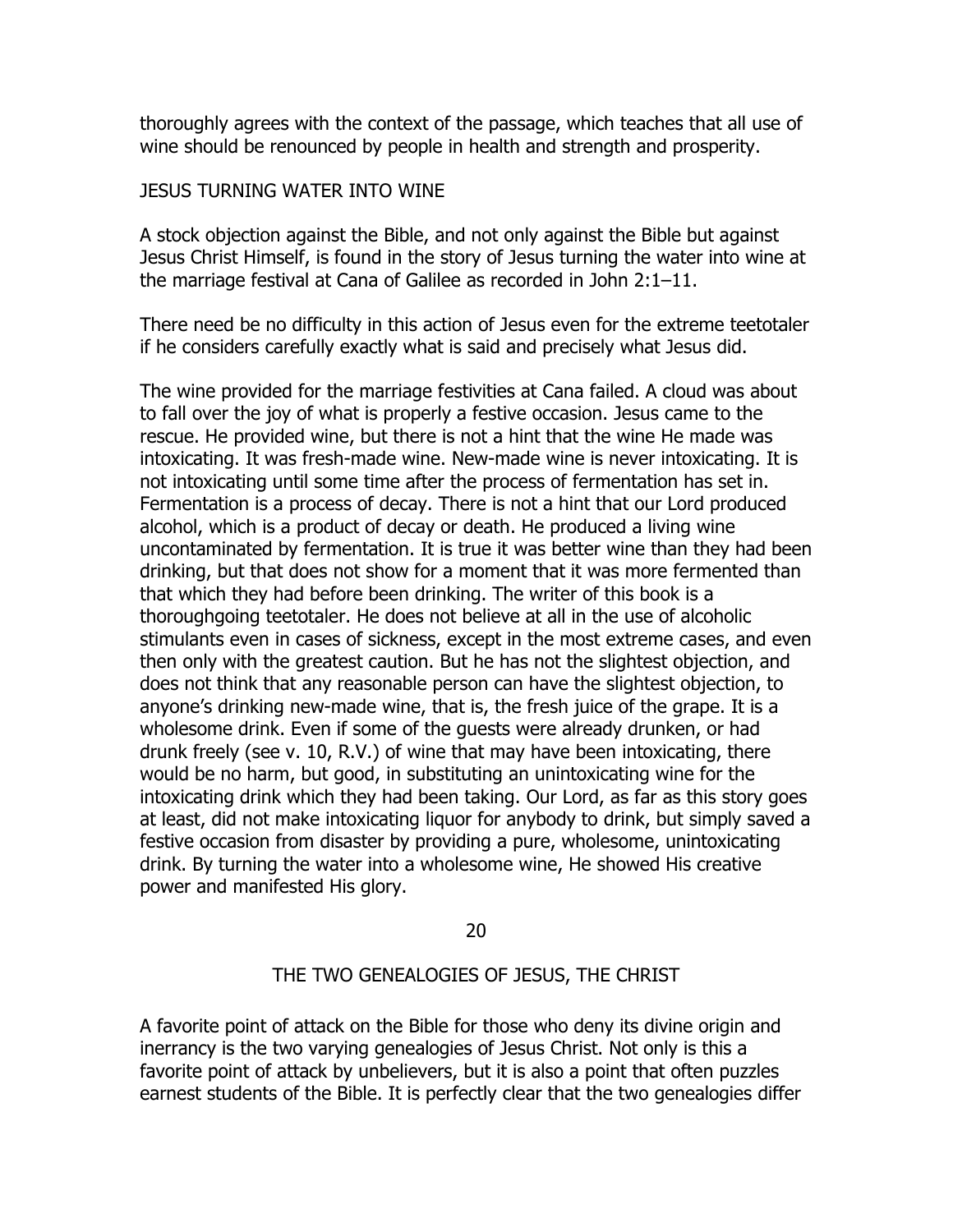thoroughly agrees with the context of the passage, which teaches that all use of wine should be renounced by people in health and strength and prosperity.

## JESUS TURNING WATER INTO WINE

A stock objection against the Bible, and not only against the Bible but against Jesus Christ Himself, is found in the story of Jesus turning the water into wine at the marriage festival at Cana of Galilee as recorded in John 2:1–11.

There need be no difficulty in this action of Jesus even for the extreme teetotaler if he considers carefully exactly what is said and precisely what Jesus did.

The wine provided for the marriage festivities at Cana failed. A cloud was about to fall over the joy of what is properly a festive occasion. Jesus came to the rescue. He provided wine, but there is not a hint that the wine He made was intoxicating. It was fresh-made wine. New-made wine is never intoxicating. It is not intoxicating until some time after the process of fermentation has set in. Fermentation is a process of decay. There is not a hint that our Lord produced alcohol, which is a product of decay or death. He produced a living wine uncontaminated by fermentation. It is true it was better wine than they had been drinking, but that does not show for a moment that it was more fermented than that which they had before been drinking. The writer of this book is a thoroughgoing teetotaler. He does not believe at all in the use of alcoholic stimulants even in cases of sickness, except in the most extreme cases, and even then only with the greatest caution. But he has not the slightest objection, and does not think that any reasonable person can have the slightest objection, to anyone's drinking new-made wine, that is, the fresh juice of the grape. It is a wholesome drink. Even if some of the guests were already drunken, or had drunk freely (see v. 10, R.V.) of wine that may have been intoxicating, there would be no harm, but good, in substituting an unintoxicating wine for the intoxicating drink which they had been taking. Our Lord, as far as this story goes at least, did not make intoxicating liquor for anybody to drink, but simply saved a festive occasion from disaster by providing a pure, wholesome, unintoxicating drink. By turning the water into a wholesome wine, He showed His creative power and manifested His glory.

## 20

## THE TWO GENEALOGIES OF JESUS, THE CHRIST

A favorite point of attack on the Bible for those who deny its divine origin and inerrancy is the two varying genealogies of Jesus Christ. Not only is this a favorite point of attack by unbelievers, but it is also a point that often puzzles earnest students of the Bible. It is perfectly clear that the two genealogies differ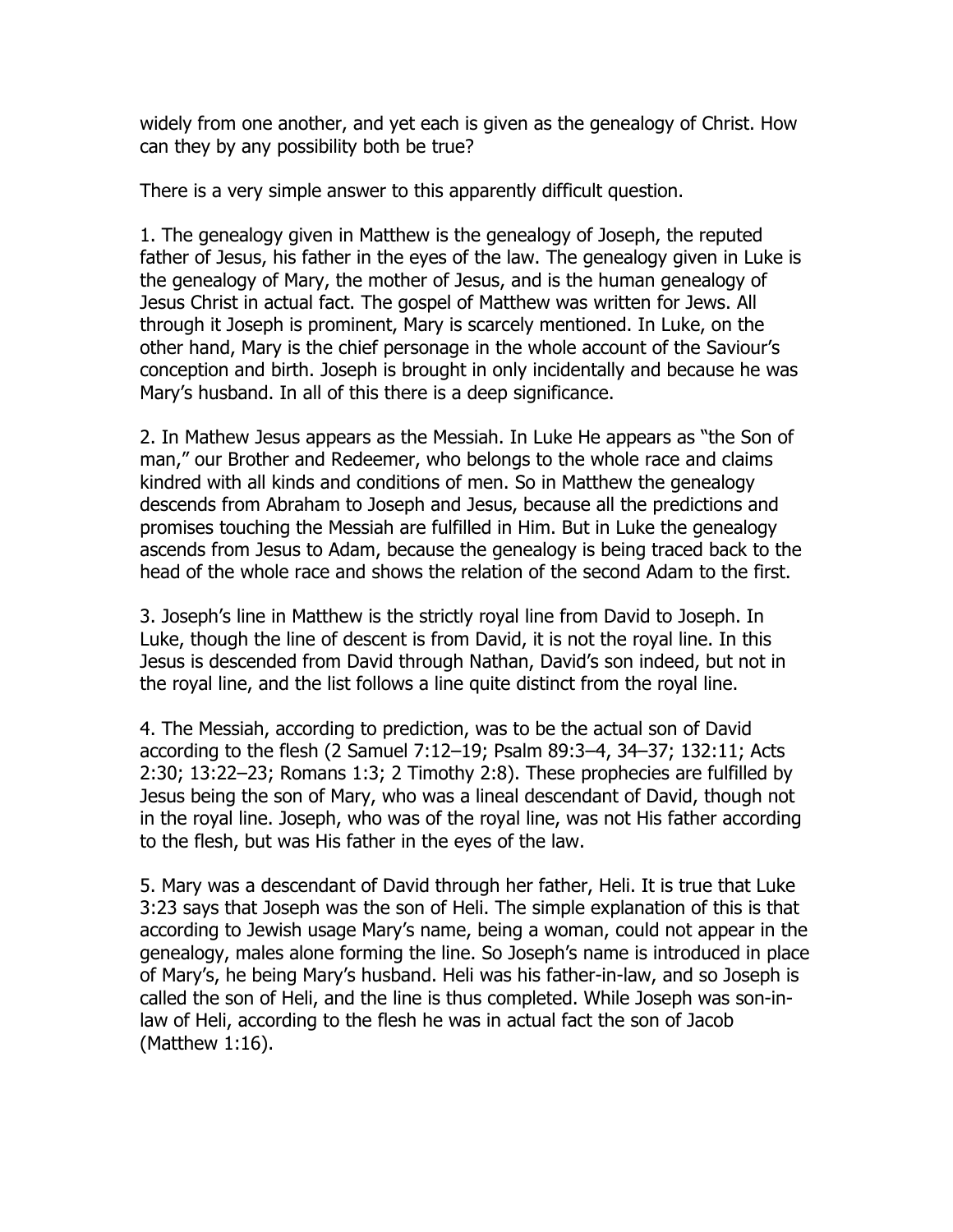widely from one another, and yet each is given as the genealogy of Christ. How can they by any possibility both be true?

There is a very simple answer to this apparently difficult question.

1. The genealogy given in Matthew is the genealogy of Joseph, the reputed father of Jesus, his father in the eyes of the law. The genealogy given in Luke is the genealogy of Mary, the mother of Jesus, and is the human genealogy of Jesus Christ in actual fact. The gospel of Matthew was written for Jews. All through it Joseph is prominent, Mary is scarcely mentioned. In Luke, on the other hand, Mary is the chief personage in the whole account of the Saviour's conception and birth. Joseph is brought in only incidentally and because he was Mary's husband. In all of this there is a deep significance.

2. In Mathew Jesus appears as the Messiah. In Luke He appears as "the Son of man," our Brother and Redeemer, who belongs to the whole race and claims kindred with all kinds and conditions of men. So in Matthew the genealogy descends from Abraham to Joseph and Jesus, because all the predictions and promises touching the Messiah are fulfilled in Him. But in Luke the genealogy ascends from Jesus to Adam, because the genealogy is being traced back to the head of the whole race and shows the relation of the second Adam to the first.

3. Joseph's line in Matthew is the strictly royal line from David to Joseph. In Luke, though the line of descent is from David, it is not the royal line. In this Jesus is descended from David through Nathan, David's son indeed, but not in the royal line, and the list follows a line quite distinct from the royal line.

4. The Messiah, according to prediction, was to be the actual son of David according to the flesh (2 Samuel 7:12–19; Psalm 89:3–4, 34–37; 132:11; Acts 2:30; 13:22–23; Romans 1:3; 2 Timothy 2:8). These prophecies are fulfilled by Jesus being the son of Mary, who was a lineal descendant of David, though not in the royal line. Joseph, who was of the royal line, was not His father according to the flesh, but was His father in the eyes of the law.

5. Mary was a descendant of David through her father, Heli. It is true that Luke 3:23 says that Joseph was the son of Heli. The simple explanation of this is that according to Jewish usage Mary's name, being a woman, could not appear in the genealogy, males alone forming the line. So Joseph's name is introduced in place of Mary's, he being Mary's husband. Heli was his father-in-law, and so Joseph is called the son of Heli, and the line is thus completed. While Joseph was son-in-law of Heli, according to the flesh he was in actual fact the son of Jacob (Matthew 1:16).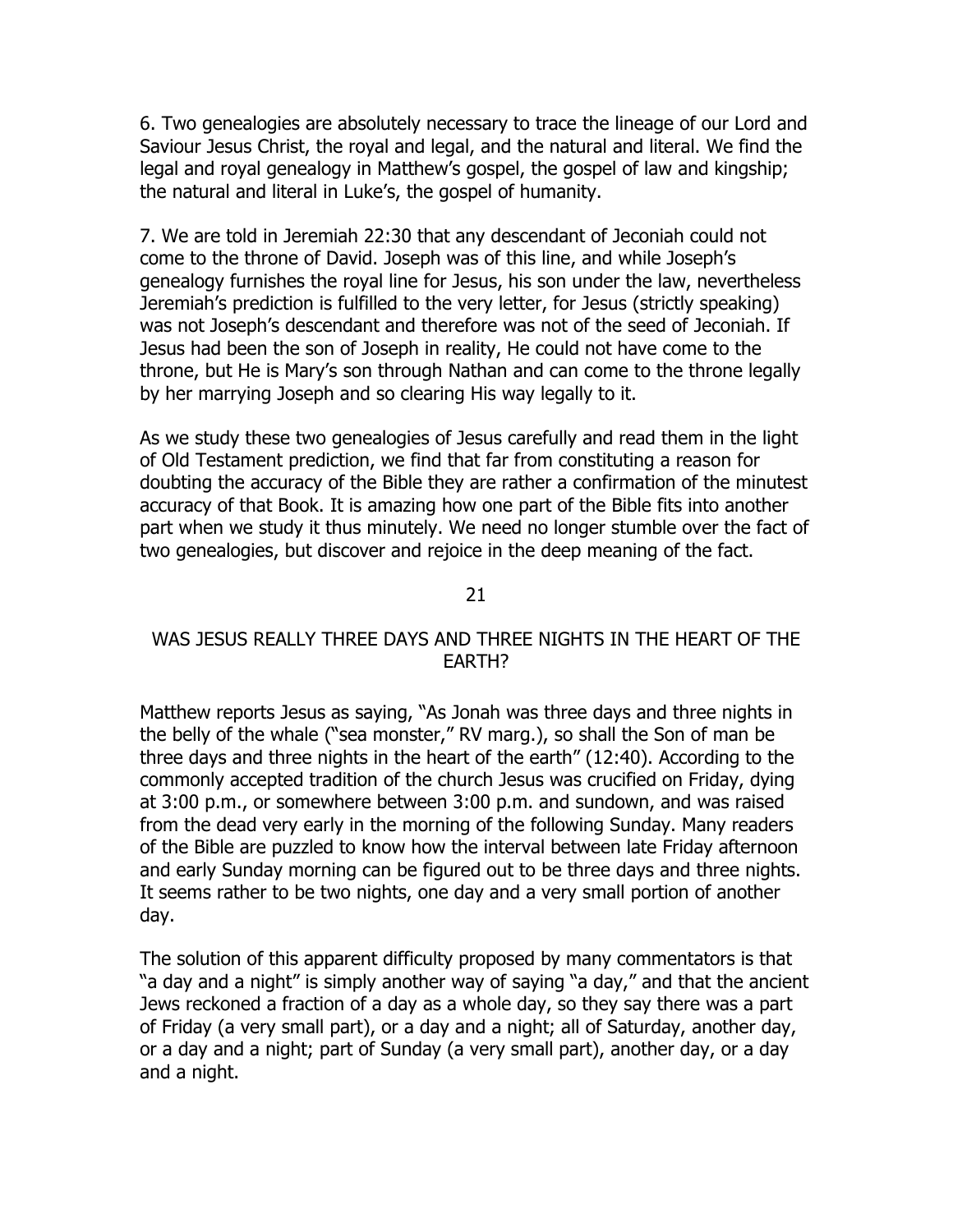6. Two genealogies are absolutely necessary to trace the lineage of our Lord and Saviour Jesus Christ, the royal and legal, and the natural and literal. We find the legal and royal genealogy in Matthew's gospel, the gospel of law and kingship; the natural and literal in Luke's, the gospel of humanity.

7. We are told in Jeremiah 22:30 that any descendant of Jeconiah could not come to the throne of David. Joseph was of this line, and while Joseph's genealogy furnishes the royal line for Jesus, his son under the law, nevertheless Jeremiah's prediction is fulfilled to the very letter, for Jesus (strictly speaking) was not Joseph's descendant and therefore was not of the seed of Jeconiah. If Jesus had been the son of Joseph in reality, He could not have come to the throne, but He is Mary's son through Nathan and can come to the throne legally by her marrying Joseph and so clearing His way legally to it.

As we study these two genealogies of Jesus carefully and read them in the light of Old Testament prediction, we find that far from constituting a reason for doubting the accuracy of the Bible they are rather a confirmation of the minutest accuracy of that Book. It is amazing how one part of the Bible fits into another part when we study it thus minutely. We need no longer stumble over the fact of two genealogies, but discover and rejoice in the deep meaning of the fact.

## 21

## WAS JESUS REALLY THREE DAYS AND THREE NIGHTS IN THE HEART OF THE EARTH?

Matthew reports Jesus as saying, "As Jonah was three days and three nights in the belly of the whale ("sea monster," RV marg.), so shall the Son of man be three days and three nights in the heart of the earth" (12:40). According to the commonly accepted tradition of the church Jesus was crucified on Friday, dying at 3:00 p.m., or somewhere between 3:00 p.m. and sundown, and was raised from the dead very early in the morning of the following Sunday. Many readers of the Bible are puzzled to know how the interval between late Friday afternoon and early Sunday morning can be figured out to be three days and three nights. It seems rather to be two nights, one day and a very small portion of another day.

The solution of this apparent difficulty proposed by many commentators is that "a day and a night" is simply another way of saying "a day," and that the ancient Jews reckoned a fraction of a day as a whole day, so they say there was a part of Friday (a very small part), or a day and a night; all of Saturday, another day, or a day and a night; part of Sunday (a very small part), another day, or a day and a night.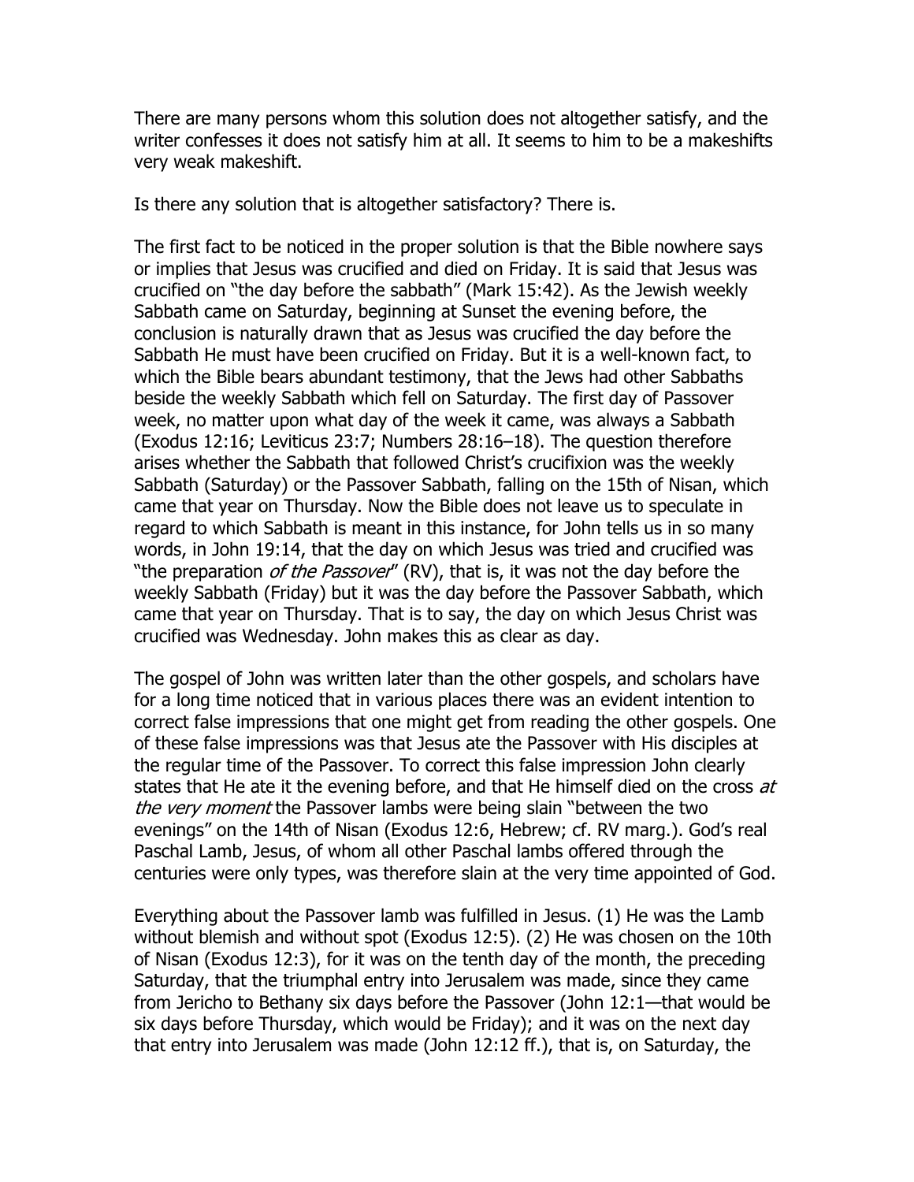There are many persons whom this solution does not altogether satisfy, and the writer confesses it does not satisfy him at all. It seems to him to be a makeshifts very weak makeshift.

Is there any solution that is altogether satisfactory? There is.

The first fact to be noticed in the proper solution is that the Bible nowhere says or implies that Jesus was crucified and died on Friday. It is said that Jesus was crucified on "the day before the sabbath" (Mark 15:42). As the Jewish weekly Sabbath came on Saturday, beginning at Sunset the evening before, the conclusion is naturally drawn that as Jesus was crucified the day before the Sabbath He must have been crucified on Friday. But it is a well-known fact, to which the Bible bears abundant testimony, that the Jews had other Sabbaths beside the weekly Sabbath which fell on Saturday. The first day of Passover week, no matter upon what day of the week it came, was always a Sabbath (Exodus 12:16; Leviticus 23:7; Numbers 28:16–18). The question therefore arises whether the Sabbath that followed Christ's crucifixion was the weekly Sabbath (Saturday) or the Passover Sabbath, falling on the 15th of Nisan, which came that year on Thursday. Now the Bible does not leave us to speculate in regard to which Sabbath is meant in this instance, for John tells us in so many words, in John 19:14, that the day on which Jesus was tried and crucified was "the preparation *of the Passover*" (RV), that is, it was not the day before the weekly Sabbath (Friday) but it was the day before the Passover Sabbath, which came that year on Thursday. That is to say, the day on which Jesus Christ was crucified was Wednesday. John makes this as clear as day.

The gospel of John was written later than the other gospels, and scholars have for a long time noticed that in various places there was an evident intention to correct false impressions that one might get from reading the other gospels. One of these false impressions was that Jesus ate the Passover with His disciples at the regular time of the Passover. To correct this false impression John clearly states that He ate it the evening before, and that He himself died on the cross *at the very moment* the Passover lambs were being slain "between the two evenings" on the 14th of Nisan (Exodus 12:6, Hebrew; cf. RV marg.). God's real Paschal Lamb, Jesus, of whom all other Paschal lambs offered through the centuries were only types, was therefore slain at the very time appointed of God.

Everything about the Passover lamb was fulfilled in Jesus. (1) He was the Lamb without blemish and without spot (Exodus 12:5). (2) He was chosen on the 10th of Nisan (Exodus 12:3), for it was on the tenth day of the month, the preceding Saturday, that the triumphal entry into Jerusalem was made, since they came from Jericho to Bethany six days before the Passover (John 12:1—that would be six days before Thursday, which would be Friday); and it was on the next day that entry into Jerusalem was made (John 12:12 ff.), that is, on Saturday, the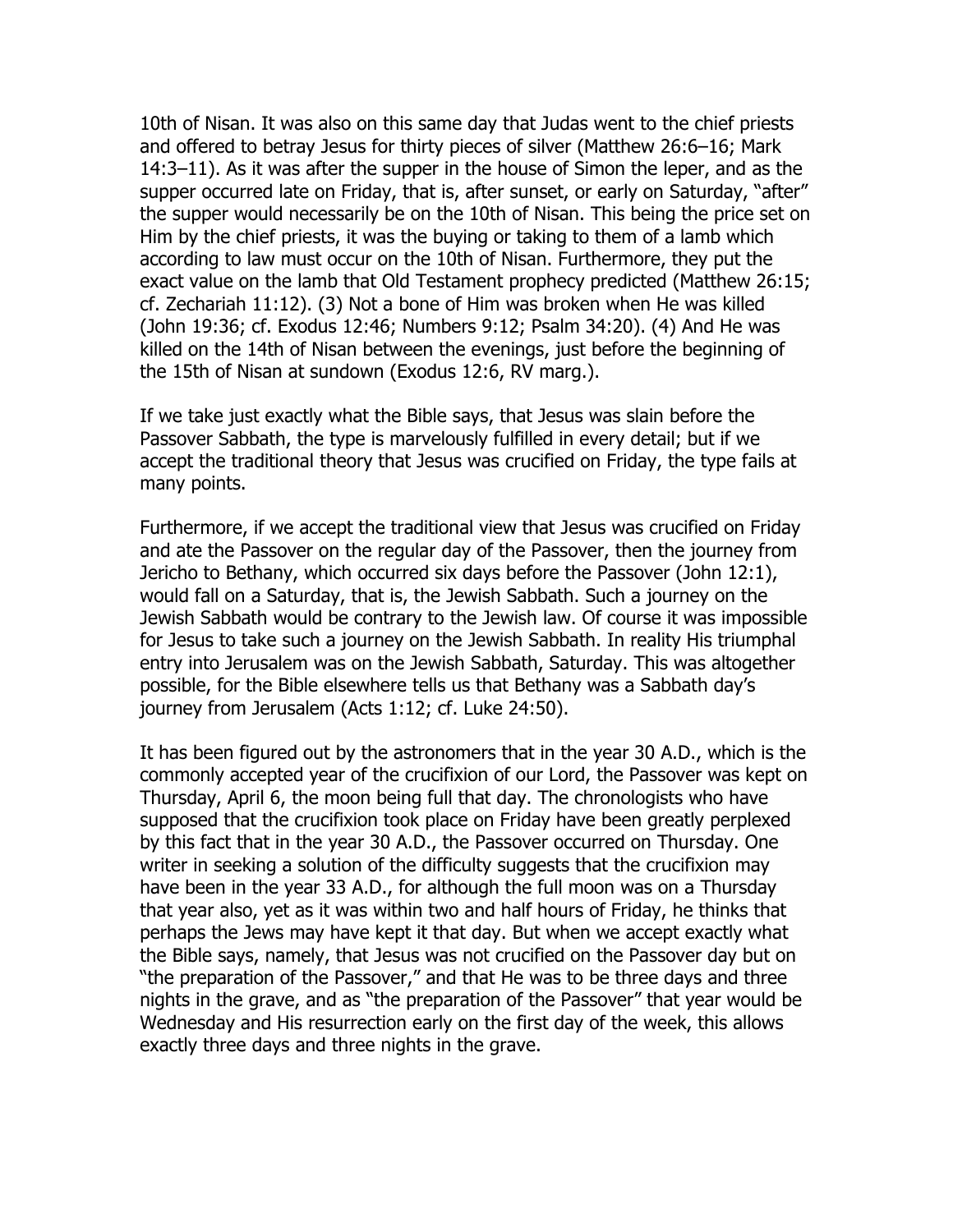10th of Nisan. It was also on this same day that Judas went to the chief priests and offered to betray Jesus for thirty pieces of silver (Matthew 26:6–16; Mark 14:3–11). As it was after the supper in the house of Simon the leper, and as the supper occurred late on Friday, that is, after sunset, or early on Saturday, "after" the supper would necessarily be on the 10th of Nisan. This being the price set on Him by the chief priests, it was the buying or taking to them of a lamb which according to law must occur on the 10th of Nisan. Furthermore, they put the exact value on the lamb that Old Testament prophecy predicted (Matthew 26:15; cf. Zechariah 11:12). (3) Not a bone of Him was broken when He was killed (John 19:36; cf. Exodus 12:46; Numbers 9:12; Psalm 34:20). (4) And He was killed on the 14th of Nisan between the evenings, just before the beginning of the 15th of Nisan at sundown (Exodus 12:6, RV marg.).

If we take just exactly what the Bible says, that Jesus was slain before the Passover Sabbath, the type is marvelously fulfilled in every detail; but if we accept the traditional theory that Jesus was crucified on Friday, the type fails at many points.

Furthermore, if we accept the traditional view that Jesus was crucified on Friday and ate the Passover on the regular day of the Passover, then the journey from Jericho to Bethany, which occurred six days before the Passover (John 12:1), would fall on a Saturday, that is, the Jewish Sabbath. Such a journey on the Jewish Sabbath would be contrary to the Jewish law. Of course it was impossible for Jesus to take such a journey on the Jewish Sabbath. In reality His triumphal entry into Jerusalem was on the Jewish Sabbath, Saturday. This was altogether possible, for the Bible elsewhere tells us that Bethany was a Sabbath day's journey from Jerusalem (Acts 1:12; cf. Luke 24:50).

It has been figured out by the astronomers that in the year 30 A.D., which is the commonly accepted year of the crucifixion of our Lord, the Passover was kept on Thursday, April 6, the moon being full that day. The chronologists who have supposed that the crucifixion took place on Friday have been greatly perplexed by this fact that in the year 30 A.D., the Passover occurred on Thursday. One writer in seeking a solution of the difficulty suggests that the crucifixion may have been in the year 33 A.D., for although the full moon was on a Thursday that year also, yet as it was within two and half hours of Friday, he thinks that perhaps the Jews may have kept it that day. But when we accept exactly what the Bible says, namely, that Jesus was not crucified on the Passover day but on "the preparation of the Passover," and that He was to be three days and three nights in the grave, and as "the preparation of the Passover" that year would be Wednesday and His resurrection early on the first day of the week, this allows exactly three days and three nights in the grave.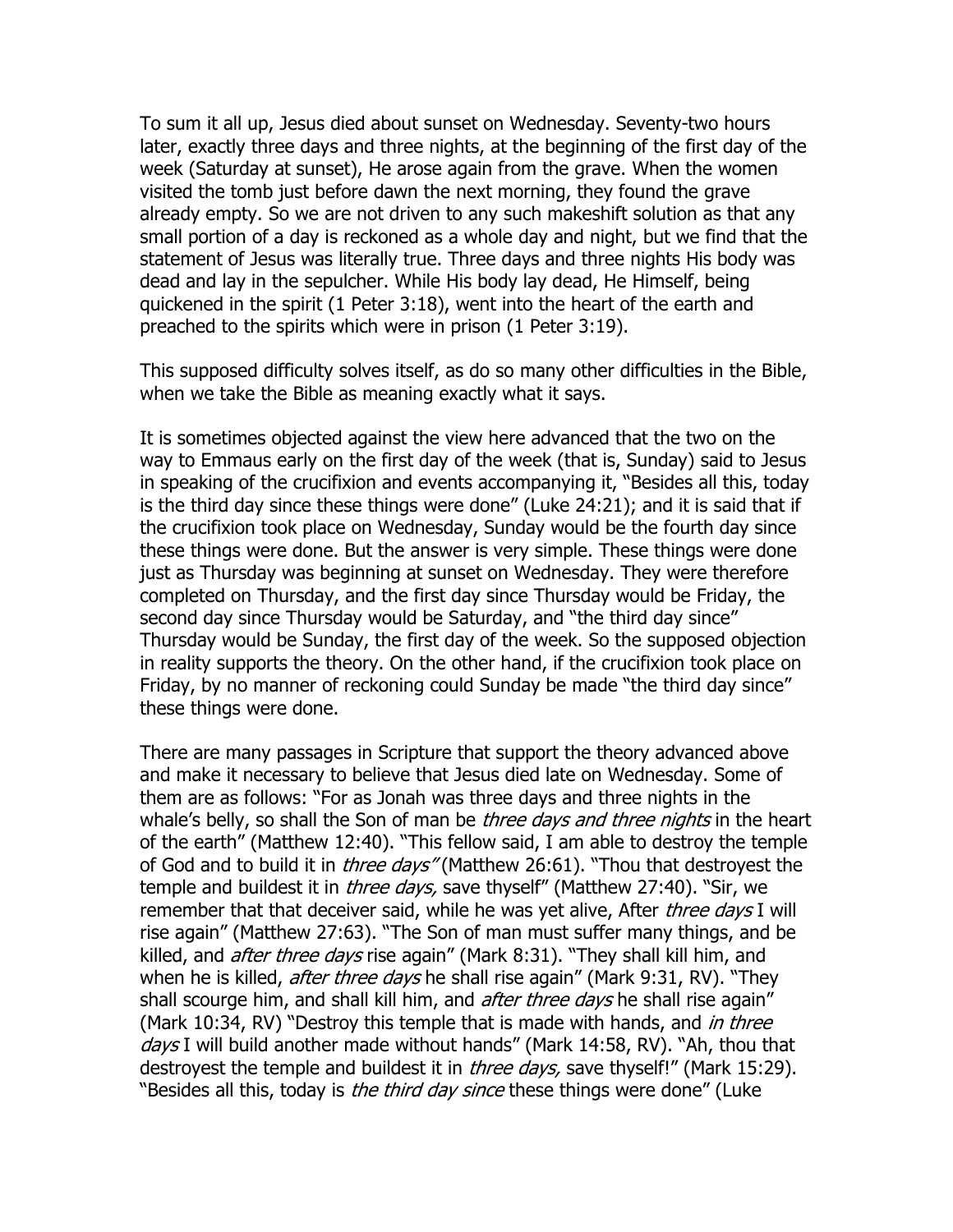To sum it all up, Jesus died about sunset on Wednesday. Seventy-two hours later, exactly three days and three nights, at the beginning of the first day of the week (Saturday at sunset), He arose again from the grave. When the women visited the tomb just before dawn the next morning, they found the grave already empty. So we are not driven to any such makeshift solution as that any small portion of a day is reckoned as a whole day and night, but we find that the statement of Jesus was literally true. Three days and three nights His body was dead and lay in the sepulcher. While His body lay dead, He Himself, being quickened in the spirit (1 Peter 3:18), went into the heart of the earth and preached to the spirits which were in prison (1 Peter 3:19).

This supposed difficulty solves itself, as do so many other difficulties in the Bible, when we take the Bible as meaning exactly what it says.

It is sometimes objected against the view here advanced that the two on the way to Emmaus early on the first day of the week (that is, Sunday) said to Jesus in speaking of the crucifixion and events accompanying it, "Besides all this, today is the third day since these things were done" (Luke 24:21); and it is said that if the crucifixion took place on Wednesday, Sunday would be the fourth day since these things were done. But the answer is very simple. These things were done just as Thursday was beginning at sunset on Wednesday. They were therefore completed on Thursday, and the first day since Thursday would be Friday, the second day since Thursday would be Saturday, and "the third day since" Thursday would be Sunday, the first day of the week. So the supposed objection in reality supports the theory. On the other hand, if the crucifixion took place on Friday, by no manner of reckoning could Sunday be made "the third day since" these things were done.

There are many passages in Scripture that support the theory advanced above and make it necessary to believe that Jesus died late on Wednesday. Some of them are as follows: "For as Jonah was three days and three nights in the whale's belly, so shall the Son of man be *three days and three nights* in the heart of the earth" (Matthew 12:40). "This fellow said, I am able to destroy the temple of God and to build it in *three days"* (Matthew 26:61). "Thou that destroyest the temple and buildest it in *three days,* save thyself" (Matthew 27:40). "Sir, we remember that that deceiver said, while he was yet alive, After *three days* I will rise again" (Matthew 27:63). "The Son of man must suffer many things, and be killed, and *after three days* rise again" (Mark 8:31). "They shall kill him, and when he is killed, *after three days* he shall rise again" (Mark 9:31, RV). "They shall scourge him, and shall kill him, and *after three days* he shall rise again" (Mark 10:34, RV) "Destroy this temple that is made with hands, and *in three days* I will build another made without hands" (Mark 14:58, RV). "Ah, thou that destroyest the temple and buildest it in *three days,* save thyself!" (Mark 15:29). "Besides all this, today is *the third day since* these things were done" (Luke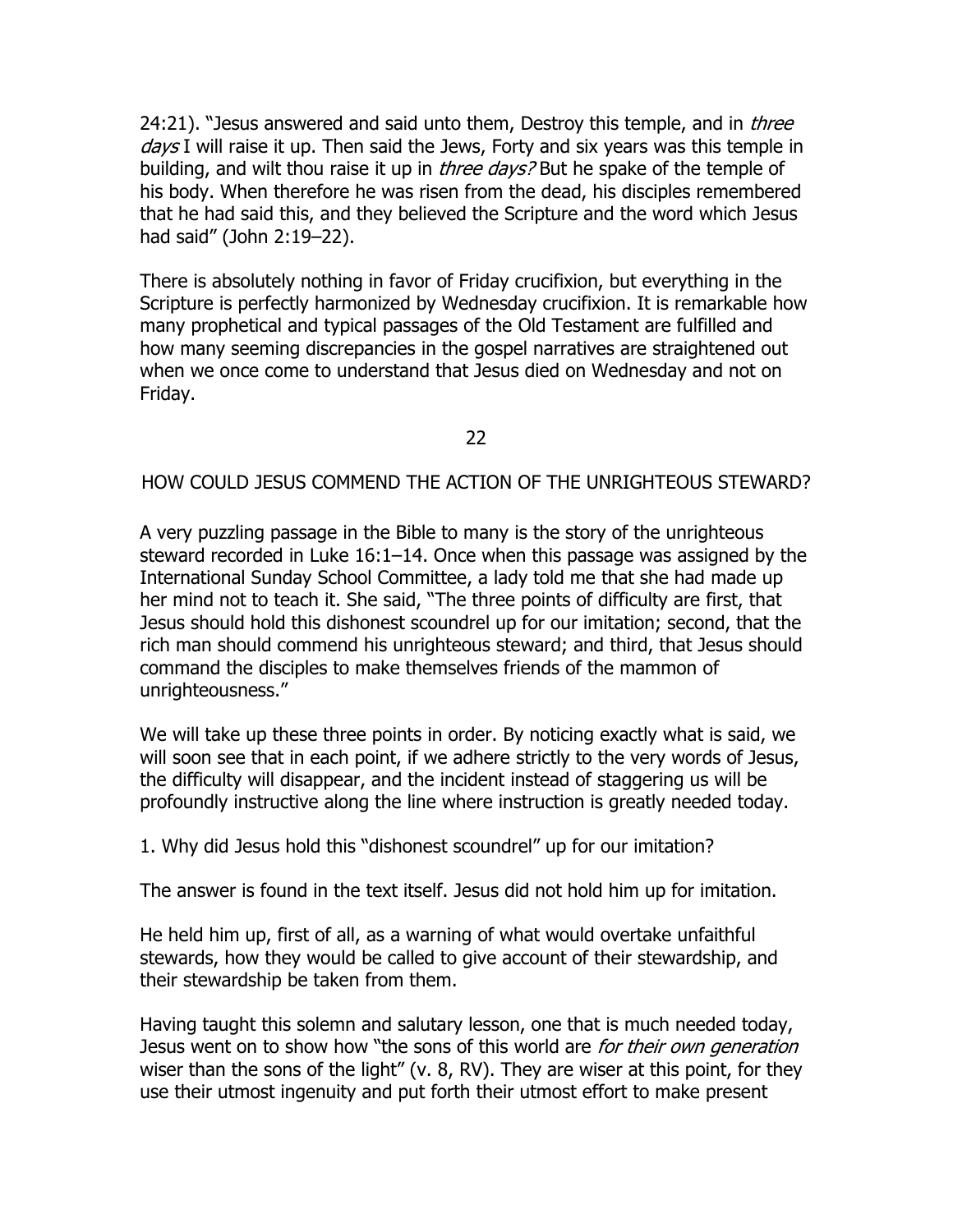24:21). "Jesus answered and said unto them, Destroy this temple, and in *three days* I will raise it up. Then said the Jews, Forty and six years was this temple in building, and wilt thou raise it up in *three days?* But he spake of the temple of his body. When therefore he was risen from the dead, his disciples remembered that he had said this, and they believed the Scripture and the word which Jesus had said" (John 2:19–22).

There is absolutely nothing in favor of Friday crucifixion, but everything in the Scripture is perfectly harmonized by Wednesday crucifixion. It is remarkable how many prophetical and typical passages of the Old Testament are fulfilled and how many seeming discrepancies in the gospel narratives are straightened out when we once come to understand that Jesus died on Wednesday and not on Friday.

## 22

## HOW COULD JESUS COMMEND THE ACTION OF THE UNRIGHTEOUS STEWARD?

A very puzzling passage in the Bible to many is the story of the unrighteous steward recorded in Luke 16:1–14. Once when this passage was assigned by the International Sunday School Committee, a lady told me that she had made up her mind not to teach it. She said, "The three points of difficulty are first, that Jesus should hold this dishonest scoundrel up for our imitation; second, that the rich man should commend his unrighteous steward; and third, that Jesus should command the disciples to make themselves friends of the mammon of unrighteousness."

We will take up these three points in order. By noticing exactly what is said, we will soon see that in each point, if we adhere strictly to the very words of Jesus, the difficulty will disappear, and the incident instead of staggering us will be profoundly instructive along the line where instruction is greatly needed today.

1. Why did Jesus hold this "dishonest scoundrel" up for our imitation?

The answer is found in the text itself. Jesus did not hold him up for imitation.

He held him up, first of all, as a warning of what would overtake unfaithful stewards, how they would be called to give account of their stewardship, and their stewardship be taken from them.

Having taught this solemn and salutary lesson, one that is much needed today, Jesus went on to show how "the sons of this world are *for their own generation* wiser than the sons of the light" (v. 8, RV). They are wiser at this point, for they use their utmost ingenuity and put forth their utmost effort to make present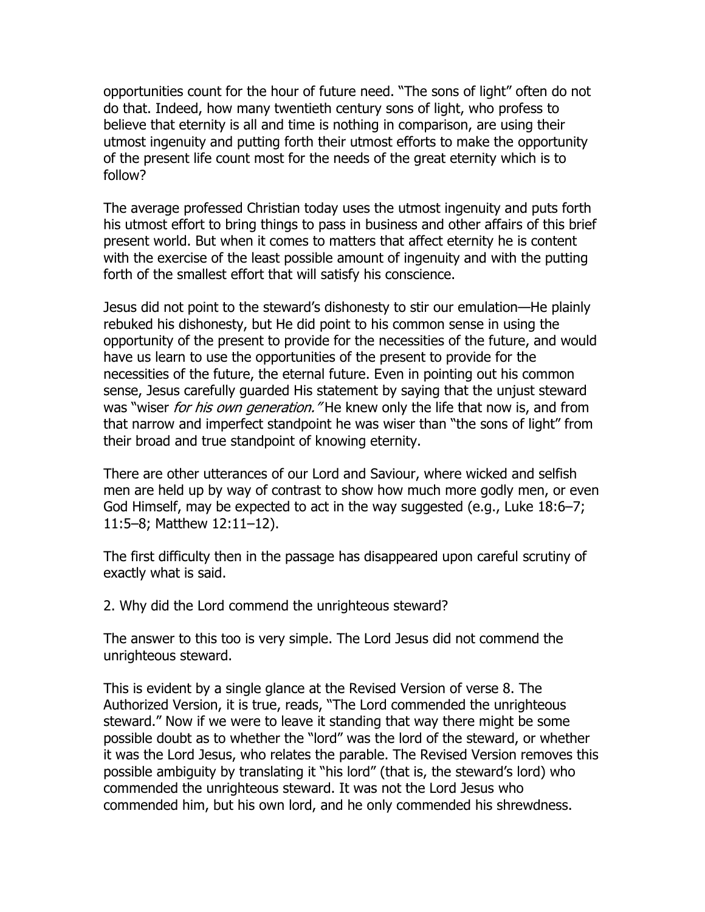opportunities count for the hour of future need. "The sons of light" often do not do that. Indeed, how many twentieth century sons of light, who profess to believe that eternity is all and time is nothing in comparison, are using their utmost ingenuity and putting forth their utmost efforts to make the opportunity of the present life count most for the needs of the great eternity which is to follow?

The average professed Christian today uses the utmost ingenuity and puts forth his utmost effort to bring things to pass in business and other affairs of this brief present world. But when it comes to matters that affect eternity he is content with the exercise of the least possible amount of ingenuity and with the putting forth of the smallest effort that will satisfy his conscience.

Jesus did not point to the steward's dishonesty to stir our emulation—He plainly rebuked his dishonesty, but He did point to his common sense in using the opportunity of the present to provide for the necessities of the future, and would have us learn to use the opportunities of the present to provide for the necessities of the future, the eternal future. Even in pointing out his common sense, Jesus carefully guarded His statement by saying that the unjust steward was "wiser *for his own generation."* He knew only the life that now is, and from that narrow and imperfect standpoint he was wiser than "the sons of light" from their broad and true standpoint of knowing eternity.

There are other utterances of our Lord and Saviour, where wicked and selfish men are held up by way of contrast to show how much more godly men, or even God Himself, may be expected to act in the way suggested (e.g., Luke 18:6–7; 11:5–8; Matthew 12:11–12).

The first difficulty then in the passage has disappeared upon careful scrutiny of exactly what is said.

2. Why did the Lord commend the unrighteous steward?

The answer to this too is very simple. The Lord Jesus did not commend the unrighteous steward.

This is evident by a single glance at the Revised Version of verse 8. The Authorized Version, it is true, reads, "The Lord commended the unrighteous steward." Now if we were to leave it standing that way there might be some possible doubt as to whether the "lord" was the lord of the steward, or whether it was the Lord Jesus, who relates the parable. The Revised Version removes this possible ambiguity by translating it "his lord" (that is, the steward's lord) who commended the unrighteous steward. It was not the Lord Jesus who commended him, but his own lord, and he only commended his shrewdness.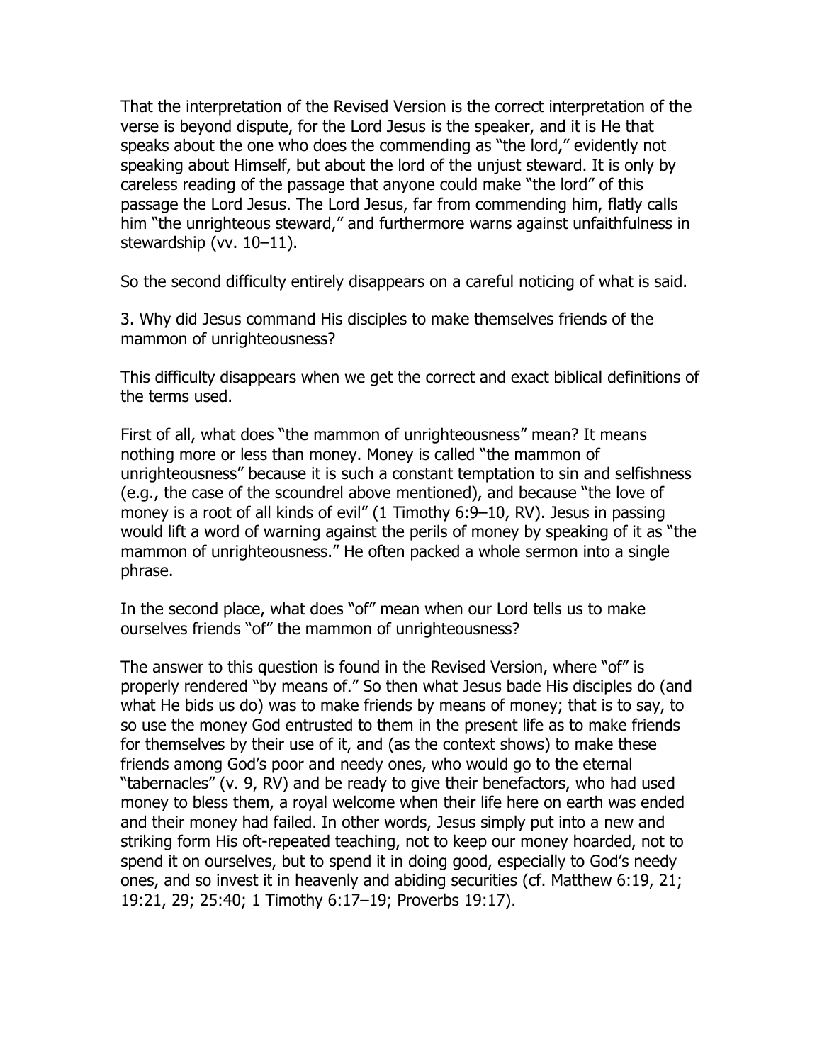That the interpretation of the Revised Version is the correct interpretation of the verse is beyond dispute, for the Lord Jesus is the speaker, and it is He that speaks about the one who does the commending as "the lord," evidently not speaking about Himself, but about the lord of the unjust steward. It is only by careless reading of the passage that anyone could make "the lord" of this passage the Lord Jesus. The Lord Jesus, far from commending him, flatly calls him "the unrighteous steward," and furthermore warns against unfaithfulness in stewardship (vv. 10–11).

So the second difficulty entirely disappears on a careful noticing of what is said.

3. Why did Jesus command His disciples to make themselves friends of the mammon of unrighteousness?

This difficulty disappears when we get the correct and exact biblical definitions of the terms used.

First of all, what does "the mammon of unrighteousness" mean? It means nothing more or less than money. Money is called "the mammon of unrighteousness" because it is such a constant temptation to sin and selfishness (e.g., the case of the scoundrel above mentioned), and because "the love of money is a root of all kinds of evil" (1 Timothy 6:9–10, RV). Jesus in passing would lift a word of warning against the perils of money by speaking of it as "the mammon of unrighteousness." He often packed a whole sermon into a single phrase.

In the second place, what does "of" mean when our Lord tells us to make ourselves friends "of" the mammon of unrighteousness?

The answer to this question is found in the Revised Version, where "of" is properly rendered "by means of." So then what Jesus bade His disciples do (and what He bids us do) was to make friends by means of money; that is to say, to so use the money God entrusted to them in the present life as to make friends for themselves by their use of it, and (as the context shows) to make these friends among God's poor and needy ones, who would go to the eternal "tabernacles" (v. 9, RV) and be ready to give their benefactors, who had used money to bless them, a royal welcome when their life here on earth was ended and their money had failed. In other words, Jesus simply put into a new and striking form His oft-repeated teaching, not to keep our money hoarded, not to spend it on ourselves, but to spend it in doing good, especially to God's needy ones, and so invest it in heavenly and abiding securities (cf. Matthew 6:19, 21; 19:21, 29; 25:40; 1 Timothy 6:17–19; Proverbs 19:17).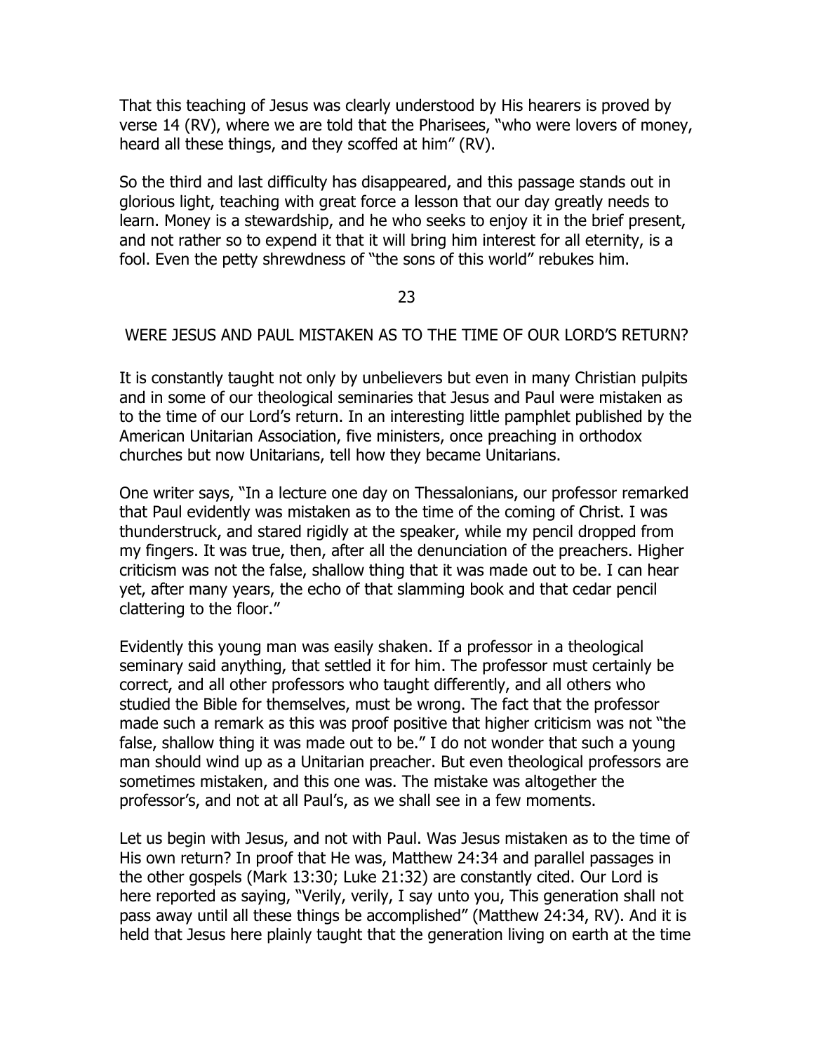That this teaching of Jesus was clearly understood by His hearers is proved by verse 14 (RV), where we are told that the Pharisees, "who were lovers of money, heard all these things, and they scoffed at him" (RV).

So the third and last difficulty has disappeared, and this passage stands out in glorious light, teaching with great force a lesson that our day greatly needs to learn. Money is a stewardship, and he who seeks to enjoy it in the brief present, and not rather so to expend it that it will bring him interest for all eternity, is a fool. Even the petty shrewdness of "the sons of this world" rebukes him.

## 23

## WERE JESUS AND PAUL MISTAKEN AS TO THE TIME OF OUR LORD'S RETURN?

It is constantly taught not only by unbelievers but even in many Christian pulpits and in some of our theological seminaries that Jesus and Paul were mistaken as to the time of our Lord's return. In an interesting little pamphlet published by the American Unitarian Association, five ministers, once preaching in orthodox churches but now Unitarians, tell how they became Unitarians.

One writer says, "In a lecture one day on Thessalonians, our professor remarked that Paul evidently was mistaken as to the time of the coming of Christ. I was thunderstruck, and stared rigidly at the speaker, while my pencil dropped from my fingers. It was true, then, after all the denunciation of the preachers. Higher criticism was not the false, shallow thing that it was made out to be. I can hear yet, after many years, the echo of that slamming book and that cedar pencil clattering to the floor."

Evidently this young man was easily shaken. If a professor in a theological seminary said anything, that settled it for him. The professor must certainly be correct, and all other professors who taught differently, and all others who studied the Bible for themselves, must be wrong. The fact that the professor made such a remark as this was proof positive that higher criticism was not "the false, shallow thing it was made out to be." I do not wonder that such a young man should wind up as a Unitarian preacher. But even theological professors are sometimes mistaken, and this one was. The mistake was altogether the professor's, and not at all Paul's, as we shall see in a few moments.

Let us begin with Jesus, and not with Paul. Was Jesus mistaken as to the time of His own return? In proof that He was, Matthew 24:34 and parallel passages in the other gospels (Mark 13:30; Luke 21:32) are constantly cited. Our Lord is here reported as saying, "Verily, verily, I say unto you, This generation shall not pass away until all these things be accomplished" (Matthew 24:34, RV). And it is held that Jesus here plainly taught that the generation living on earth at the time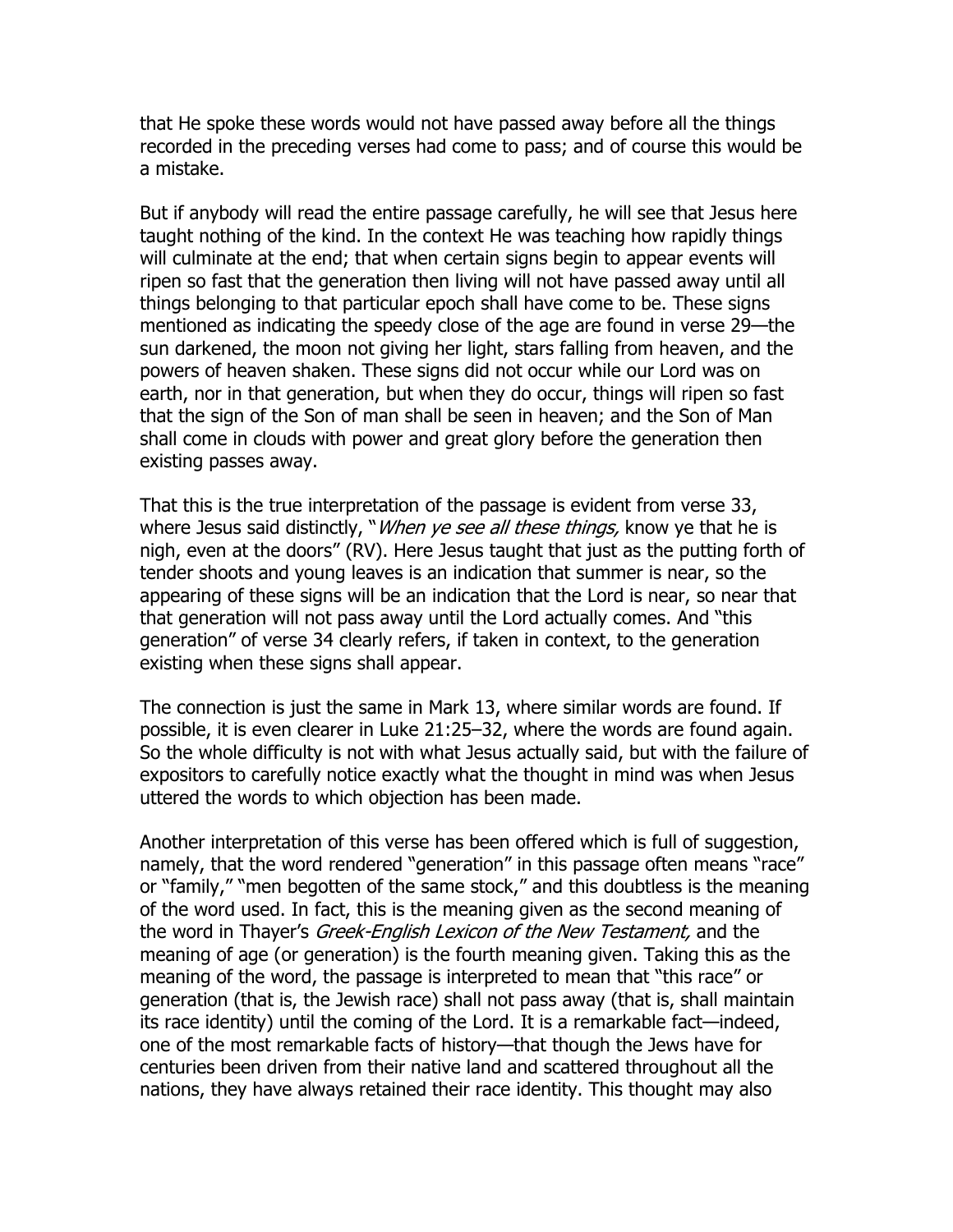that He spoke these words would not have passed away before all the things recorded in the preceding verses had come to pass; and of course this would be a mistake.

But if anybody will read the entire passage carefully, he will see that Jesus here taught nothing of the kind. In the context He was teaching how rapidly things will culminate at the end; that when certain signs begin to appear events will ripen so fast that the generation then living will not have passed away until all things belonging to that particular epoch shall have come to be. These signs mentioned as indicating the speedy close of the age are found in verse 29—the sun darkened, the moon not giving her light, stars falling from heaven, and the powers of heaven shaken. These signs did not occur while our Lord was on earth, nor in that generation, but when they do occur, things will ripen so fast that the sign of the Son of man shall be seen in heaven; and the Son of Man shall come in clouds with power and great glory before the generation then existing passes away.

That this is the true interpretation of the passage is evident from verse 33, where Jesus said distinctly, "*When ye see all these things,* know ye that he is nigh, even at the doors" (RV). Here Jesus taught that just as the putting forth of tender shoots and young leaves is an indication that summer is near, so the appearing of these signs will be an indication that the Lord is near, so near that that generation will not pass away until the Lord actually comes. And "this generation" of verse 34 clearly refers, if taken in context, to the generation existing when these signs shall appear.

The connection is just the same in Mark 13, where similar words are found. If possible, it is even clearer in Luke 21:25–32, where the words are found again. So the whole difficulty is not with what Jesus actually said, but with the failure of expositors to carefully notice exactly what the thought in mind was when Jesus uttered the words to which objection has been made.

Another interpretation of this verse has been offered which is full of suggestion, namely, that the word rendered "generation" in this passage often means "race" or "family," "men begotten of the same stock," and this doubtless is the meaning of the word used. In fact, this is the meaning given as the second meaning of the word in Thayer's *Greek-English Lexicon of the New Testament,* and the meaning of age (or generation) is the fourth meaning given. Taking this as the meaning of the word, the passage is interpreted to mean that "this race" or generation (that is, the Jewish race) shall not pass away (that is, shall maintain its race identity) until the coming of the Lord. It is a remarkable fact—indeed, one of the most remarkable facts of history—that though the Jews have for centuries been driven from their native land and scattered throughout all the nations, they have always retained their race identity. This thought may also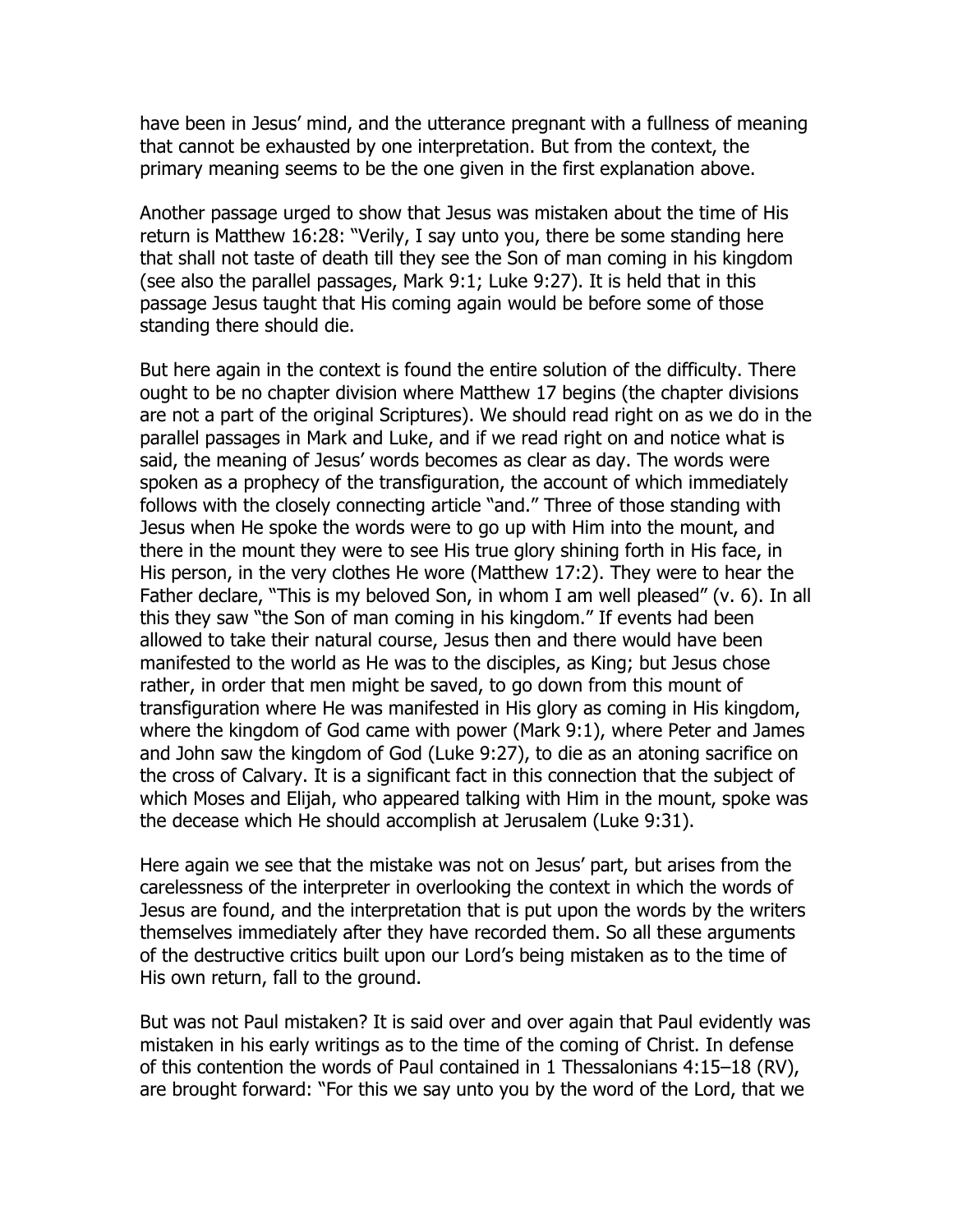have been in Jesus' mind, and the utterance pregnant with a fullness of meaning that cannot be exhausted by one interpretation. But from the context, the primary meaning seems to be the one given in the first explanation above.

Another passage urged to show that Jesus was mistaken about the time of His return is Matthew 16:28: "Verily, I say unto you, there be some standing here that shall not taste of death till they see the Son of man coming in his kingdom (see also the parallel passages, Mark 9:1; Luke 9:27). It is held that in this passage Jesus taught that His coming again would be before some of those standing there should die.

But here again in the context is found the entire solution of the difficulty. There ought to be no chapter division where Matthew 17 begins (the chapter divisions are not a part of the original Scriptures). We should read right on as we do in the parallel passages in Mark and Luke, and if we read right on and notice what is said, the meaning of Jesus' words becomes as clear as day. The words were spoken as a prophecy of the transfiguration, the account of which immediately follows with the closely connecting article "and." Three of those standing with Jesus when He spoke the words were to go up with Him into the mount, and there in the mount they were to see His true glory shining forth in His face, in His person, in the very clothes He wore (Matthew 17:2). They were to hear the Father declare, "This is my beloved Son, in whom I am well pleased" (v. 6). In all this they saw "the Son of man coming in his kingdom." If events had been allowed to take their natural course, Jesus then and there would have been manifested to the world as He was to the disciples, as King; but Jesus chose rather, in order that men might be saved, to go down from this mount of transfiguration where He was manifested in His glory as coming in His kingdom, where the kingdom of God came with power (Mark 9:1), where Peter and James and John saw the kingdom of God (Luke 9:27), to die as an atoning sacrifice on the cross of Calvary. It is a significant fact in this connection that the subject of which Moses and Elijah, who appeared talking with Him in the mount, spoke was the decease which He should accomplish at Jerusalem (Luke 9:31).

Here again we see that the mistake was not on Jesus' part, but arises from the carelessness of the interpreter in overlooking the context in which the words of Jesus are found, and the interpretation that is put upon the words by the writers themselves immediately after they have recorded them. So all these arguments of the destructive critics built upon our Lord's being mistaken as to the time of His own return, fall to the ground.

But was not Paul mistaken? It is said over and over again that Paul evidently was mistaken in his early writings as to the time of the coming of Christ. In defense of this contention the words of Paul contained in 1 Thessalonians 4:15–18 (RV), are brought forward: "For this we say unto you by the word of the Lord, that we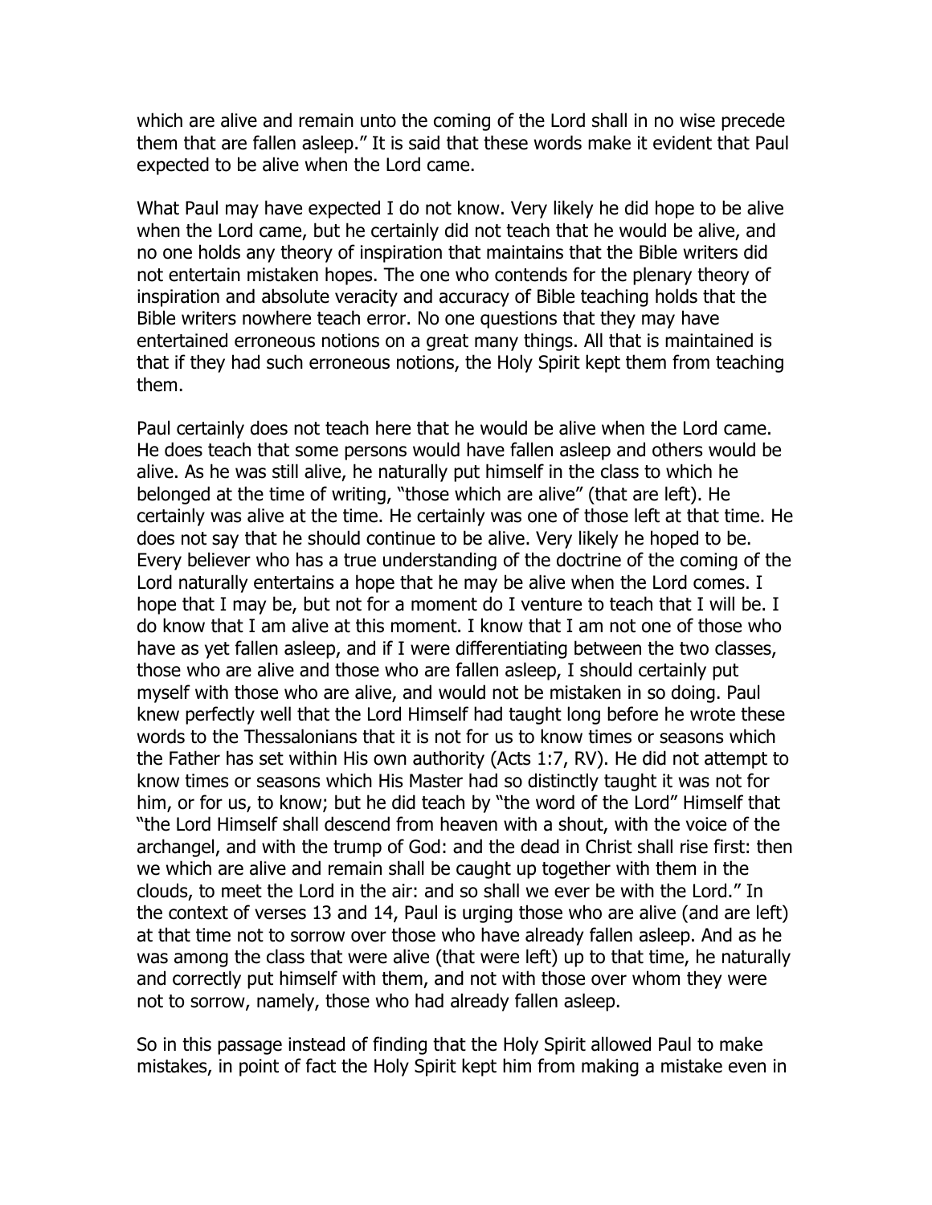which are alive and remain unto the coming of the Lord shall in no wise precede them that are fallen asleep." It is said that these words make it evident that Paul expected to be alive when the Lord came.

What Paul may have expected I do not know. Very likely he did hope to be alive when the Lord came, but he certainly did not teach that he would be alive, and no one holds any theory of inspiration that maintains that the Bible writers did not entertain mistaken hopes. The one who contends for the plenary theory of inspiration and absolute veracity and accuracy of Bible teaching holds that the Bible writers nowhere teach error. No one questions that they may have entertained erroneous notions on a great many things. All that is maintained is that if they had such erroneous notions, the Holy Spirit kept them from teaching them.

Paul certainly does not teach here that he would be alive when the Lord came. He does teach that some persons would have fallen asleep and others would be alive. As he was still alive, he naturally put himself in the class to which he belonged at the time of writing, "those which are alive" (that are left). He certainly was alive at the time. He certainly was one of those left at that time. He does not say that he should continue to be alive. Very likely he hoped to be. Every believer who has a true understanding of the doctrine of the coming of the Lord naturally entertains a hope that he may be alive when the Lord comes. I hope that I may be, but not for a moment do I venture to teach that I will be. I do know that I am alive at this moment. I know that I am not one of those who have as yet fallen asleep, and if I were differentiating between the two classes, those who are alive and those who are fallen asleep, I should certainly put myself with those who are alive, and would not be mistaken in so doing. Paul knew perfectly well that the Lord Himself had taught long before he wrote these words to the Thessalonians that it is not for us to know times or seasons which the Father has set within His own authority (Acts 1:7, RV). He did not attempt to know times or seasons which His Master had so distinctly taught it was not for him, or for us, to know; but he did teach by "the word of the Lord" Himself that "the Lord Himself shall descend from heaven with a shout, with the voice of the archangel, and with the trump of God: and the dead in Christ shall rise first: then we which are alive and remain shall be caught up together with them in the clouds, to meet the Lord in the air: and so shall we ever be with the Lord." In the context of verses 13 and 14, Paul is urging those who are alive (and are left) at that time not to sorrow over those who have already fallen asleep. And as he was among the class that were alive (that were left) up to that time, he naturally and correctly put himself with them, and not with those over whom they were not to sorrow, namely, those who had already fallen asleep.

So in this passage instead of finding that the Holy Spirit allowed Paul to make mistakes, in point of fact the Holy Spirit kept him from making a mistake even in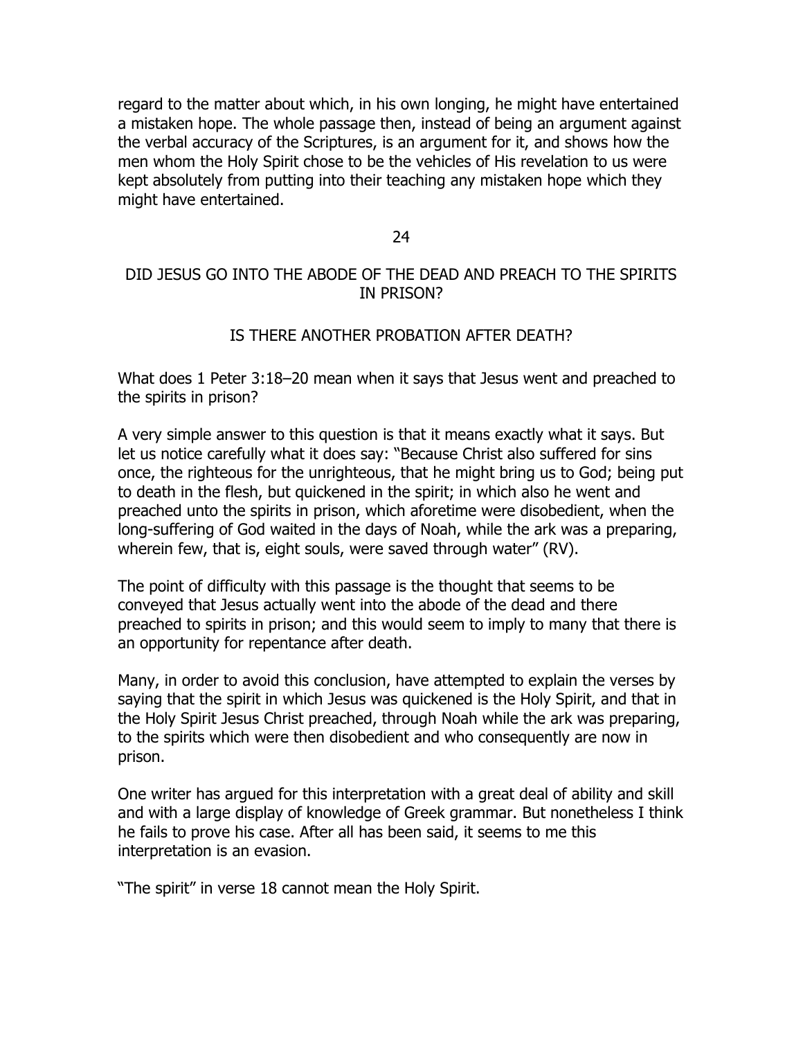regard to the matter about which, in his own longing, he might have entertained a mistaken hope. The whole passage then, instead of being an argument against the verbal accuracy of the Scriptures, is an argument for it, and shows how the men whom the Holy Spirit chose to be the vehicles of His revelation to us were kept absolutely from putting into their teaching any mistaken hope which they might have entertained.

## 24

## DID JESUS GO INTO THE ABODE OF THE DEAD AND PREACH TO THE SPIRITS IN PRISON?

### IS THERE ANOTHER PROBATION AFTER DEATH?

What does 1 Peter 3:18–20 mean when it says that Jesus went and preached to the spirits in prison?

A very simple answer to this question is that it means exactly what it says. But let us notice carefully what it does say: "Because Christ also suffered for sins once, the righteous for the unrighteous, that he might bring us to God; being put to death in the flesh, but quickened in the spirit; in which also he went and preached unto the spirits in prison, which aforetime were disobedient, when the long-suffering of God waited in the days of Noah, while the ark was a preparing, wherein few, that is, eight souls, were saved through water" (RV).

The point of difficulty with this passage is the thought that seems to be conveyed that Jesus actually went into the abode of the dead and there preached to spirits in prison; and this would seem to imply to many that there is an opportunity for repentance after death.

Many, in order to avoid this conclusion, have attempted to explain the verses by saying that the spirit in which Jesus was quickened is the Holy Spirit, and that in the Holy Spirit Jesus Christ preached, through Noah while the ark was preparing, to the spirits which were then disobedient and who consequently are now in prison.

One writer has argued for this interpretation with a great deal of ability and skill and with a large display of knowledge of Greek grammar. But nonetheless I think he fails to prove his case. After all has been said, it seems to me this interpretation is an evasion.

"The spirit" in verse 18 cannot mean the Holy Spirit.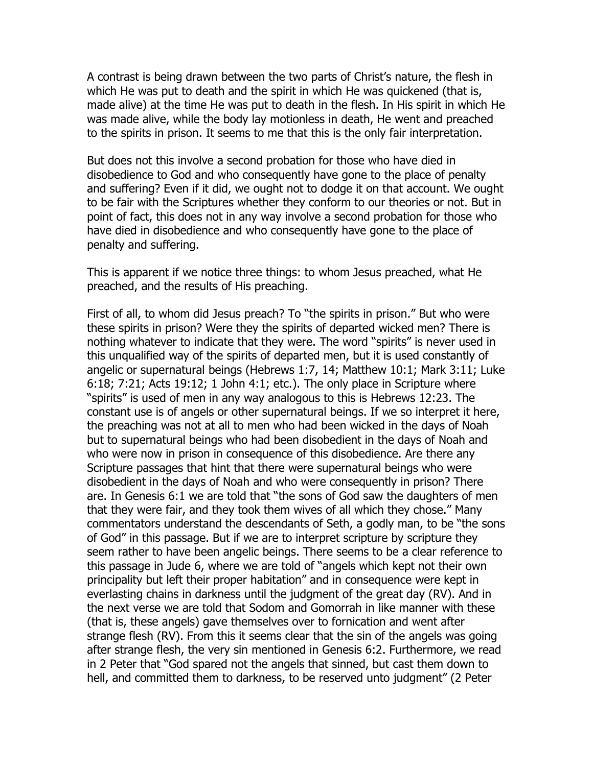A contrast is being drawn between the two parts of Christ's nature, the flesh in which He was put to death and the spirit in which He was quickened (that is, made alive) at the time He was put to death in the flesh. In His spirit in which He was made alive, while the body lay motionless in death, He went and preached to the spirits in prison. It seems to me that this is the only fair interpretation.

But does not this involve a second probation for those who have died in disobedience to God and who consequently have gone to the place of penalty and suffering? Even if it did, we ought not to dodge it on that account. We ought to be fair with the Scriptures whether they conform to our theories or not. But in point of fact, this does not in any way involve a second probation for those who have died in disobedience and who consequently have gone to the place of penalty and suffering.

This is apparent if we notice three things: to whom Jesus preached, what He preached, and the results of His preaching.

First of all, to whom did Jesus preach? To "the spirits in prison." But who were these spirits in prison? Were they the spirits of departed wicked men? There is nothing whatever to indicate that they were. The word "spirits" is never used in this unqualified way of the spirits of departed men, but it is used constantly of angelic or supernatural beings (Hebrews 1:7, 14; Matthew 10:1; Mark 3:11; Luke 6:18; 7:21; Acts 19:12; 1 John 4:1; etc.). The only place in Scripture where "spirits" is used of men in any way analogous to this is Hebrews 12:23. The constant use is of angels or other supernatural beings. If we so interpret it here, the preaching was not at all to men who had been wicked in the days of Noah but to supernatural beings who had been disobedient in the days of Noah and who were now in prison in consequence of this disobedience. Are there any Scripture passages that hint that there were supernatural beings who were disobedient in the days of Noah and who were consequently in prison? There are. In Genesis 6:1 we are told that "the sons of God saw the daughters of men that they were fair, and they took them wives of all which they chose." Many commentators understand the descendants of Seth, a godly man, to be "the sons of God" in this passage. But if we are to interpret scripture by scripture they seem rather to have been angelic beings. There seems to be a clear reference to this passage in Jude 6, where we are told of "angels which kept not their own principality but left their proper habitation" and in consequence were kept in everlasting chains in darkness until the judgment of the great day (RV). And in the next verse we are told that Sodom and Gomorrah in like manner with these (that is, these angels) gave themselves over to fornication and went after strange flesh (RV). From this it seems clear that the sin of the angels was going after strange flesh, the very sin mentioned in Genesis 6:2. Furthermore, we read in 2 Peter that "God spared not the angels that sinned, but cast them down to hell, and committed them to darkness, to be reserved unto judgment" (2 Peter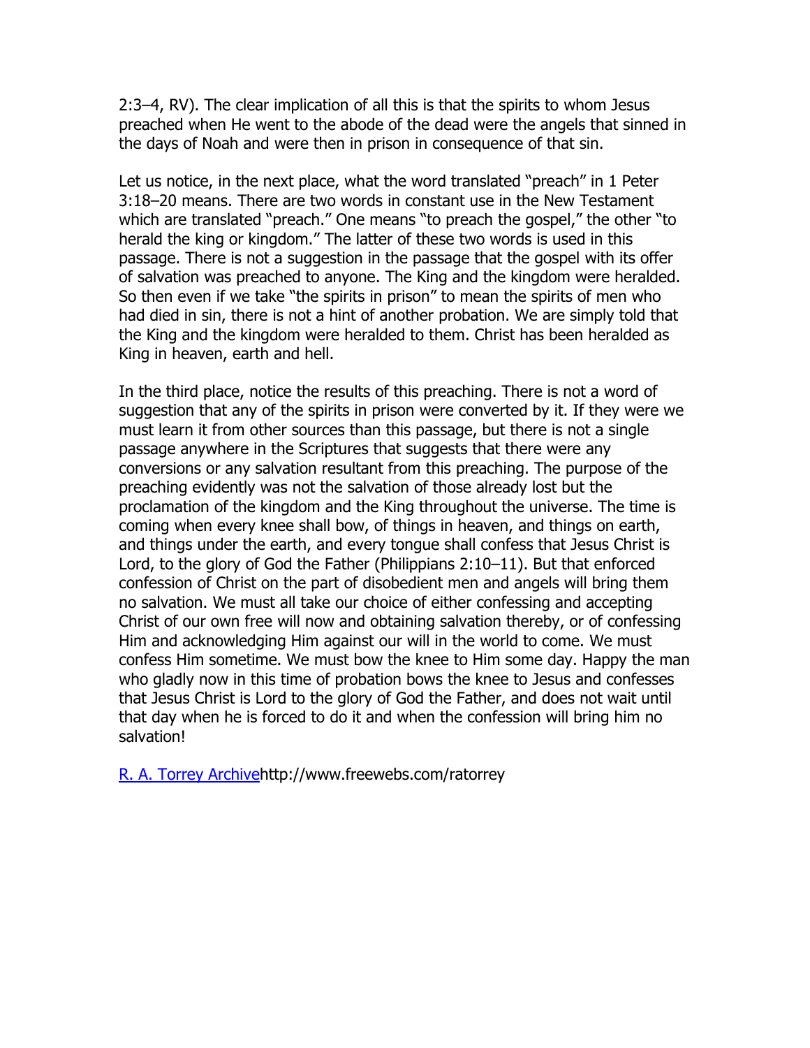2:3–4, RV). The clear implication of all this is that the spirits to whom Jesus preached when He went to the abode of the dead were the angels that sinned in the days of Noah and were then in prison in consequence of that sin.

Let us notice, in the next place, what the word translated "preach" in 1 Peter 3:18–20 means. There are two words in constant use in the New Testament which are translated "preach." One means "to preach the gospel," the other "to herald the king or kingdom." The latter of these two words is used in this passage. There is not a suggestion in the passage that the gospel with its offer of salvation was preached to anyone. The King and the kingdom were heralded. So then even if we take "the spirits in prison" to mean the spirits of men who had died in sin, there is not a hint of another probation. We are simply told that the King and the kingdom were heralded to them. Christ has been heralded as King in heaven, earth and hell.

In the third place, notice the results of this preaching. There is not a word of suggestion that any of the spirits in prison were converted by it. If they were we must learn it from other sources than this passage, but there is not a single passage anywhere in the Scriptures that suggests that there were any conversions or any salvation resultant from this preaching. The purpose of the preaching evidently was not the salvation of those already lost but the proclamation of the kingdom and the King throughout the universe. The time is coming when every knee shall bow, of things in heaven, and things on earth, and things under the earth, and every tongue shall confess that Jesus Christ is Lord, to the glory of God the Father (Philippians 2:10–11). But that enforced confession of Christ on the part of disobedient men and angels will bring them no salvation. We must all take our choice of either confessing and accepting Christ of our own free will now and obtaining salvation thereby, or of confessing Him and acknowledging Him against our will in the world to come. We must confess Him sometime. We must bow the knee to Him some day. Happy the man who gladly now in this time of probation bows the knee to Jesus and confesses that Jesus Christ is Lord to the glory of God the Father, and does not wait until that day when he is forced to do it and when the confession will bring him no salvation!

[R. A. Torrey Archive](http://www.freewebs.com/ratorrey)http://www.freewebs.com/ratorrey